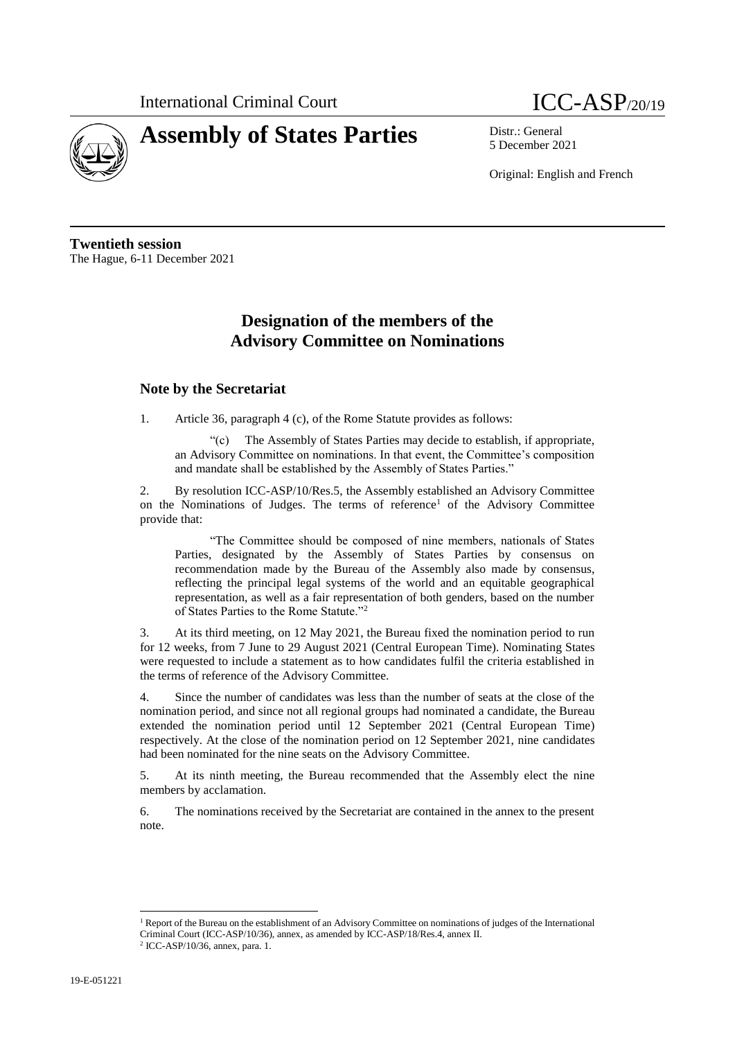International Criminal Court

ICC-ASP/20/19

# Assembly of States Parties

Distr.: General
5 December 2021

Original: English and French

**Twentieth session**
The Hague, 6-11 December 2021

## Designation of the members of the Advisory Committee on Nominations

### Note by the Secretariat

1. Article 36, paragraph 4 (c), of the Rome Statute provides as follows:

> "(c) The Assembly of States Parties may decide to establish, if appropriate, an Advisory Committee on nominations. In that event, the Committee's composition and mandate shall be established by the Assembly of States Parties."

2. By resolution ICC-ASP/10/Res.5, the Assembly established an Advisory Committee on the Nominations of Judges. The terms of reference[1] of the Advisory Committee provide that:

> "The Committee should be composed of nine members, nationals of States Parties, designated by the Assembly of States Parties by consensus on recommendation made by the Bureau of the Assembly also made by consensus, reflecting the principal legal systems of the world and an equitable geographical representation, as well as a fair representation of both genders, based on the number of States Parties to the Rome Statute."[2]

3. At its third meeting, on 12 May 2021, the Bureau fixed the nomination period to run for 12 weeks, from 7 June to 29 August 2021 (Central European Time). Nominating States were requested to include a statement as to how candidates fulfil the criteria established in the terms of reference of the Advisory Committee.

4. Since the number of candidates was less than the number of seats at the close of the nomination period, and since not all regional groups had nominated a candidate, the Bureau extended the nomination period until 12 September 2021 (Central European Time) respectively. At the close of the nomination period on 12 September 2021, nine candidates had been nominated for the nine seats on the Advisory Committee.

5. At its ninth meeting, the Bureau recommended that the Assembly elect the nine members by acclamation.

6. The nominations received by the Secretariat are contained in the annex to the present note.

[1] Report of the Bureau on the establishment of an Advisory Committee on nominations of judges of the International Criminal Court (ICC-ASP/10/36), annex, as amended by ICC-ASP/18/Res.4, annex II.

[2] ICC-ASP/10/36, annex, para. 1.

19-E-051221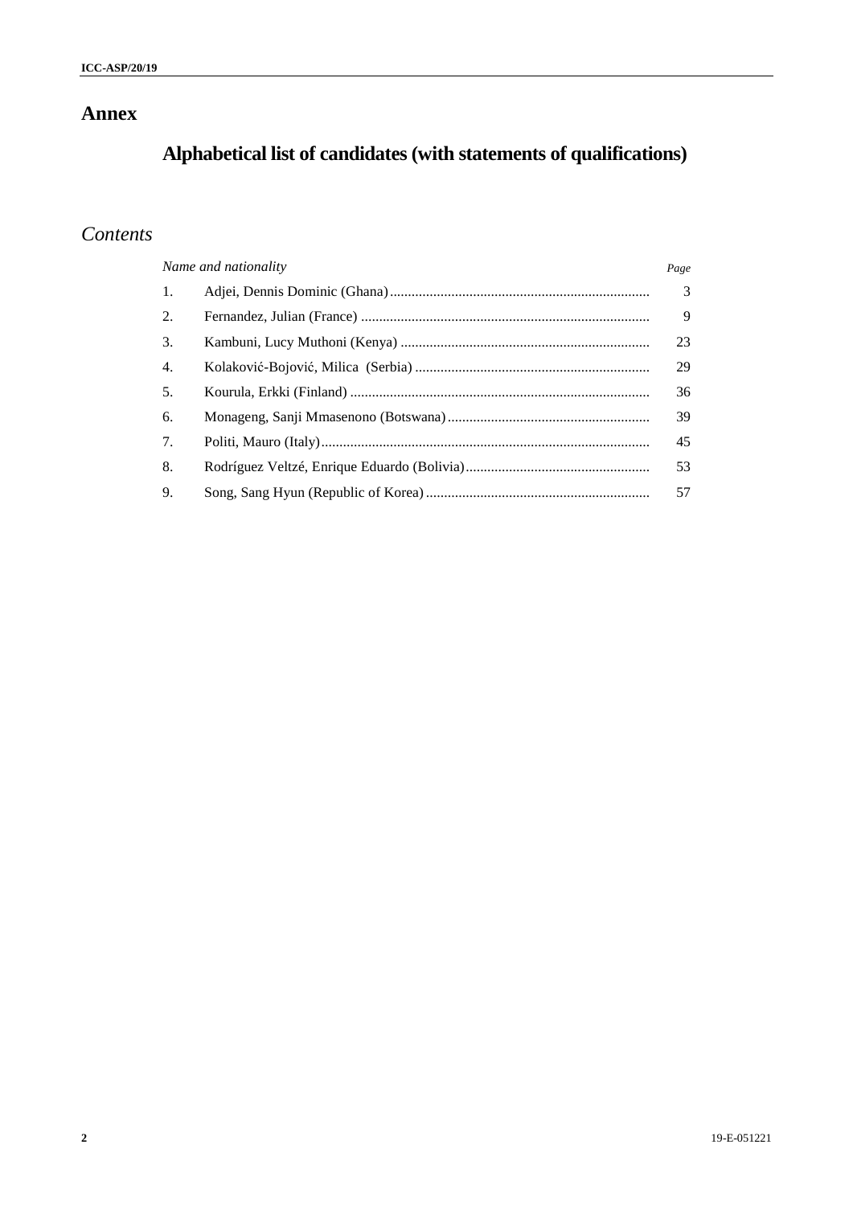# Annex

## Alphabetical list of candidates (with statements of qualifications)

### *Contents*

| *Name and nationality* | | *Page* |
|---|---|---|
| 1. | Adjei, Dennis Dominic (Ghana) | 3 |
| 2. | Fernandez, Julian (France) | 9 |
| 3. | Kambuni, Lucy Muthoni (Kenya) | 23 |
| 4. | Kolaković-Bojović, Milica (Serbia) | 29 |
| 5. | Kourula, Erkki (Finland) | 36 |
| 6. | Monageng, Sanji Mmasenono (Botswana) | 39 |
| 7. | Politi, Mauro (Italy) | 45 |
| 8. | Rodríguez Veltzé, Enrique Eduardo (Bolivia) | 53 |
| 9. | Song, Sang Hyun (Republic of Korea) | 57 |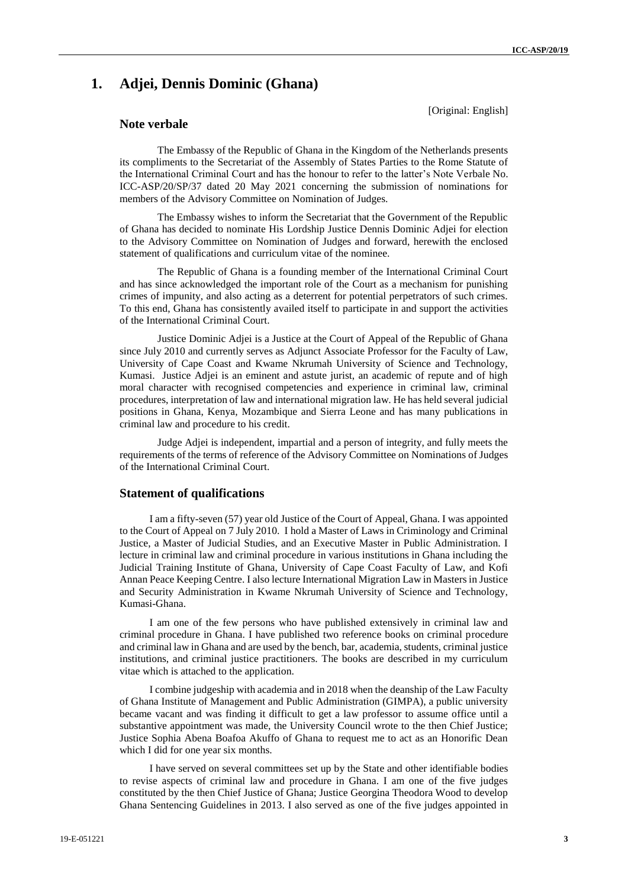# 1. Adjei, Dennis Dominic (Ghana)

[Original: English]

## Note verbale

The Embassy of the Republic of Ghana in the Kingdom of the Netherlands presents its compliments to the Secretariat of the Assembly of States Parties to the Rome Statute of the International Criminal Court and has the honour to refer to the latter's Note Verbale No. ICC-ASP/20/SP/37 dated 20 May 2021 concerning the submission of nominations for members of the Advisory Committee on Nomination of Judges.

The Embassy wishes to inform the Secretariat that the Government of the Republic of Ghana has decided to nominate His Lordship Justice Dennis Dominic Adjei for election to the Advisory Committee on Nomination of Judges and forward, herewith the enclosed statement of qualifications and curriculum vitae of the nominee.

The Republic of Ghana is a founding member of the International Criminal Court and has since acknowledged the important role of the Court as a mechanism for punishing crimes of impunity, and also acting as a deterrent for potential perpetrators of such crimes. To this end, Ghana has consistently availed itself to participate in and support the activities of the International Criminal Court.

Justice Dominic Adjei is a Justice at the Court of Appeal of the Republic of Ghana since July 2010 and currently serves as Adjunct Associate Professor for the Faculty of Law, University of Cape Coast and Kwame Nkrumah University of Science and Technology, Kumasi. Justice Adjei is an eminent and astute jurist, an academic of repute and of high moral character with recognised competencies and experience in criminal law, criminal procedures, interpretation of law and international migration law. He has held several judicial positions in Ghana, Kenya, Mozambique and Sierra Leone and has many publications in criminal law and procedure to his credit.

Judge Adjei is independent, impartial and a person of integrity, and fully meets the requirements of the terms of reference of the Advisory Committee on Nominations of Judges of the International Criminal Court.

## Statement of qualifications

I am a fifty-seven (57) year old Justice of the Court of Appeal, Ghana. I was appointed to the Court of Appeal on 7 July 2010. I hold a Master of Laws in Criminology and Criminal Justice, a Master of Judicial Studies, and an Executive Master in Public Administration. I lecture in criminal law and criminal procedure in various institutions in Ghana including the Judicial Training Institute of Ghana, University of Cape Coast Faculty of Law, and Kofi Annan Peace Keeping Centre. I also lecture International Migration Law in Masters in Justice and Security Administration in Kwame Nkrumah University of Science and Technology, Kumasi-Ghana.

I am one of the few persons who have published extensively in criminal law and criminal procedure in Ghana. I have published two reference books on criminal procedure and criminal law in Ghana and are used by the bench, bar, academia, students, criminal justice institutions, and criminal justice practitioners. The books are described in my curriculum vitae which is attached to the application.

I combine judgeship with academia and in 2018 when the deanship of the Law Faculty of Ghana Institute of Management and Public Administration (GIMPA), a public university became vacant and was finding it difficult to get a law professor to assume office until a substantive appointment was made, the University Council wrote to the then Chief Justice; Justice Sophia Abena Boafoa Akuffo of Ghana to request me to act as an Honorific Dean which I did for one year six months.

I have served on several committees set up by the State and other identifiable bodies to revise aspects of criminal law and procedure in Ghana. I am one of the five judges constituted by the then Chief Justice of Ghana; Justice Georgina Theodora Wood to develop Ghana Sentencing Guidelines in 2013. I also served as one of the five judges appointed in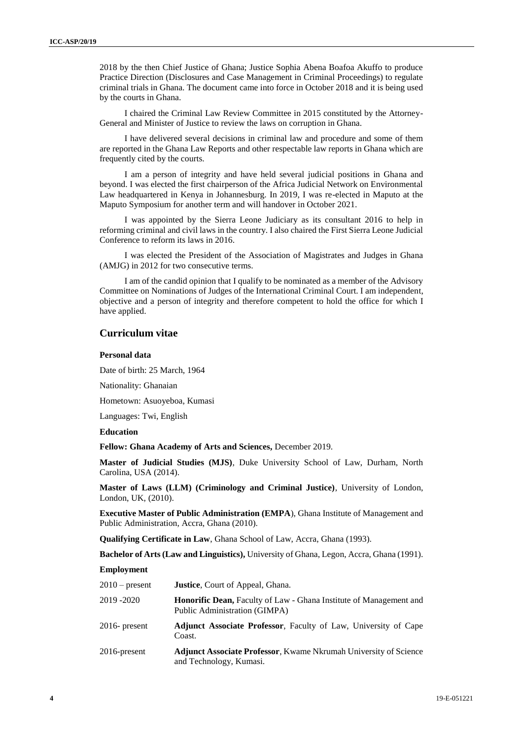2018 by the then Chief Justice of Ghana; Justice Sophia Abena Boafoa Akuffo to produce Practice Direction (Disclosures and Case Management in Criminal Proceedings) to regulate criminal trials in Ghana. The document came into force in October 2018 and it is being used by the courts in Ghana.

I chaired the Criminal Law Review Committee in 2015 constituted by the Attorney-General and Minister of Justice to review the laws on corruption in Ghana.

I have delivered several decisions in criminal law and procedure and some of them are reported in the Ghana Law Reports and other respectable law reports in Ghana which are frequently cited by the courts.

I am a person of integrity and have held several judicial positions in Ghana and beyond. I was elected the first chairperson of the Africa Judicial Network on Environmental Law headquartered in Kenya in Johannesburg. In 2019, I was re-elected in Maputo at the Maputo Symposium for another term and will handover in October 2021.

I was appointed by the Sierra Leone Judiciary as its consultant 2016 to help in reforming criminal and civil laws in the country. I also chaired the First Sierra Leone Judicial Conference to reform its laws in 2016.

I was elected the President of the Association of Magistrates and Judges in Ghana (AMJG) in 2012 for two consecutive terms.

I am of the candid opinion that I qualify to be nominated as a member of the Advisory Committee on Nominations of Judges of the International Criminal Court. I am independent, objective and a person of integrity and therefore competent to hold the office for which I have applied.

## Curriculum vitae

### Personal data

Date of birth: 25 March, 1964

Nationality: Ghanaian

Hometown: Asuoyeboa, Kumasi

Languages: Twi, English

### Education

**Fellow: Ghana Academy of Arts and Sciences,** December 2019.

**Master of Judicial Studies (MJS)**, Duke University School of Law, Durham, North Carolina, USA (2014).

**Master of Laws (LLM) (Criminology and Criminal Justice)**, University of London, London, UK, (2010).

**Executive Master of Public Administration (EMPA**), Ghana Institute of Management and Public Administration, Accra, Ghana (2010).

**Qualifying Certificate in Law**, Ghana School of Law, Accra, Ghana (1993).

**Bachelor of Arts (Law and Linguistics),** University of Ghana, Legon, Accra, Ghana (1991).

### Employment

| | |
|---|---|
| 2010 – present | **Justice**, Court of Appeal, Ghana. |
| 2019 -2020 | **Honorific Dean,** Faculty of Law - Ghana Institute of Management and Public Administration (GIMPA) |
| 2016- present | **Adjunct Associate Professor**, Faculty of Law, University of Cape Coast. |
| 2016-present | **Adjunct Associate Professor**, Kwame Nkrumah University of Science and Technology, Kumasi. |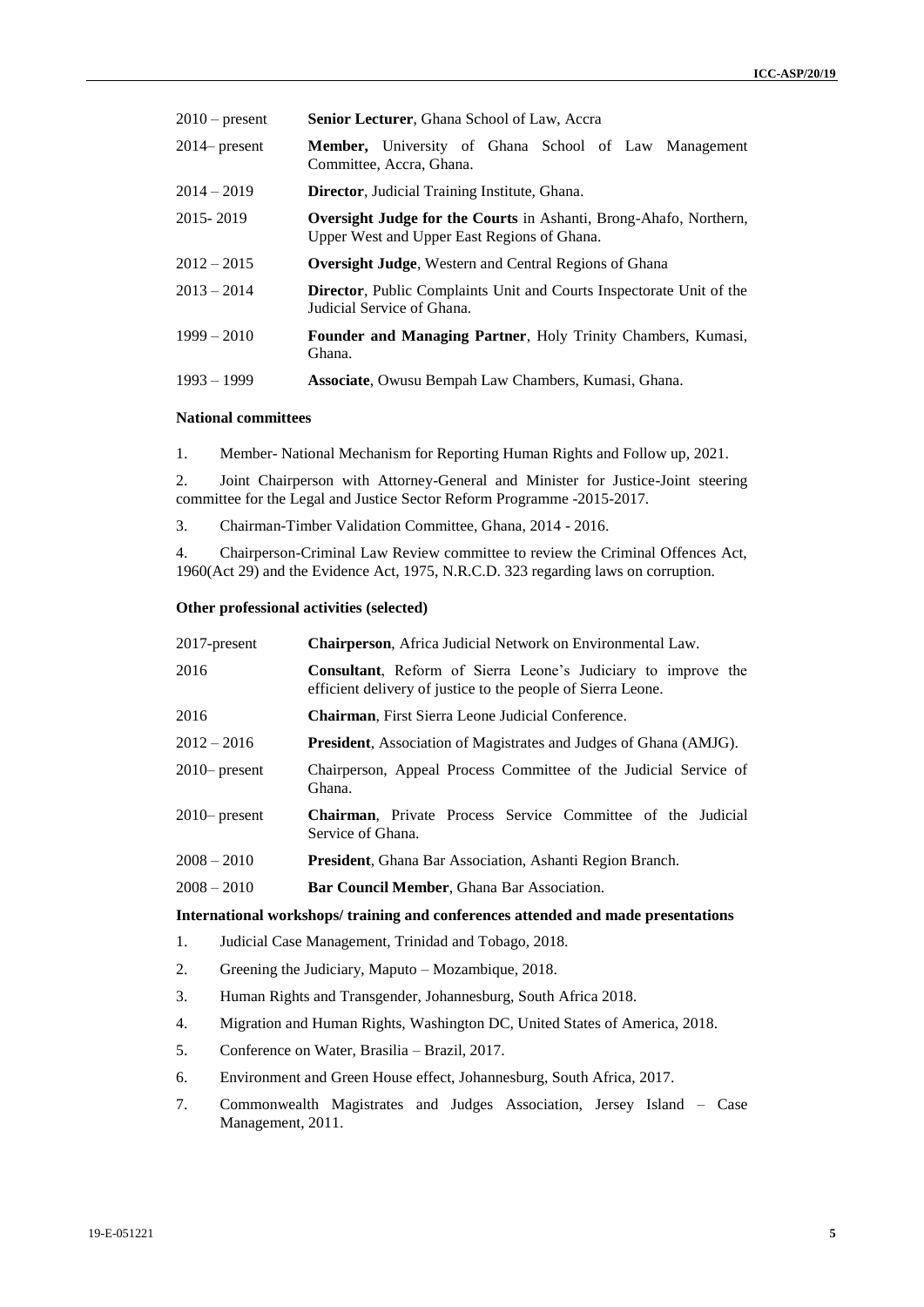| | |
|---|---|
| 2010 – present | **Senior Lecturer**, Ghana School of Law, Accra |
| 2014– present | **Member,** University of Ghana School of Law Management Committee, Accra, Ghana. |
| 2014 – 2019 | **Director**, Judicial Training Institute, Ghana. |
| 2015- 2019 | **Oversight Judge for the Courts** in Ashanti, Brong-Ahafo, Northern, Upper West and Upper East Regions of Ghana. |
| 2012 – 2015 | **Oversight Judge**, Western and Central Regions of Ghana |
| 2013 – 2014 | **Director**, Public Complaints Unit and Courts Inspectorate Unit of the Judicial Service of Ghana. |
| 1999 – 2010 | **Founder and Managing Partner**, Holy Trinity Chambers, Kumasi, Ghana. |
| 1993 – 1999 | **Associate**, Owusu Bempah Law Chambers, Kumasi, Ghana. |

**National committees**

1. Member- National Mechanism for Reporting Human Rights and Follow up, 2021.

2. Joint Chairperson with Attorney-General and Minister for Justice-Joint steering committee for the Legal and Justice Sector Reform Programme -2015-2017.

3. Chairman-Timber Validation Committee, Ghana, 2014 - 2016.

4. Chairperson-Criminal Law Review committee to review the Criminal Offences Act, 1960(Act 29) and the Evidence Act, 1975, N.R.C.D. 323 regarding laws on corruption.

**Other professional activities (selected)**

| | |
|---|---|
| 2017-present | **Chairperson**, Africa Judicial Network on Environmental Law. |
| 2016 | **Consultant**, Reform of Sierra Leone's Judiciary to improve the efficient delivery of justice to the people of Sierra Leone. |
| 2016 | **Chairman**, First Sierra Leone Judicial Conference. |
| 2012 – 2016 | **President**, Association of Magistrates and Judges of Ghana (AMJG). |
| 2010– present | Chairperson, Appeal Process Committee of the Judicial Service of Ghana. |
| 2010– present | **Chairman**, Private Process Service Committee of the Judicial Service of Ghana. |
| 2008 – 2010 | **President**, Ghana Bar Association, Ashanti Region Branch. |
| 2008 – 2010 | **Bar Council Member**, Ghana Bar Association. |

**International workshops/ training and conferences attended and made presentations**

1. Judicial Case Management, Trinidad and Tobago, 2018.
2. Greening the Judiciary, Maputo – Mozambique, 2018.
3. Human Rights and Transgender, Johannesburg, South Africa 2018.
4. Migration and Human Rights, Washington DC, United States of America, 2018.
5. Conference on Water, Brasilia – Brazil, 2017.
6. Environment and Green House effect, Johannesburg, South Africa, 2017.
7. Commonwealth Magistrates and Judges Association, Jersey Island – Case Management, 2011.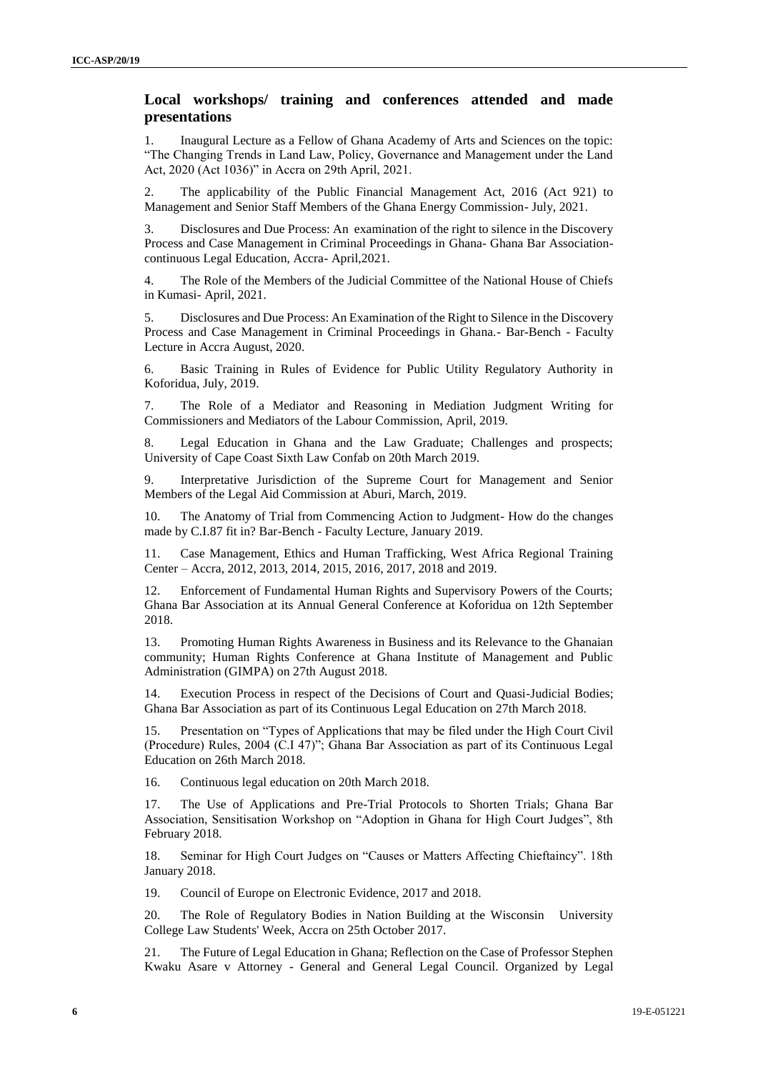## Local workshops/ training and conferences attended and made presentations

1. Inaugural Lecture as a Fellow of Ghana Academy of Arts and Sciences on the topic: "The Changing Trends in Land Law, Policy, Governance and Management under the Land Act, 2020 (Act 1036)" in Accra on 29th April, 2021.

2. The applicability of the Public Financial Management Act, 2016 (Act 921) to Management and Senior Staff Members of the Ghana Energy Commission- July, 2021.

3. Disclosures and Due Process: An examination of the right to silence in the Discovery Process and Case Management in Criminal Proceedings in Ghana- Ghana Bar Association- continuous Legal Education, Accra- April,2021.

4. The Role of the Members of the Judicial Committee of the National House of Chiefs in Kumasi- April, 2021.

5. Disclosures and Due Process: An Examination of the Right to Silence in the Discovery Process and Case Management in Criminal Proceedings in Ghana.- Bar-Bench - Faculty Lecture in Accra August, 2020.

6. Basic Training in Rules of Evidence for Public Utility Regulatory Authority in Koforidua, July, 2019.

7. The Role of a Mediator and Reasoning in Mediation Judgment Writing for Commissioners and Mediators of the Labour Commission, April, 2019.

8. Legal Education in Ghana and the Law Graduate; Challenges and prospects; University of Cape Coast Sixth Law Confab on 20th March 2019.

9. Interpretative Jurisdiction of the Supreme Court for Management and Senior Members of the Legal Aid Commission at Aburi, March, 2019.

10. The Anatomy of Trial from Commencing Action to Judgment- How do the changes made by C.I.87 fit in? Bar-Bench - Faculty Lecture, January 2019.

11. Case Management, Ethics and Human Trafficking, West Africa Regional Training Center – Accra, 2012, 2013, 2014, 2015, 2016, 2017, 2018 and 2019.

12. Enforcement of Fundamental Human Rights and Supervisory Powers of the Courts; Ghana Bar Association at its Annual General Conference at Koforidua on 12th September 2018.

13. Promoting Human Rights Awareness in Business and its Relevance to the Ghanaian community; Human Rights Conference at Ghana Institute of Management and Public Administration (GIMPA) on 27th August 2018.

14. Execution Process in respect of the Decisions of Court and Quasi-Judicial Bodies; Ghana Bar Association as part of its Continuous Legal Education on 27th March 2018.

15. Presentation on "Types of Applications that may be filed under the High Court Civil (Procedure) Rules, 2004 (C.I 47)"; Ghana Bar Association as part of its Continuous Legal Education on 26th March 2018.

16. Continuous legal education on 20th March 2018.

17. The Use of Applications and Pre-Trial Protocols to Shorten Trials; Ghana Bar Association, Sensitisation Workshop on "Adoption in Ghana for High Court Judges", 8th February 2018.

18. Seminar for High Court Judges on "Causes or Matters Affecting Chieftaincy". 18th January 2018.

19. Council of Europe on Electronic Evidence, 2017 and 2018.

20. The Role of Regulatory Bodies in Nation Building at the Wisconsin University College Law Students' Week, Accra on 25th October 2017.

21. The Future of Legal Education in Ghana; Reflection on the Case of Professor Stephen Kwaku Asare v Attorney - General and General Legal Council. Organized by Legal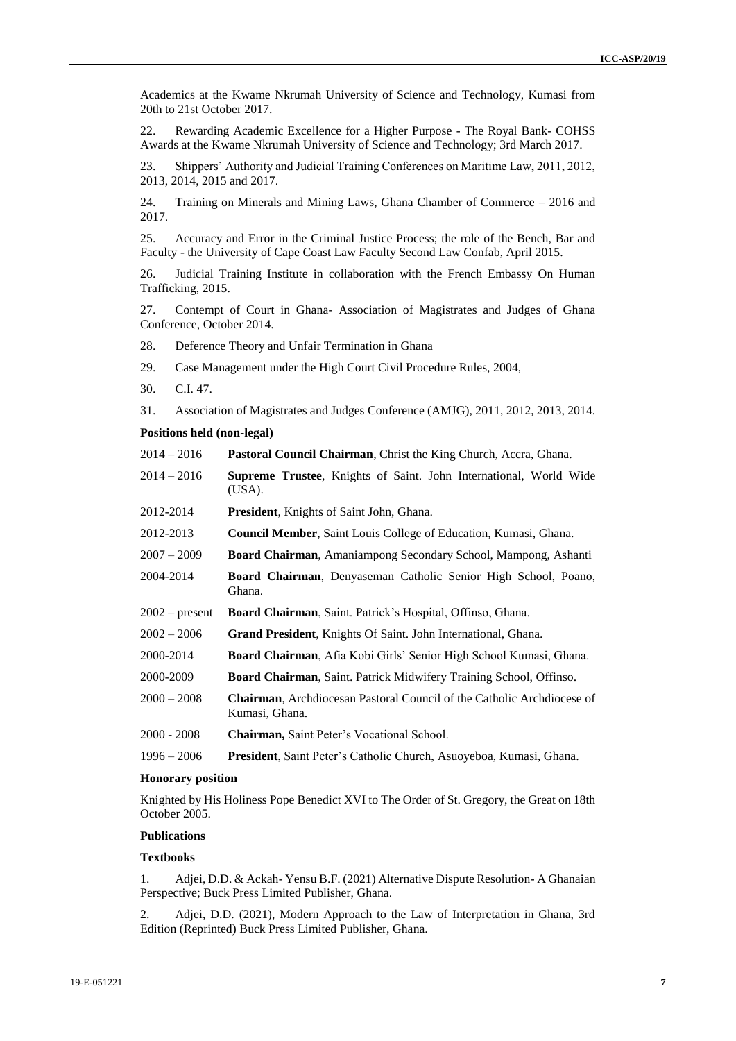Academics at the Kwame Nkrumah University of Science and Technology, Kumasi from 20th to 21st October 2017.

22. Rewarding Academic Excellence for a Higher Purpose - The Royal Bank- COHSS Awards at the Kwame Nkrumah University of Science and Technology; 3rd March 2017.

23. Shippers' Authority and Judicial Training Conferences on Maritime Law, 2011, 2012, 2013, 2014, 2015 and 2017.

24. Training on Minerals and Mining Laws, Ghana Chamber of Commerce – 2016 and 2017.

25. Accuracy and Error in the Criminal Justice Process; the role of the Bench, Bar and Faculty - the University of Cape Coast Law Faculty Second Law Confab, April 2015.

26. Judicial Training Institute in collaboration with the French Embassy On Human Trafficking, 2015.

27. Contempt of Court in Ghana- Association of Magistrates and Judges of Ghana Conference, October 2014.

28. Deference Theory and Unfair Termination in Ghana

29. Case Management under the High Court Civil Procedure Rules, 2004,

30. C.I. 47.

31. Association of Magistrates and Judges Conference (AMJG), 2011, 2012, 2013, 2014.

**Positions held (non-legal)**

| | |
|---|---|
| 2014 – 2016 | **Pastoral Council Chairman**, Christ the King Church, Accra, Ghana. |
| 2014 – 2016 | **Supreme Trustee**, Knights of Saint. John International, World Wide (USA). |
| 2012-2014 | **President**, Knights of Saint John, Ghana. |
| 2012-2013 | **Council Member**, Saint Louis College of Education, Kumasi, Ghana. |
| 2007 – 2009 | **Board Chairman**, Amaniampong Secondary School, Mampong, Ashanti |
| 2004-2014 | **Board Chairman**, Denyaseman Catholic Senior High School, Poano, Ghana. |
| 2002 – present | **Board Chairman**, Saint. Patrick's Hospital, Offinso, Ghana. |
| 2002 – 2006 | **Grand President**, Knights Of Saint. John International, Ghana. |
| 2000-2014 | **Board Chairman**, Afia Kobi Girls' Senior High School Kumasi, Ghana. |
| 2000-2009 | **Board Chairman**, Saint. Patrick Midwifery Training School, Offinso. |
| 2000 – 2008 | **Chairman**, Archdiocesan Pastoral Council of the Catholic Archdiocese of Kumasi, Ghana. |
| 2000 - 2008 | **Chairman,** Saint Peter's Vocational School. |
| 1996 – 2006 | **President**, Saint Peter's Catholic Church, Asuoyeboa, Kumasi, Ghana. |

**Honorary position**

Knighted by His Holiness Pope Benedict XVI to The Order of St. Gregory, the Great on 18th October 2005.

**Publications**

**Textbooks**

1. Adjei, D.D. & Ackah- Yensu B.F. (2021) Alternative Dispute Resolution- A Ghanaian Perspective; Buck Press Limited Publisher, Ghana.

2. Adjei, D.D. (2021), Modern Approach to the Law of Interpretation in Ghana, 3rd Edition (Reprinted) Buck Press Limited Publisher, Ghana.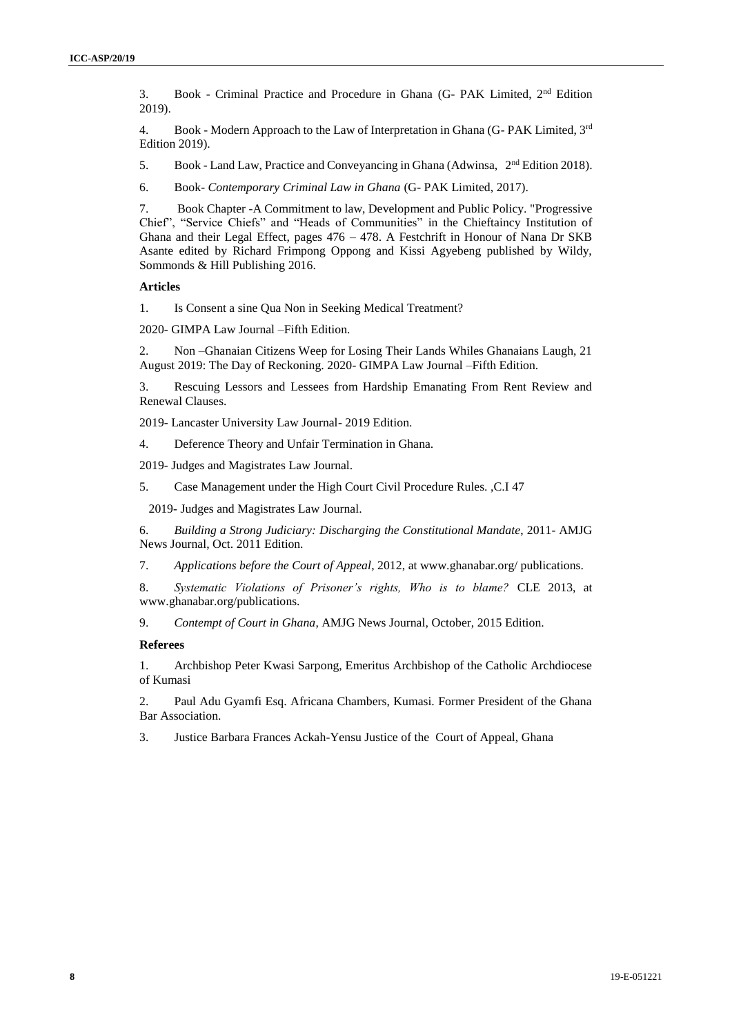3. Book - Criminal Practice and Procedure in Ghana (G- PAK Limited, 2nd Edition 2019).

4. Book - Modern Approach to the Law of Interpretation in Ghana (G- PAK Limited, 3rd Edition 2019).

5. Book - Land Law, Practice and Conveyancing in Ghana (Adwinsa, 2nd Edition 2018).

6. Book- *Contemporary Criminal Law in Ghana* (G- PAK Limited, 2017).

7. Book Chapter -A Commitment to law, Development and Public Policy. "Progressive Chief", "Service Chiefs" and "Heads of Communities" in the Chieftaincy Institution of Ghana and their Legal Effect, pages 476 – 478. A Festchrift in Honour of Nana Dr SKB Asante edited by Richard Frimpong Oppong and Kissi Agyebeng published by Wildy, Sommonds & Hill Publishing 2016.

**Articles**

1. Is Consent a sine Qua Non in Seeking Medical Treatment?

2020- GIMPA Law Journal –Fifth Edition.

2. Non –Ghanaian Citizens Weep for Losing Their Lands Whiles Ghanaians Laugh, 21 August 2019: The Day of Reckoning. 2020- GIMPA Law Journal –Fifth Edition.

3. Rescuing Lessors and Lessees from Hardship Emanating From Rent Review and Renewal Clauses.

2019- Lancaster University Law Journal- 2019 Edition.

4. Deference Theory and Unfair Termination in Ghana.

2019- Judges and Magistrates Law Journal.

5. Case Management under the High Court Civil Procedure Rules. ,C.I 47

2019- Judges and Magistrates Law Journal.

6. *Building a Strong Judiciary: Discharging the Constitutional Mandate*, 2011- AMJG News Journal, Oct. 2011 Edition.

7. *Applications before the Court of Appeal*, 2012, at www.ghanabar.org/ publications.

8. *Systematic Violations of Prisoner's rights, Who is to blame?* CLE 2013, at www.ghanabar.org/publications.

9. *Contempt of Court in Ghana*, AMJG News Journal, October, 2015 Edition.

**Referees**

1. Archbishop Peter Kwasi Sarpong, Emeritus Archbishop of the Catholic Archdiocese of Kumasi

2. Paul Adu Gyamfi Esq. Africana Chambers, Kumasi. Former President of the Ghana Bar Association.

3. Justice Barbara Frances Ackah-Yensu Justice of the Court of Appeal, Ghana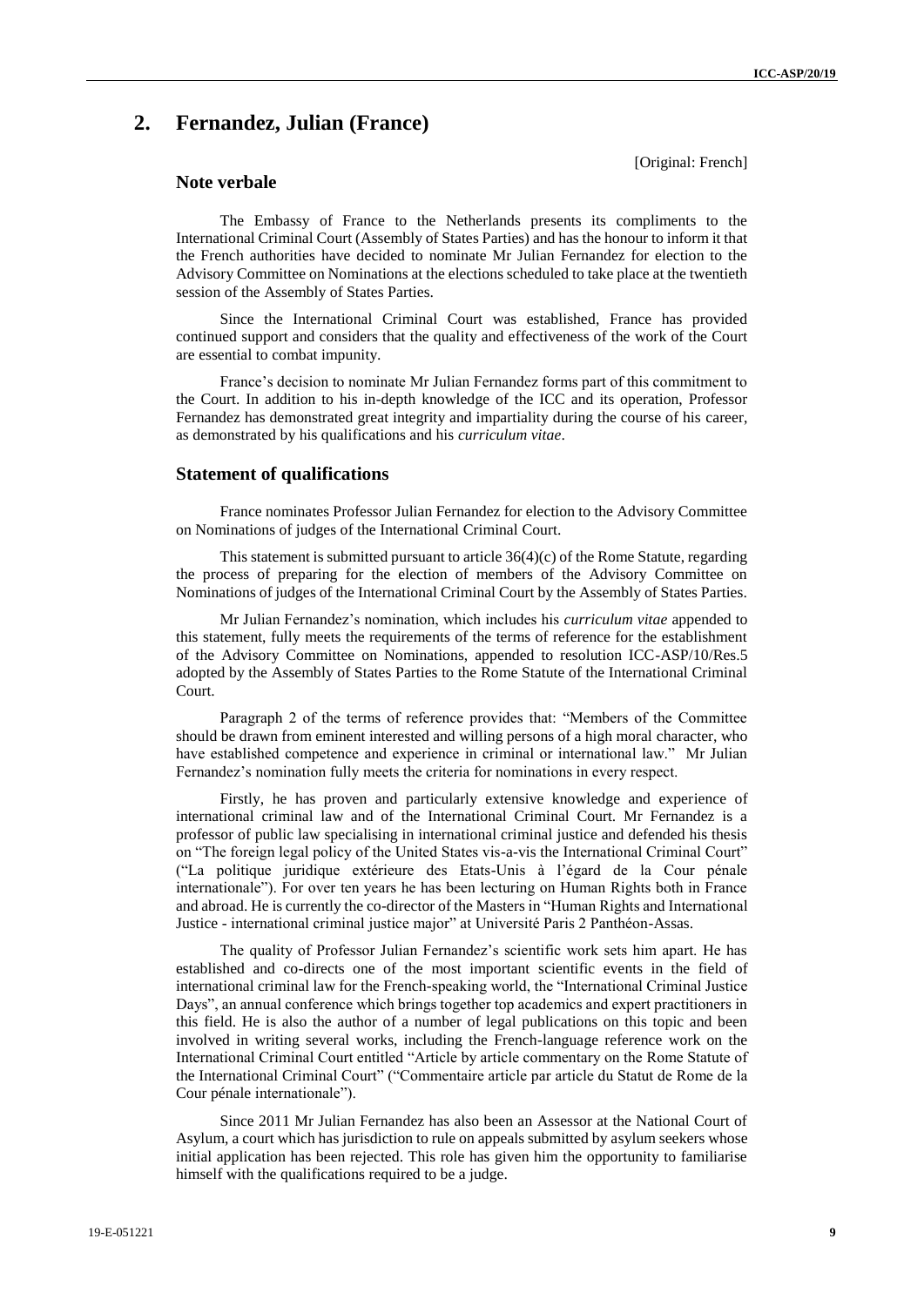## 2. Fernandez, Julian (France)

[Original: French]

### Note verbale

The Embassy of France to the Netherlands presents its compliments to the International Criminal Court (Assembly of States Parties) and has the honour to inform it that the French authorities have decided to nominate Mr Julian Fernandez for election to the Advisory Committee on Nominations at the elections scheduled to take place at the twentieth session of the Assembly of States Parties.

Since the International Criminal Court was established, France has provided continued support and considers that the quality and effectiveness of the work of the Court are essential to combat impunity.

France's decision to nominate Mr Julian Fernandez forms part of this commitment to the Court. In addition to his in-depth knowledge of the ICC and its operation, Professor Fernandez has demonstrated great integrity and impartiality during the course of his career, as demonstrated by his qualifications and his *curriculum vitae*.

### Statement of qualifications

France nominates Professor Julian Fernandez for election to the Advisory Committee on Nominations of judges of the International Criminal Court.

This statement is submitted pursuant to article 36(4)(c) of the Rome Statute, regarding the process of preparing for the election of members of the Advisory Committee on Nominations of judges of the International Criminal Court by the Assembly of States Parties.

Mr Julian Fernandez's nomination, which includes his *curriculum vitae* appended to this statement, fully meets the requirements of the terms of reference for the establishment of the Advisory Committee on Nominations, appended to resolution ICC-ASP/10/Res.5 adopted by the Assembly of States Parties to the Rome Statute of the International Criminal Court.

Paragraph 2 of the terms of reference provides that: "Members of the Committee should be drawn from eminent interested and willing persons of a high moral character, who have established competence and experience in criminal or international law." Mr Julian Fernandez's nomination fully meets the criteria for nominations in every respect.

Firstly, he has proven and particularly extensive knowledge and experience of international criminal law and of the International Criminal Court. Mr Fernandez is a professor of public law specialising in international criminal justice and defended his thesis on "The foreign legal policy of the United States vis-a-vis the International Criminal Court" ("La politique juridique extérieure des Etats-Unis à l'égard de la Cour pénale internationale"). For over ten years he has been lecturing on Human Rights both in France and abroad. He is currently the co-director of the Masters in "Human Rights and International Justice - international criminal justice major" at Université Paris 2 Panthéon-Assas.

The quality of Professor Julian Fernandez's scientific work sets him apart. He has established and co-directs one of the most important scientific events in the field of international criminal law for the French-speaking world, the "International Criminal Justice Days", an annual conference which brings together top academics and expert practitioners in this field. He is also the author of a number of legal publications on this topic and been involved in writing several works, including the French-language reference work on the International Criminal Court entitled "Article by article commentary on the Rome Statute of the International Criminal Court" ("Commentaire article par article du Statut de Rome de la Cour pénale internationale").

Since 2011 Mr Julian Fernandez has also been an Assessor at the National Court of Asylum, a court which has jurisdiction to rule on appeals submitted by asylum seekers whose initial application has been rejected. This role has given him the opportunity to familiarise himself with the qualifications required to be a judge.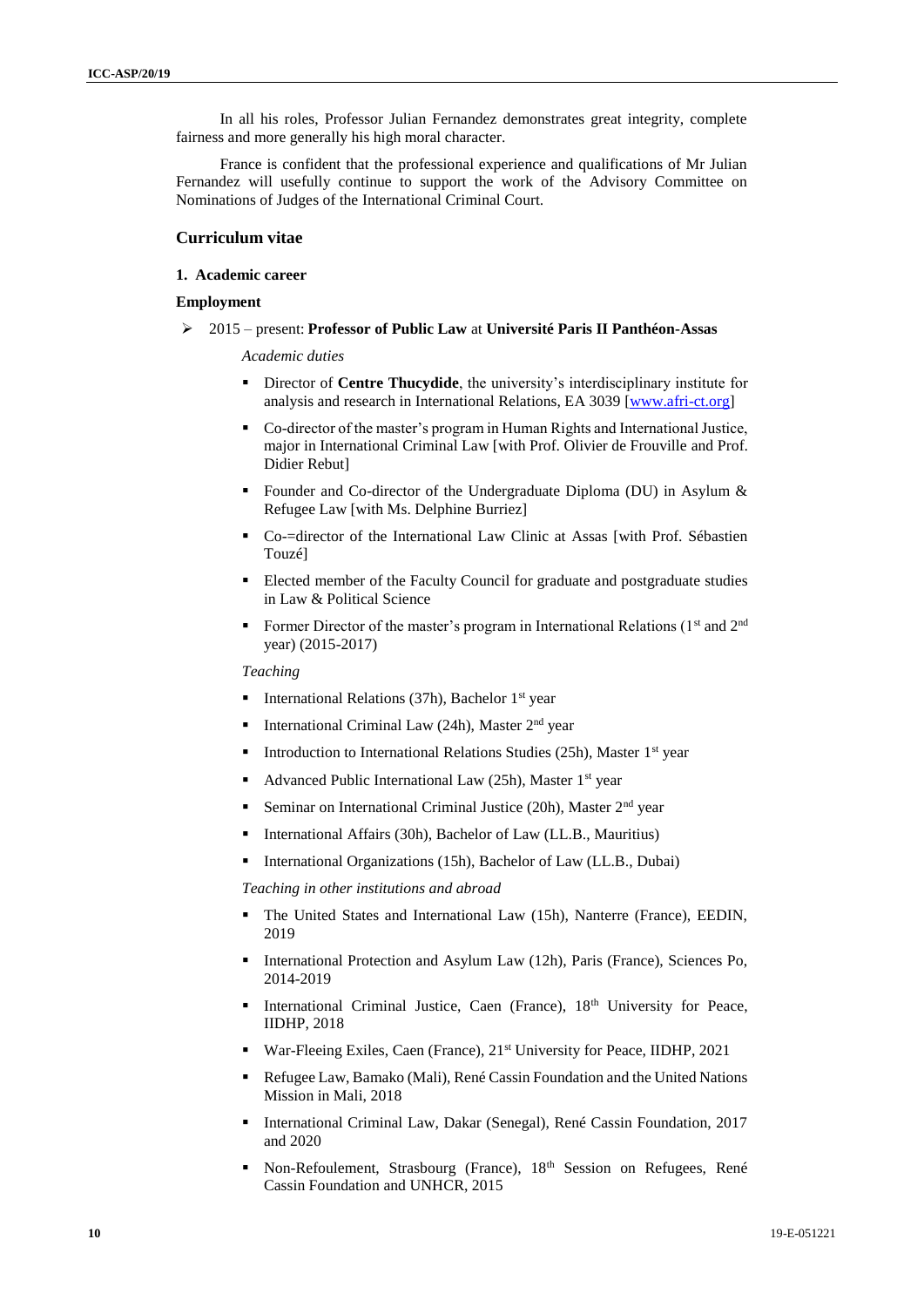In all his roles, Professor Julian Fernandez demonstrates great integrity, complete fairness and more generally his high moral character.

France is confident that the professional experience and qualifications of Mr Julian Fernandez will usefully continue to support the work of the Advisory Committee on Nominations of Judges of the International Criminal Court.

## Curriculum vitae

### 1. Academic career

**Employment**

- 2015 – present: **Professor of Public Law** at **Université Paris II Panthéon-Assas**

  *Academic duties*

  - Director of **Centre Thucydide**, the university's interdisciplinary institute for analysis and research in International Relations, EA 3039 [www.afri-ct.org]
  - Co-director of the master's program in Human Rights and International Justice, major in International Criminal Law [with Prof. Olivier de Frouville and Prof. Didier Rebut]
  - Founder and Co-director of the Undergraduate Diploma (DU) in Asylum & Refugee Law [with Ms. Delphine Burriez]
  - Co-=director of the International Law Clinic at Assas [with Prof. Sébastien Touzé]
  - Elected member of the Faculty Council for graduate and postgraduate studies in Law & Political Science
  - Former Director of the master's program in International Relations (1st and 2nd year) (2015-2017)

  *Teaching*

  - International Relations (37h), Bachelor 1st year
  - International Criminal Law (24h), Master 2nd year
  - Introduction to International Relations Studies (25h), Master 1st year
  - Advanced Public International Law (25h), Master 1st year
  - Seminar on International Criminal Justice (20h), Master 2nd year
  - International Affairs (30h), Bachelor of Law (LL.B., Mauritius)
  - International Organizations (15h), Bachelor of Law (LL.B., Dubai)

  *Teaching in other institutions and abroad*

  - The United States and International Law (15h), Nanterre (France), EEDIN, 2019
  - International Protection and Asylum Law (12h), Paris (France), Sciences Po, 2014-2019
  - International Criminal Justice, Caen (France), 18th University for Peace, IIDHP, 2018
  - War-Fleeing Exiles, Caen (France), 21st University for Peace, IIDHP, 2021
  - Refugee Law, Bamako (Mali), René Cassin Foundation and the United Nations Mission in Mali, 2018
  - International Criminal Law, Dakar (Senegal), René Cassin Foundation, 2017 and 2020
  - Non-Refoulement, Strasbourg (France), 18th Session on Refugees, René Cassin Foundation and UNHCR, 2015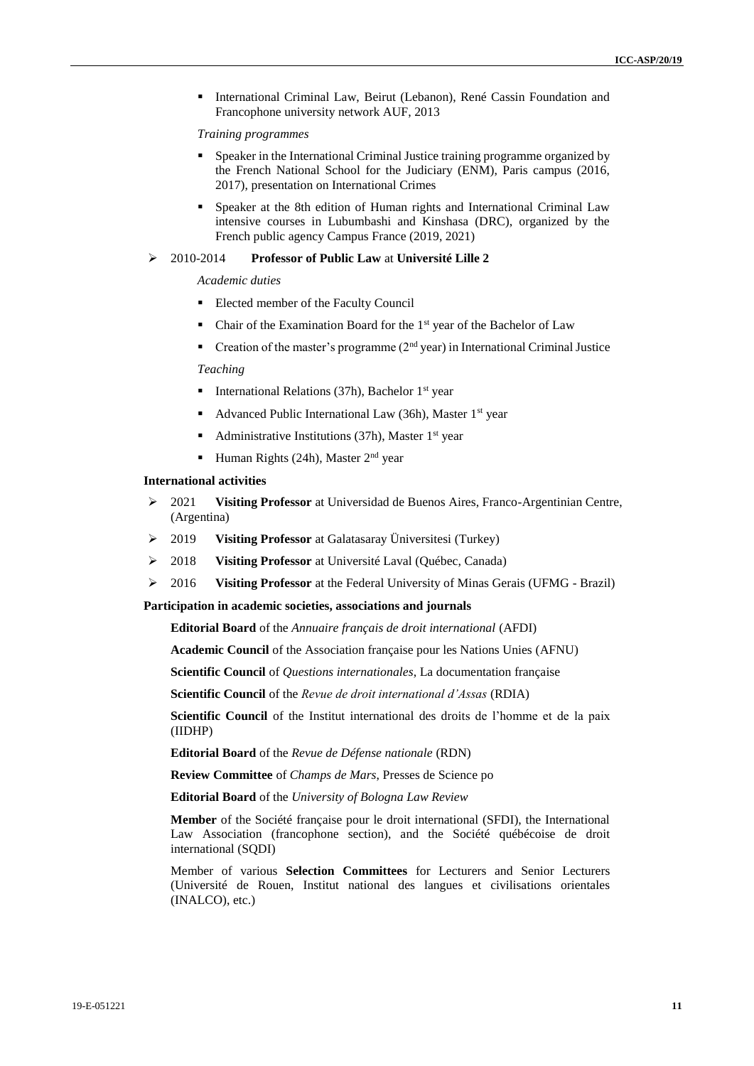- International Criminal Law, Beirut (Lebanon), René Cassin Foundation and Francophone university network AUF, 2013

*Training programmes*

- Speaker in the International Criminal Justice training programme organized by the French National School for the Judiciary (ENM), Paris campus (2016, 2017), presentation on International Crimes
- Speaker at the 8th edition of Human rights and International Criminal Law intensive courses in Lubumbashi and Kinshasa (DRC), organized by the French public agency Campus France (2019, 2021)

- 2010-2014 **Professor of Public Law** at **Université Lille 2**

  *Academic duties*

  - Elected member of the Faculty Council
  - Chair of the Examination Board for the 1st year of the Bachelor of Law
  - Creation of the master's programme (2nd year) in International Criminal Justice

  *Teaching*

  - International Relations (37h), Bachelor 1st year
  - Advanced Public International Law (36h), Master 1st year
  - Administrative Institutions (37h), Master 1st year
  - Human Rights (24h), Master 2nd year

**International activities**

- 2021 **Visiting Professor** at Universidad de Buenos Aires, Franco-Argentinian Centre, (Argentina)
- 2019 **Visiting Professor** at Galatasaray Üniversitesi (Turkey)
- 2018 **Visiting Professor** at Université Laval (Québec, Canada)
- 2016 **Visiting Professor** at the Federal University of Minas Gerais (UFMG - Brazil)

**Participation in academic societies, associations and journals**

**Editorial Board** of the *Annuaire français de droit international* (AFDI)

**Academic Council** of the Association française pour les Nations Unies (AFNU)

**Scientific Council** of *Questions internationales*, La documentation française

**Scientific Council** of the *Revue de droit international d'Assas* (RDIA)

**Scientific Council** of the Institut international des droits de l'homme et de la paix (IIDHP)

**Editorial Board** of the *Revue de Défense nationale* (RDN)

**Review Committee** of *Champs de Mars*, Presses de Science po

**Editorial Board** of the *University of Bologna Law Review*

**Member** of the Société française pour le droit international (SFDI), the International Law Association (francophone section), and the Société québécoise de droit international (SQDI)

Member of various **Selection Committees** for Lecturers and Senior Lecturers (Université de Rouen, Institut national des langues et civilisations orientales (INALCO), etc.)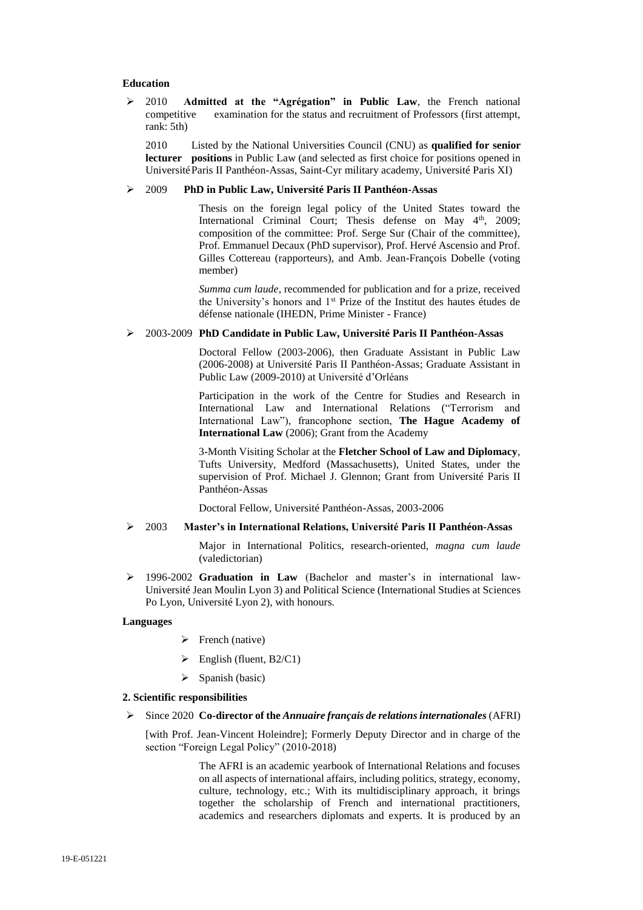**Education**

- 2010 **Admitted at the "Agrégation" in Public Law**, the French national competitive examination for the status and recruitment of Professors (first attempt, rank: 5th)

  2010 Listed by the National Universities Council (CNU) as **qualified for senior lecturer positions** in Public Law (and selected as first choice for positions opened in Université Paris II Panthéon-Assas, Saint-Cyr military academy, Université Paris XI)

- 2009 **PhD in Public Law, Université Paris II Panthéon-Assas**

  Thesis on the foreign legal policy of the United States toward the International Criminal Court; Thesis defense on May 4th, 2009; composition of the committee: Prof. Serge Sur (Chair of the committee), Prof. Emmanuel Decaux (PhD supervisor), Prof. Hervé Ascensio and Prof. Gilles Cottereau (rapporteurs), and Amb. Jean-François Dobelle (voting member)

  *Summa cum laude*, recommended for publication and for a prize, received the University's honors and 1st Prize of the Institut des hautes études de défense nationale (IHEDN, Prime Minister - France)

- 2003-2009 **PhD Candidate in Public Law, Université Paris II Panthéon-Assas**

  Doctoral Fellow (2003-2006), then Graduate Assistant in Public Law (2006-2008) at Université Paris II Panthéon-Assas; Graduate Assistant in Public Law (2009-2010) at Université d'Orléans

  Participation in the work of the Centre for Studies and Research in International Law and International Relations ("Terrorism and International Law"), francophone section, **The Hague Academy of International Law** (2006); Grant from the Academy

  3-Month Visiting Scholar at the **Fletcher School of Law and Diplomacy**, Tufts University, Medford (Massachusetts), United States, under the supervision of Prof. Michael J. Glennon; Grant from Université Paris II Panthéon-Assas

  Doctoral Fellow, Université Panthéon-Assas, 2003-2006

- 2003 **Master's in International Relations, Université Paris II Panthéon-Assas**

  Major in International Politics, research-oriented, *magna cum laude* (valedictorian)

- 1996-2002 **Graduation in Law** (Bachelor and master's in international law-Université Jean Moulin Lyon 3) and Political Science (International Studies at Sciences Po Lyon, Université Lyon 2), with honours.

**Languages**

- French (native)
- English (fluent, B2/C1)
- Spanish (basic)

**2. Scientific responsibilities**

- Since 2020 **Co-director of the *Annuaire français de relations internationales*** (AFRI)

  [with Prof. Jean-Vincent Holeindre]; Formerly Deputy Director and in charge of the section "Foreign Legal Policy" (2010-2018)

  The AFRI is an academic yearbook of International Relations and focuses on all aspects of international affairs, including politics, strategy, economy, culture, technology, etc.; With its multidisciplinary approach, it brings together the scholarship of French and international practitioners, academics and researchers diplomats and experts. It is produced by an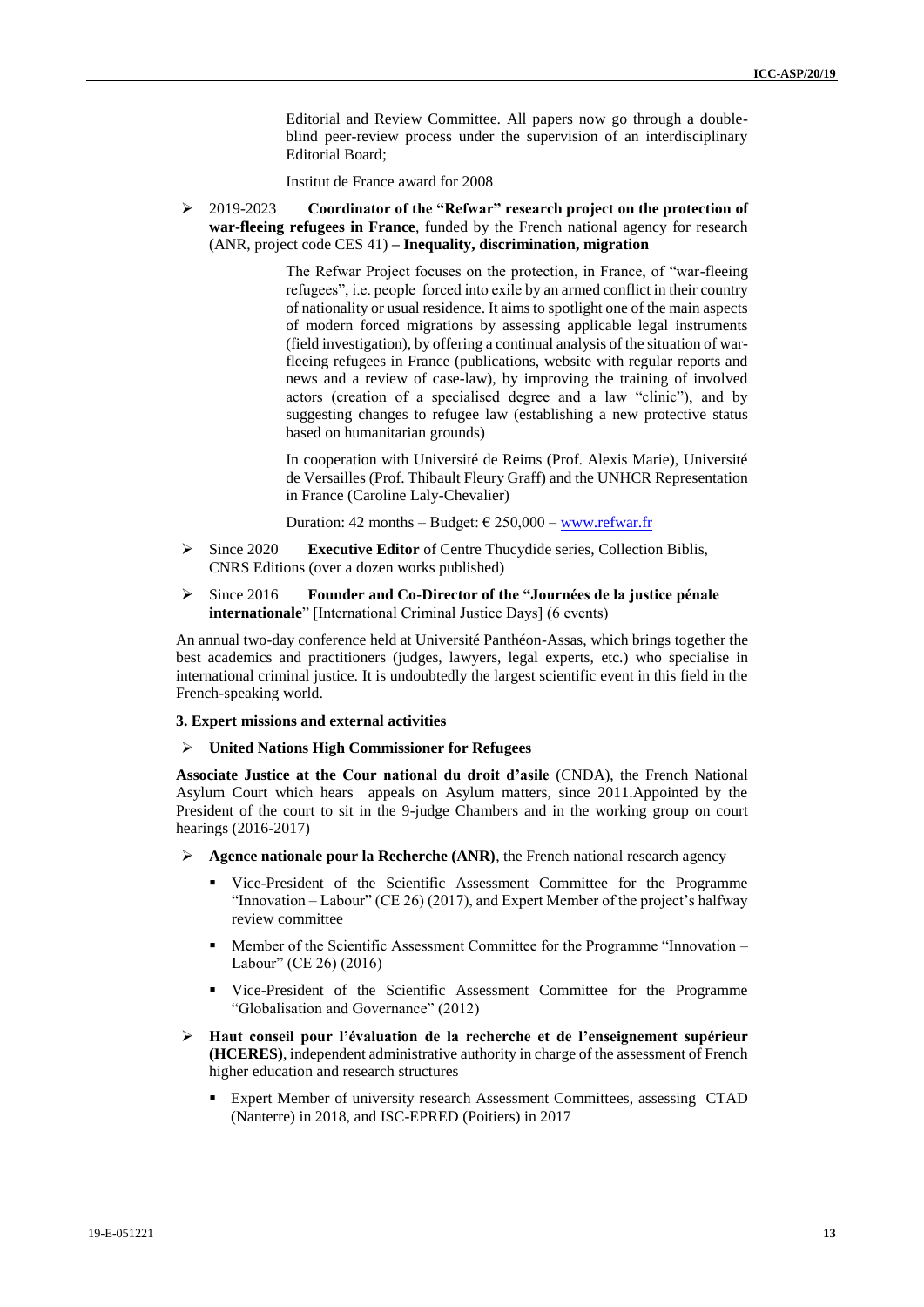Editorial and Review Committee. All papers now go through a double-blind peer-review process under the supervision of an interdisciplinary Editorial Board;

Institut de France award for 2008

- 2019-2023 **Coordinator of the "Refwar" research project on the protection of war-fleeing refugees in France**, funded by the French national agency for research (ANR, project code CES 41) **– Inequality, discrimination, migration**

  The Refwar Project focuses on the protection, in France, of "war-fleeing refugees", i.e. people forced into exile by an armed conflict in their country of nationality or usual residence. It aims to spotlight one of the main aspects of modern forced migrations by assessing applicable legal instruments (field investigation), by offering a continual analysis of the situation of war-fleeing refugees in France (publications, website with regular reports and news and a review of case-law), by improving the training of involved actors (creation of a specialised degree and a law "clinic"), and by suggesting changes to refugee law (establishing a new protective status based on humanitarian grounds)

  In cooperation with Université de Reims (Prof. Alexis Marie), Université de Versailles (Prof. Thibault Fleury Graff) and the UNHCR Representation in France (Caroline Laly-Chevalier)

  Duration: 42 months – Budget: € 250,000 – www.refwar.fr

- Since 2020 **Executive Editor** of Centre Thucydide series, Collection Biblis, CNRS Editions (over a dozen works published)

- Since 2016 **Founder and Co-Director of the "Journées de la justice pénale internationale"** [International Criminal Justice Days] (6 events)

An annual two-day conference held at Université Panthéon-Assas, which brings together the best academics and practitioners (judges, lawyers, legal experts, etc.) who specialise in international criminal justice. It is undoubtedly the largest scientific event in this field in the French-speaking world.

**3. Expert missions and external activities**

- **United Nations High Commissioner for Refugees**

**Associate Justice at the Cour national du droit d'asile** (CNDA), the French National Asylum Court which hears appeals on Asylum matters, since 2011.Appointed by the President of the court to sit in the 9-judge Chambers and in the working group on court hearings (2016-2017)

- **Agence nationale pour la Recherche (ANR)**, the French national research agency
  - Vice-President of the Scientific Assessment Committee for the Programme "Innovation – Labour" (CE 26) (2017), and Expert Member of the project's halfway review committee
  - Member of the Scientific Assessment Committee for the Programme "Innovation – Labour" (CE 26) (2016)
  - Vice-President of the Scientific Assessment Committee for the Programme "Globalisation and Governance" (2012)

- **Haut conseil pour l'évaluation de la recherche et de l'enseignement supérieur (HCERES)**, independent administrative authority in charge of the assessment of French higher education and research structures
  - Expert Member of university research Assessment Committees, assessing CTAD (Nanterre) in 2018, and ISC-EPRED (Poitiers) in 2017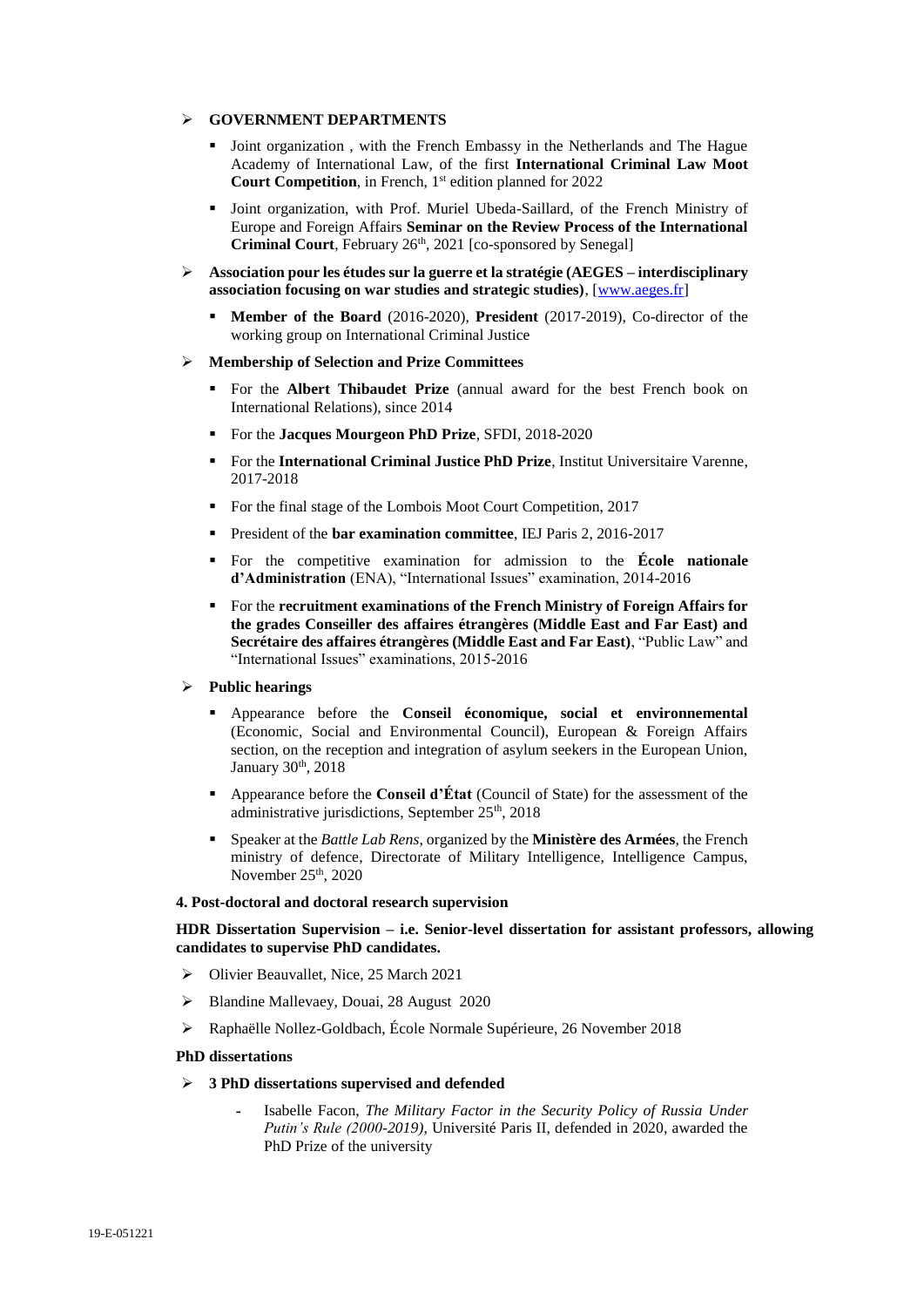- **GOVERNMENT DEPARTMENTS**
  - Joint organization , with the French Embassy in the Netherlands and The Hague Academy of International Law, of the first **International Criminal Law Moot Court Competition**, in French, 1st edition planned for 2022
  - Joint organization, with Prof. Muriel Ubeda-Saillard, of the French Ministry of Europe and Foreign Affairs **Seminar on the Review Process of the International Criminal Court**, February 26th, 2021 [co-sponsored by Senegal]
- **Association pour les études sur la guerre et la stratégie (AEGES – interdisciplinary association focusing on war studies and strategic studies)**, [www.aeges.fr]
  - **Member of the Board** (2016-2020), **President** (2017-2019), Co-director of the working group on International Criminal Justice
- **Membership of Selection and Prize Committees**
  - For the **Albert Thibaudet Prize** (annual award for the best French book on International Relations), since 2014
  - For the **Jacques Mourgeon PhD Prize**, SFDI, 2018-2020
  - For the **International Criminal Justice PhD Prize**, Institut Universitaire Varenne, 2017-2018
  - For the final stage of the Lombois Moot Court Competition, 2017
  - President of the **bar examination committee**, IEJ Paris 2, 2016-2017
  - For the competitive examination for admission to the **École nationale d'Administration** (ENA), "International Issues" examination, 2014-2016
  - For the **recruitment examinations of the French Ministry of Foreign Affairs for the grades Conseiller des affaires étrangères (Middle East and Far East) and Secrétaire des affaires étrangères (Middle East and Far East)**, "Public Law" and "International Issues" examinations, 2015-2016
- **Public hearings**
  - Appearance before the **Conseil économique, social et environnemental** (Economic, Social and Environmental Council), European & Foreign Affairs section, on the reception and integration of asylum seekers in the European Union, January 30th, 2018
  - Appearance before the **Conseil d'État** (Council of State) for the assessment of the administrative jurisdictions, September 25th, 2018
  - Speaker at the *Battle Lab Rens*, organized by the **Ministère des Armées**, the French ministry of defence, Directorate of Military Intelligence, Intelligence Campus, November 25th, 2020

**4. Post-doctoral and doctoral research supervision**

**HDR Dissertation Supervision – i.e. Senior-level dissertation for assistant professors, allowing candidates to supervise PhD candidates.**

- Olivier Beauvallet, Nice, 25 March 2021
- Blandine Mallevaey, Douai, 28 August 2020
- Raphaëlle Nollez-Goldbach, École Normale Supérieure, 26 November 2018

**PhD dissertations**

- **3 PhD dissertations supervised and defended**
  - Isabelle Facon, *The Military Factor in the Security Policy of Russia Under Putin's Rule (2000-2019)*, Université Paris II, defended in 2020, awarded the PhD Prize of the university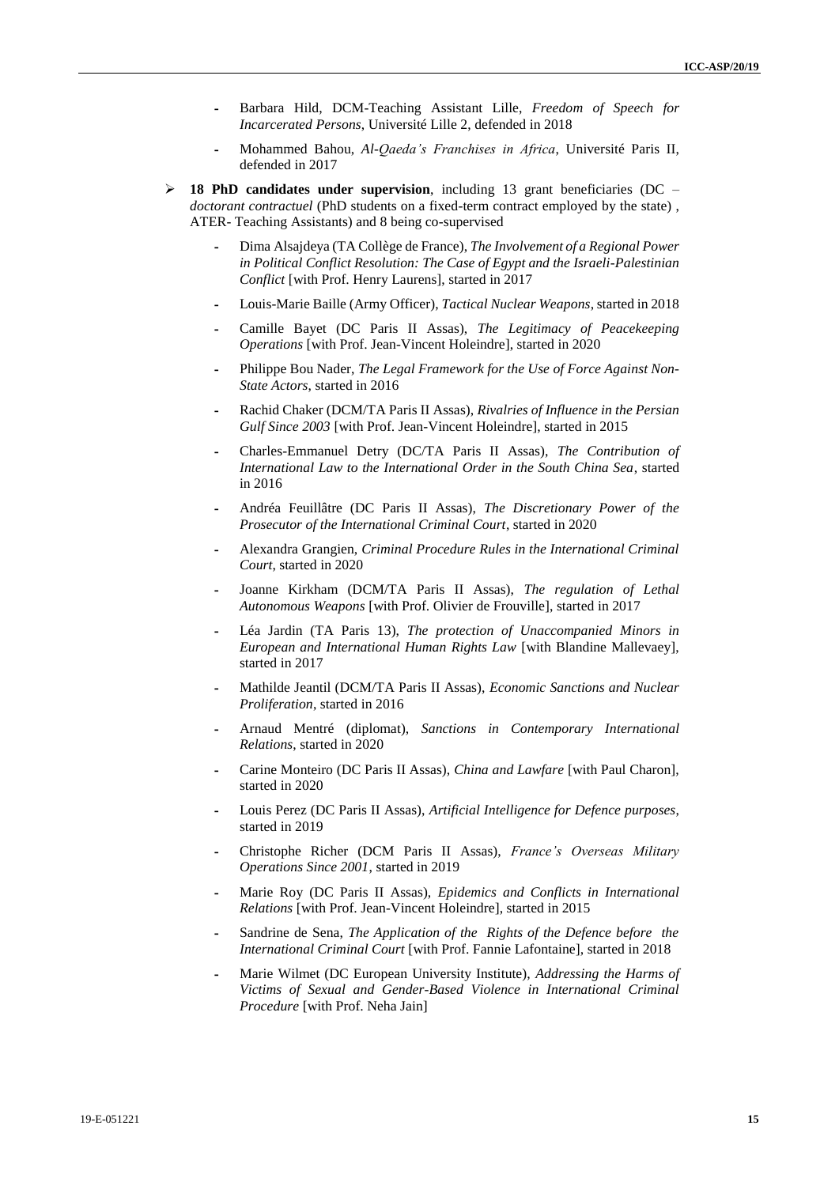- Barbara Hild, DCM-Teaching Assistant Lille, *Freedom of Speech for Incarcerated Persons*, Université Lille 2, defended in 2018
- Mohammed Bahou, *Al-Qaeda's Franchises in Africa*, Université Paris II, defended in 2017

➢ **18 PhD candidates under supervision**, including 13 grant beneficiaries (DC – *doctorant contractuel* (PhD students on a fixed-term contract employed by the state) , ATER- Teaching Assistants) and 8 being co-supervised

- Dima Alsajdeya (TA Collège de France), *The Involvement of a Regional Power in Political Conflict Resolution: The Case of Egypt and the Israeli-Palestinian Conflict* [with Prof. Henry Laurens], started in 2017
- Louis-Marie Baille (Army Officer), *Tactical Nuclear Weapons*, started in 2018
- Camille Bayet (DC Paris II Assas), *The Legitimacy of Peacekeeping Operations* [with Prof. Jean-Vincent Holeindre], started in 2020
- Philippe Bou Nader, *The Legal Framework for the Use of Force Against Non-State Actors*, started in 2016
- Rachid Chaker (DCM/TA Paris II Assas), *Rivalries of Influence in the Persian Gulf Since 2003* [with Prof. Jean-Vincent Holeindre], started in 2015
- Charles-Emmanuel Detry (DC/TA Paris II Assas), *The Contribution of International Law to the International Order in the South China Sea*, started in 2016
- Andréa Feuillâtre (DC Paris II Assas), *The Discretionary Power of the Prosecutor of the International Criminal Court*, started in 2020
- Alexandra Grangien, *Criminal Procedure Rules in the International Criminal Court*, started in 2020
- Joanne Kirkham (DCM/TA Paris II Assas), *The regulation of Lethal Autonomous Weapons* [with Prof. Olivier de Frouville], started in 2017
- Léa Jardin (TA Paris 13), *The protection of Unaccompanied Minors in European and International Human Rights Law* [with Blandine Mallevaey], started in 2017
- Mathilde Jeantil (DCM/TA Paris II Assas), *Economic Sanctions and Nuclear Proliferation*, started in 2016
- Arnaud Mentré (diplomat), *Sanctions in Contemporary International Relations*, started in 2020
- Carine Monteiro (DC Paris II Assas), *China and Lawfare* [with Paul Charon], started in 2020
- Louis Perez (DC Paris II Assas), *Artificial Intelligence for Defence purposes*, started in 2019
- Christophe Richer (DCM Paris II Assas), *France's Overseas Military Operations Since 2001*, started in 2019
- Marie Roy (DC Paris II Assas), *Epidemics and Conflicts in International Relations* [with Prof. Jean-Vincent Holeindre], started in 2015
- Sandrine de Sena, *The Application of the Rights of the Defence before the International Criminal Court* [with Prof. Fannie Lafontaine], started in 2018
- Marie Wilmet (DC European University Institute), *Addressing the Harms of Victims of Sexual and Gender-Based Violence in International Criminal Procedure* [with Prof. Neha Jain]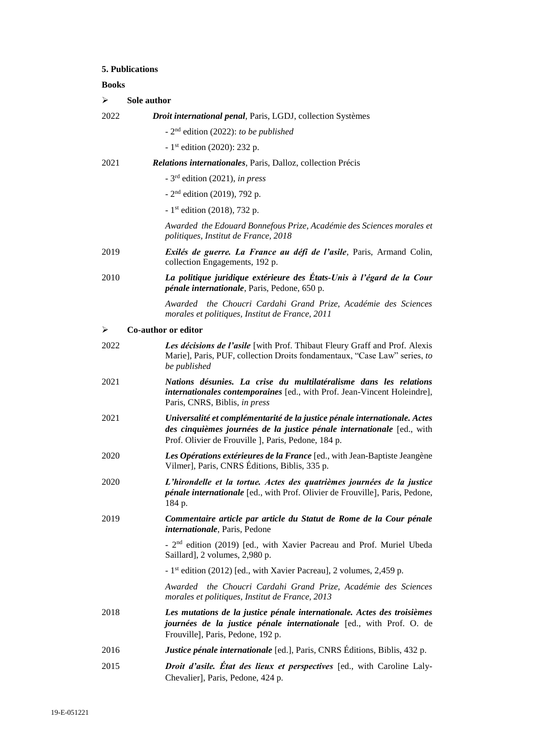**5. Publications**

**Books**

- **Sole author**

2022 ***Droit international penal***, Paris, LGDJ, collection Systèmes

- 2nd edition (2022): *to be published*
- 1st edition (2020): 232 p.

2021 ***Relations internationales***, Paris, Dalloz, collection Précis

- 3rd edition (2021), *in press*
- 2nd edition (2019), 792 p.
- 1st edition (2018), 732 p.

*Awarded the Edouard Bonnefous Prize, Académie des Sciences morales et politiques, Institut de France, 2018*

2019 ***Exilés de guerre. La France au défi de l'asile***, Paris, Armand Colin, collection Engagements, 192 p.

2010 ***La politique juridique extérieure des États-Unis à l'égard de la Cour pénale internationale***, Paris, Pedone, 650 p.

*Awarded the Choucri Cardahi Grand Prize, Académie des Sciences morales et politiques, Institut de France, 2011*

- **Co-author or editor**

2022 ***Les décisions de l'asile*** [with Prof. Thibaut Fleury Graff and Prof. Alexis Marie], Paris, PUF, collection Droits fondamentaux, "Case Law" series, *to be published*

2021 ***Nations désunies. La crise du multilatéralisme dans les relations internationales contemporaines*** [ed., with Prof. Jean-Vincent Holeindre], Paris, CNRS, Biblis, *in press*

2021 ***Universalité et complémentarité de la justice pénale internationale. Actes des cinquièmes journées de la justice pénale internationale*** [ed., with Prof. Olivier de Frouville ], Paris, Pedone, 184 p.

2020 ***Les Opérations extérieures de la France*** [ed., with Jean-Baptiste Jeangène Vilmer], Paris, CNRS Éditions, Biblis, 335 p.

2020 ***L'hirondelle et la tortue. Actes des quatrièmes journées de la justice pénale internationale*** [ed., with Prof. Olivier de Frouville], Paris, Pedone, 184 p.

2019 ***Commentaire article par article du Statut de Rome de la Cour pénale internationale***, Paris, Pedone

- 2nd edition (2019) [ed., with Xavier Pacreau and Prof. Muriel Ubeda Saillard], 2 volumes, 2,980 p.
- 1st edition (2012) [ed., with Xavier Pacreau], 2 volumes, 2,459 p.

*Awarded the Choucri Cardahi Grand Prize, Académie des Sciences morales et politiques, Institut de France, 2013*

2018 ***Les mutations de la justice pénale internationale. Actes des troisièmes journées de la justice pénale internationale*** [ed., with Prof. O. de Frouville], Paris, Pedone, 192 p.

2016 ***Justice pénale internationale*** [ed.], Paris, CNRS Éditions, Biblis, 432 p.

2015 ***Droit d'asile. État des lieux et perspectives*** [ed., with Caroline Laly-Chevalier], Paris, Pedone, 424 p.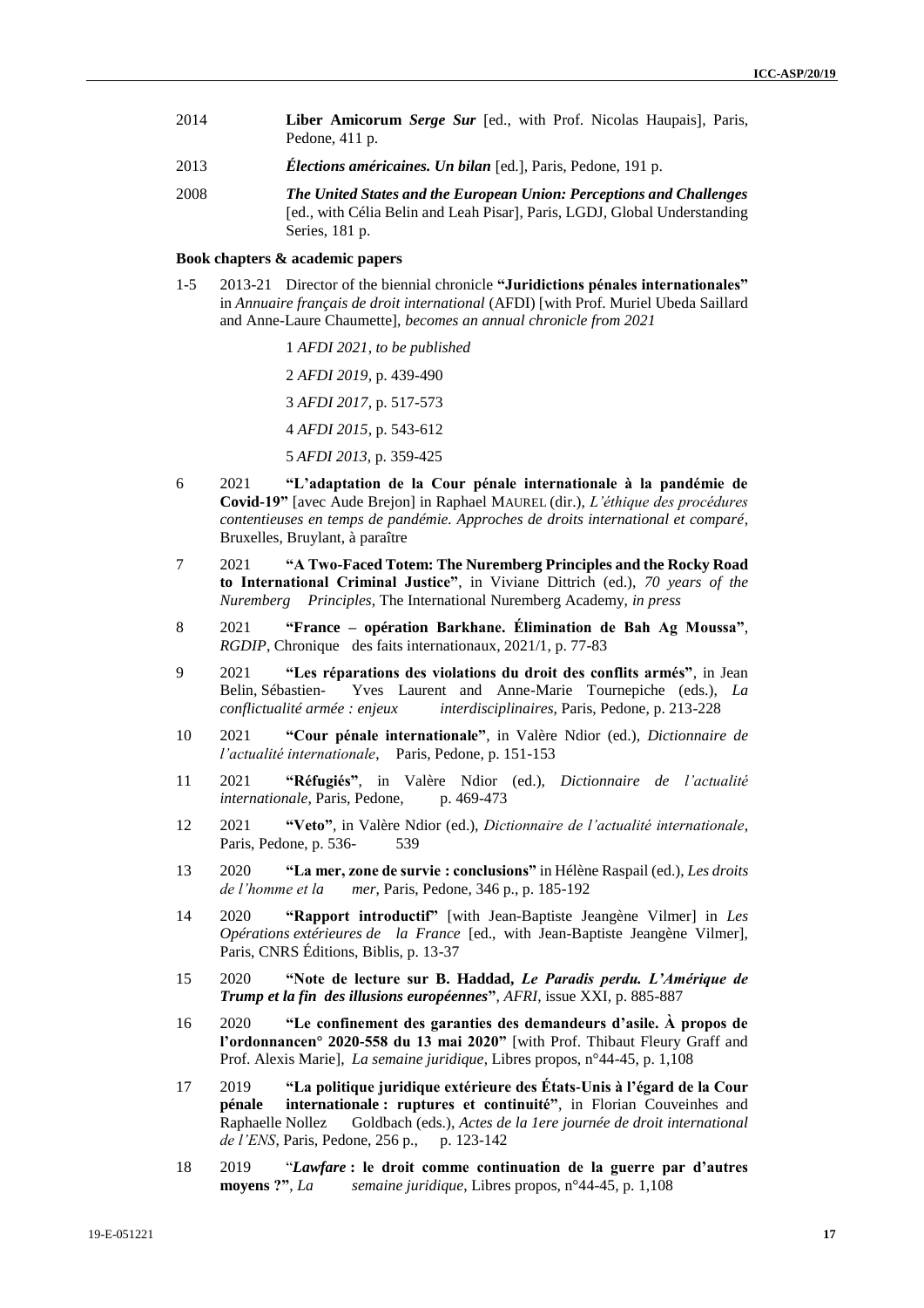2014 **Liber Amicorum *Serge Sur*** [ed., with Prof. Nicolas Haupais], Paris, Pedone, 411 p.

2013 ***Élections américaines. Un bilan*** [ed.], Paris, Pedone, 191 p.

2008 ***The United States and the European Union: Perceptions and Challenges*** [ed., with Célia Belin and Leah Pisar], Paris, LGDJ, Global Understanding Series, 181 p.

**Book chapters & academic papers**

1-5 2013-21 Director of the biennial chronicle **"Juridictions pénales internationales"** in *Annuaire français de droit international* (AFDI) [with Prof. Muriel Ubeda Saillard and Anne-Laure Chaumette], *becomes an annual chronicle from 2021*

1 *AFDI 2021*, *to be published*

2 *AFDI 2019*, p. 439-490

3 *AFDI 2017*, p. 517-573

4 *AFDI 2015*, p. 543-612

5 *AFDI 2013*, p. 359-425

6 2021 **"L'adaptation de la Cour pénale internationale à la pandémie de Covid-19"** [avec Aude Brejon] in Raphael MAUREL (dir.), *L'éthique des procédures contentieuses en temps de pandémie. Approches de droits international et comparé*, Bruxelles, Bruylant, à paraître

7 2021 **"A Two-Faced Totem: The Nuremberg Principles and the Rocky Road to International Criminal Justice"**, in Viviane Dittrich (ed.), *70 years of the Nuremberg Principles*, The International Nuremberg Academy, *in press*

8 2021 **"France – opération Barkhane. Élimination de Bah Ag Moussa"**, *RGDIP*, Chronique des faits internationaux, 2021/1, p. 77-83

9 2021 **"Les réparations des violations du droit des conflits armés"**, in Jean Belin, Sébastien-Yves Laurent and Anne-Marie Tournepiche (eds.), *La conflictualité armée : enjeux interdisciplinaires*, Paris, Pedone, p. 213-228

10 2021 **"Cour pénale internationale"**, in Valère Ndior (ed.), *Dictionnaire de l'actualité internationale*, Paris, Pedone, p. 151-153

11 2021 **"Réfugiés"**, in Valère Ndior (ed.), *Dictionnaire de l'actualité internationale*, Paris, Pedone, p. 469-473

12 2021 **"Veto"**, in Valère Ndior (ed.), *Dictionnaire de l'actualité internationale*, Paris, Pedone, p. 536- 539

13 2020 **"La mer, zone de survie : conclusions"** in Hélène Raspail (ed.), *Les droits de l'homme et la mer*, Paris, Pedone, 346 p., p. 185-192

14 2020 **"Rapport introductif"** [with Jean-Baptiste Jeangène Vilmer] in *Les Opérations extérieures de la France* [ed., with Jean-Baptiste Jeangène Vilmer], Paris, CNRS Éditions, Biblis, p. 13-37

15 2020 **"Note de lecture sur B. Haddad, *Le Paradis perdu. L'Amérique de Trump et la fin des illusions européennes*"**, *AFRI*, issue XXI, p. 885-887

16 2020 **"Le confinement des garanties des demandeurs d'asile. À propos de l'ordonnancen° 2020-558 du 13 mai 2020"** [with Prof. Thibaut Fleury Graff and Prof. Alexis Marie], *La semaine juridique*, Libres propos, n°44-45, p. 1,108

17 2019 **"La politique juridique extérieure des États-Unis à l'égard de la Cour pénale internationale : ruptures et continuité"**, in Florian Couveinhes and Raphaelle Nollez Goldbach (eds.), *Actes de la 1ere journée de droit international de l'ENS*, Paris, Pedone, 256 p., p. 123-142

18 2019 "***Lawfare*** **: le droit comme continuation de la guerre par d'autres moyens ?"**, *La semaine juridique*, Libres propos, n°44-45, p. 1,108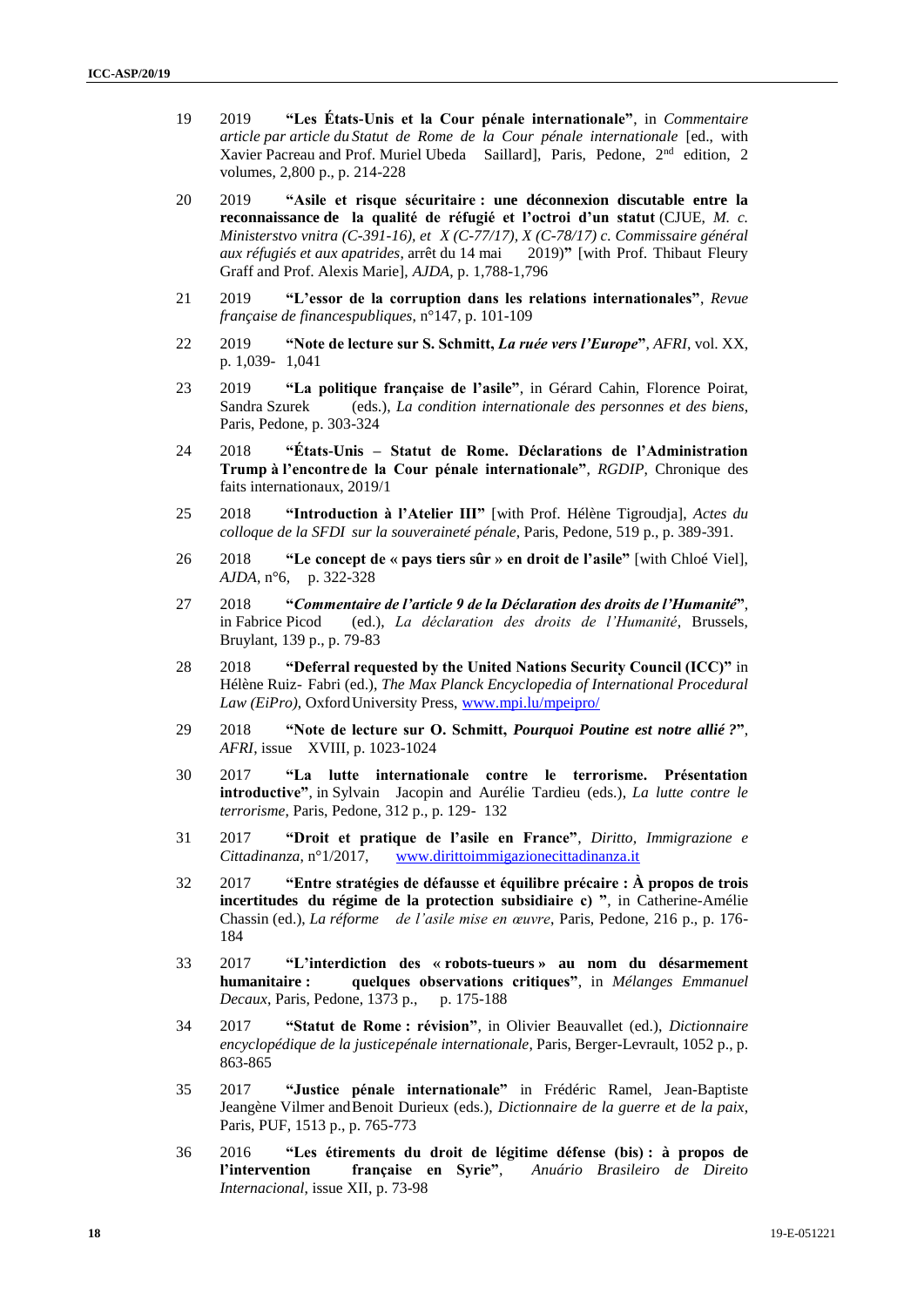19 2019 **"Les États-Unis et la Cour pénale internationale"**, in *Commentaire article par article du Statut de Rome de la Cour pénale internationale* [ed., with Xavier Pacreau and Prof. Muriel Ubeda Saillard], Paris, Pedone, 2nd edition, 2 volumes, 2,800 p., p. 214-228

20 2019 **"Asile et risque sécuritaire : une déconnexion discutable entre la reconnaissance de la qualité de réfugié et l'octroi d'un statut** (CJUE, *M. c. Ministerstvo vnitra (C-391-16), et X (C-77/17), X (C-78/17) c. Commissaire général aux réfugiés et aux apatrides*, arrêt du 14 mai 2019)**"** [with Prof. Thibaut Fleury Graff and Prof. Alexis Marie], *AJDA*, p. 1,788-1,796

21 2019 **"L'essor de la corruption dans les relations internationales"**, *Revue française de financespubliques*, n°147, p. 101-109

22 2019 **"Note de lecture sur S. Schmitt, *La ruée vers l'Europe*"**, *AFRI*, vol. XX, p. 1,039- 1,041

23 2019 **"La politique française de l'asile"**, in Gérard Cahin, Florence Poirat, Sandra Szurek (eds.), *La condition internationale des personnes et des biens*, Paris, Pedone, p. 303-324

24 2018 **"États-Unis – Statut de Rome. Déclarations de l'Administration Trump à l'encontre de la Cour pénale internationale"**, *RGDIP*, Chronique des faits internationaux, 2019/1

25 2018 **"Introduction à l'Atelier III"** [with Prof. Hélène Tigroudja], *Actes du colloque de la SFDI sur la souveraineté pénale*, Paris, Pedone, 519 p., p. 389-391.

26 2018 **"Le concept de « pays tiers sûr » en droit de l'asile"** [with Chloé Viel], *AJDA*, n°6, p. 322-328

27 2018 **"*Commentaire de l'article 9 de la Déclaration des droits de l'Humanité*"**, in Fabrice Picod (ed.), *La déclaration des droits de l'Humanité*, Brussels, Bruylant, 139 p., p. 79-83

28 2018 **"Deferral requested by the United Nations Security Council (ICC)"** in Hélène Ruiz- Fabri (ed.), *The Max Planck Encyclopedia of International Procedural Law (EiPro)*, Oxford University Press, www.mpi.lu/mpeipro/

29 2018 **"Note de lecture sur O. Schmitt, *Pourquoi Poutine est notre allié ?*"**, *AFRI*, issue XVIII, p. 1023-1024

30 2017 **"La lutte internationale contre le terrorisme. Présentation introductive"**, in Sylvain Jacopin and Aurélie Tardieu (eds.), *La lutte contre le terrorisme*, Paris, Pedone, 312 p., p. 129- 132

31 2017 **"Droit et pratique de l'asile en France"**, *Diritto, Immigrazione e Cittadinanza*, n°1/2017, www.dirittoimmigrazionecittadinanza.it

32 2017 **"Entre stratégies de défausse et équilibre précaire : À propos de trois incertitudes du régime de la protection subsidiaire c) "**, in Catherine-Amélie Chassin (ed.), *La réforme de l'asile mise en œuvre*, Paris, Pedone, 216 p., p. 176-184

33 2017 **"L'interdiction des « robots-tueurs » au nom du désarmement humanitaire : quelques observations critiques"**, in *Mélanges Emmanuel Decaux*, Paris, Pedone, 1373 p., p. 175-188

34 2017 **"Statut de Rome : révision"**, in Olivier Beauvallet (ed.), *Dictionnaire encyclopédique de la justicepénale internationale*, Paris, Berger-Levrault, 1052 p., p. 863-865

35 2017 **"Justice pénale internationale"** in Frédéric Ramel, Jean-Baptiste Jeangène Vilmer and Benoit Durieux (eds.), *Dictionnaire de la guerre et de la paix*, Paris, PUF, 1513 p., p. 765-773

36 2016 **"Les étirements du droit de légitime défense (bis) : à propos de l'intervention française en Syrie"**, *Anuário Brasileiro de Direito Internacional*, issue XII, p. 73-98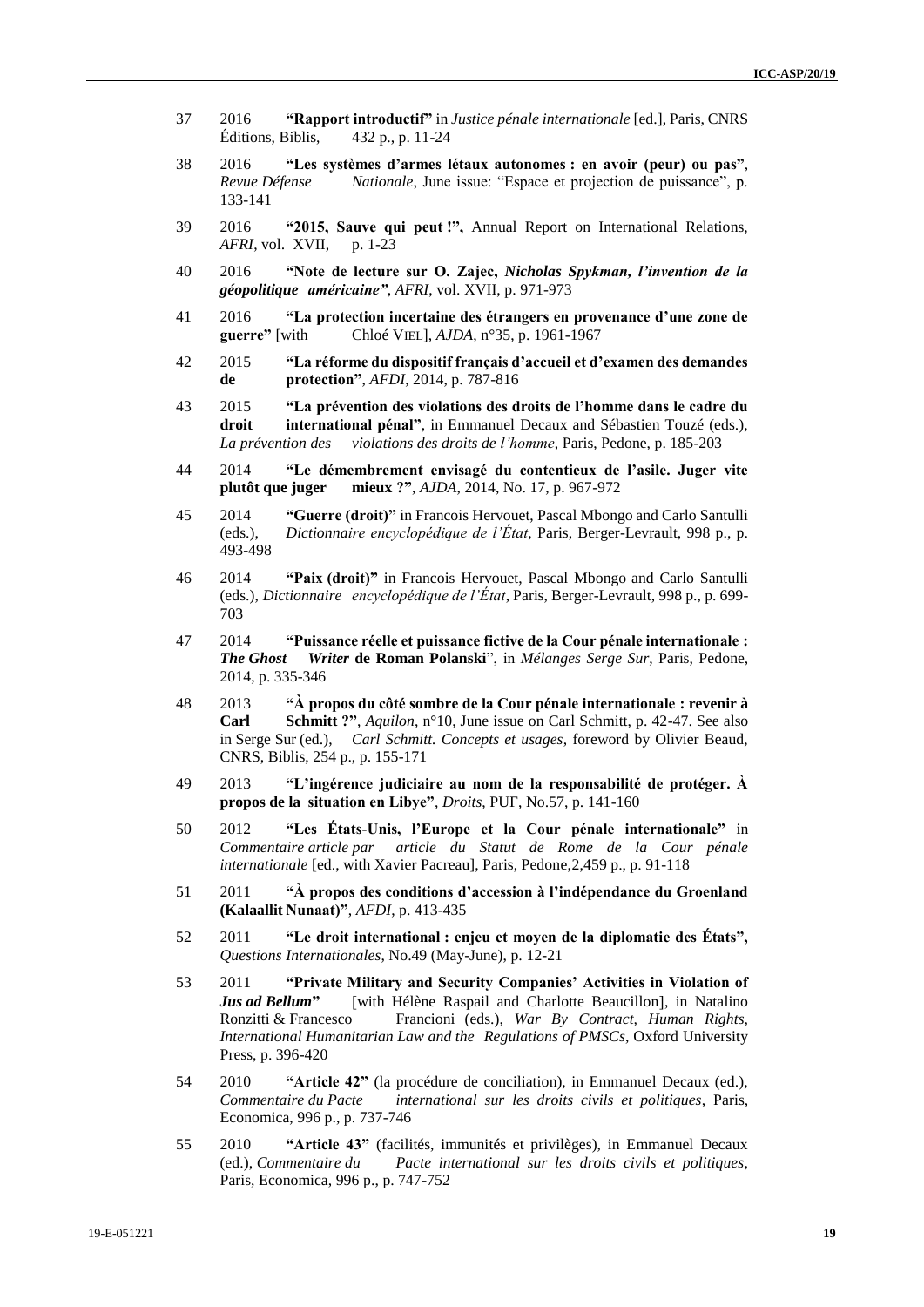37 2016 **"Rapport introductif"** in *Justice pénale internationale* [ed.], Paris, CNRS Éditions, Biblis, 432 p., p. 11-24

38 2016 **"Les systèmes d'armes létaux autonomes : en avoir (peur) ou pas"**, *Revue Défense Nationale*, June issue: "Espace et projection de puissance", p. 133-141

39 2016 **"2015, Sauve qui peut !",** Annual Report on International Relations, *AFRI*, vol. XVII, p. 1-23

40 2016 **"Note de lecture sur O. Zajec, *Nicholas Spykman, l'invention de la géopolitique américaine"*,** *AFRI*, vol. XVII, p. 971-973

41 2016 **"La protection incertaine des étrangers en provenance d'une zone de guerre"** [with Chloé VIEL], *AJDA*, n°35, p. 1961-1967

42 2015 **"La réforme du dispositif français d'accueil et d'examen des demandes de protection"**, *AFDI*, 2014, p. 787-816

43 2015 **"La prévention des violations des droits de l'homme dans le cadre du droit international pénal"**, in Emmanuel Decaux and Sébastien Touzé (eds.), *La prévention des violations des droits de l'homme*, Paris, Pedone, p. 185-203

44 2014 **"Le démembrement envisagé du contentieux de l'asile. Juger vite plutôt que juger mieux ?"**, *AJDA*, 2014, No. 17, p. 967-972

45 2014 **"Guerre (droit)"** in Francois Hervouet, Pascal Mbongo and Carlo Santulli (eds.), *Dictionnaire encyclopédique de l'État*, Paris, Berger-Levrault, 998 p., p. 493-498

46 2014 **"Paix (droit)"** in Francois Hervouet, Pascal Mbongo and Carlo Santulli (eds.), *Dictionnaire encyclopédique de l'État*, Paris, Berger-Levrault, 998 p., p. 699-703

47 2014 **"Puissance réelle et puissance fictive de la Cour pénale internationale : *The Ghost Writer* de Roman Polanski"**, in *Mélanges Serge Sur*, Paris, Pedone, 2014, p. 335-346

48 2013 **"À propos du côté sombre de la Cour pénale internationale : revenir à Carl Schmitt ?"**, *Aquilon*, n°10, June issue on Carl Schmitt, p. 42-47. See also in Serge Sur (ed.), *Carl Schmitt. Concepts et usages*, foreword by Olivier Beaud, CNRS, Biblis, 254 p., p. 155-171

49 2013 **"L'ingérence judiciaire au nom de la responsabilité de protéger. À propos de la situation en Libye"**, *Droits*, PUF, No.57, p. 141-160

50 2012 **"Les États-Unis, l'Europe et la Cour pénale internationale"** in *Commentaire article par article du Statut de Rome de la Cour pénale internationale* [ed., with Xavier Pacreau], Paris, Pedone,2,459 p., p. 91-118

51 2011 **"À propos des conditions d'accession à l'indépendance du Groenland (Kalaallit Nunaat)"**, *AFDI*, p. 413-435

52 2011 **"Le droit international : enjeu et moyen de la diplomatie des États",** *Questions Internationales*, No.49 (May-June), p. 12-21

53 2011 **"Private Military and Security Companies' Activities in Violation of *Jus ad Bellum*"** [with Hélène Raspail and Charlotte Beaucillon], in Natalino Ronzitti & Francesco Francioni (eds.), *War By Contract, Human Rights, International Humanitarian Law and the Regulations of PMSCs,* Oxford University Press, p. 396-420

54 2010 **"Article 42"** (la procédure de conciliation), in Emmanuel Decaux (ed.), *Commentaire du Pacte international sur les droits civils et politiques*, Paris, Economica, 996 p., p. 737-746

55 2010 **"Article 43"** (facilités, immunités et privilèges), in Emmanuel Decaux (ed.), *Commentaire du Pacte international sur les droits civils et politiques*, Paris, Economica, 996 p., p. 747-752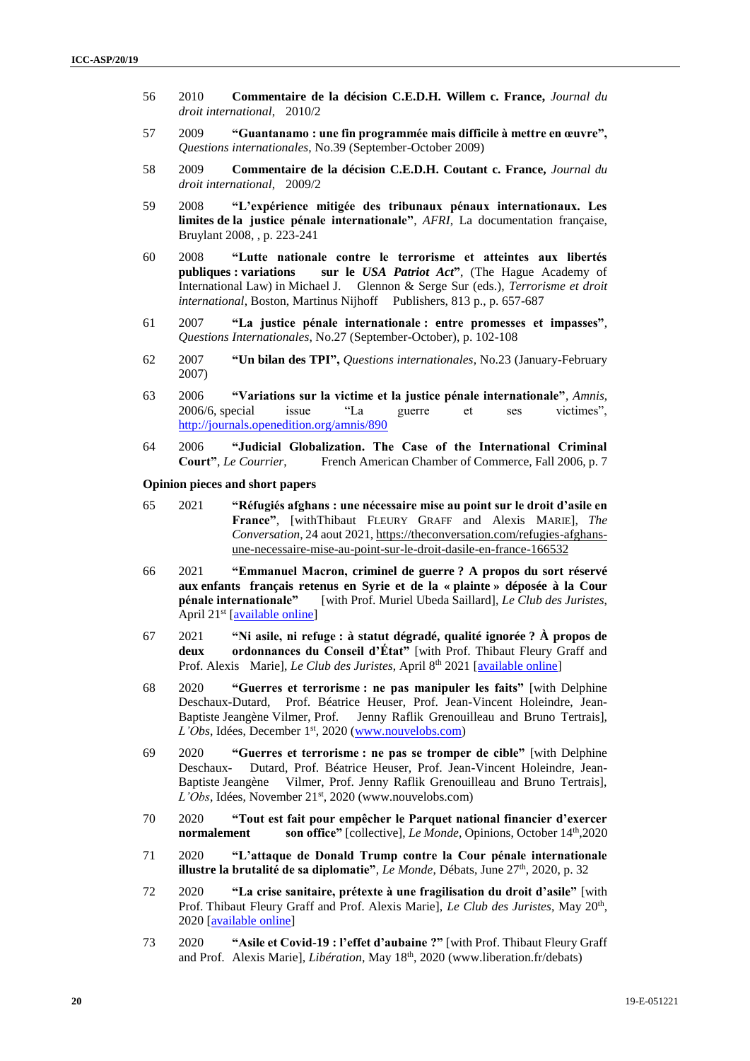56 2010 **Commentaire de la décision C.E.D.H. Willem c. France,** *Journal du droit international*, 2010/2

57 2009 **"Guantanamo : une fin programmée mais difficile à mettre en œuvre",** *Questions internationales*, No.39 (September-October 2009)

58 2009 **Commentaire de la décision C.E.D.H. Coutant c. France,** *Journal du droit international*, 2009/2

59 2008 **"L'expérience mitigée des tribunaux pénaux internationaux. Les limites de la justice pénale internationale"**, *AFRI*, La documentation française, Bruylant 2008, , p. 223-241

60 2008 **"Lutte nationale contre le terrorisme et atteintes aux libertés publiques : variations sur le *USA Patriot Act*"**, (The Hague Academy of International Law) in Michael J. Glennon & Serge Sur (eds.), *Terrorisme et droit international*, Boston, Martinus Nijhoff Publishers, 813 p., p. 657-687

61 2007 **"La justice pénale internationale : entre promesses et impasses"**, *Questions Internationales*, No.27 (September-October), p. 102-108

62 2007 **"Un bilan des TPI",** *Questions internationales*, No.23 (January-February 2007)

63 2006 **"Variations sur la victime et la justice pénale internationale"**, *Amnis*, 2006/6, special issue "La guerre et ses victimes", http://journals.openedition.org/amnis/890

64 2006 **"Judicial Globalization. The Case of the International Criminal Court"**, *Le Courrier*, French American Chamber of Commerce, Fall 2006, p. 7

**Opinion pieces and short papers**

65 2021 **"Réfugiés afghans : une nécessaire mise au point sur le droit d'asile en France"**, [withThibaut FLEURY GRAFF and Alexis MARIE], *The Conversation*, 24 aout 2021, https://theconversation.com/refugies-afghans-une-necessaire-mise-au-point-sur-le-droit-dasile-en-france-166532

66 2021 **"Emmanuel Macron, criminel de guerre ? A propos du sort réservé aux enfants français retenus en Syrie et de la « plainte » déposée à la Cour pénale internationale"** [with Prof. Muriel Ubeda Saillard], *Le Club des Juristes*, April 21st [available online]

67 2021 **"Ni asile, ni refuge : à statut dégradé, qualité ignorée ? À propos de deux ordonnances du Conseil d'État"** [with Prof. Thibaut Fleury Graff and Prof. Alexis Marie], *Le Club des Juristes*, April 8th 2021 [available online]

68 2020 **"Guerres et terrorisme : ne pas manipuler les faits"** [with Delphine Deschaux-Dutard, Prof. Béatrice Heuser, Prof. Jean-Vincent Holeindre, Jean-Baptiste Jeangène Vilmer, Prof. Jenny Raflik Grenouilleau and Bruno Tertrais], *L'Obs*, Idées, December 1st, 2020 (www.nouvelobs.com)

69 2020 **"Guerres et terrorisme : ne pas se tromper de cible"** [with Delphine Deschaux- Dutard, Prof. Béatrice Heuser, Prof. Jean-Vincent Holeindre, Jean-Baptiste Jeangène Vilmer, Prof. Jenny Raflik Grenouilleau and Bruno Tertrais], *L'Obs*, Idées, November 21st, 2020 (www.nouvelobs.com)

70 2020 **"Tout est fait pour empêcher le Parquet national financier d'exercer normalement son office"** [collective], *Le Monde*, Opinions, October 14th,2020

71 2020 **"L'attaque de Donald Trump contre la Cour pénale internationale illustre la brutalité de sa diplomatie"**, *Le Monde*, Débats, June 27th, 2020, p. 32

72 2020 **"La crise sanitaire, prétexte à une fragilisation du droit d'asile"** [with Prof. Thibaut Fleury Graff and Prof. Alexis Marie], *Le Club des Juristes*, May 20th, 2020 [available online]

73 2020 **"Asile et Covid-19 : l'effet d'aubaine ?"** [with Prof. Thibaut Fleury Graff and Prof. Alexis Marie], *Libération*, May 18th, 2020 (www.liberation.fr/debats)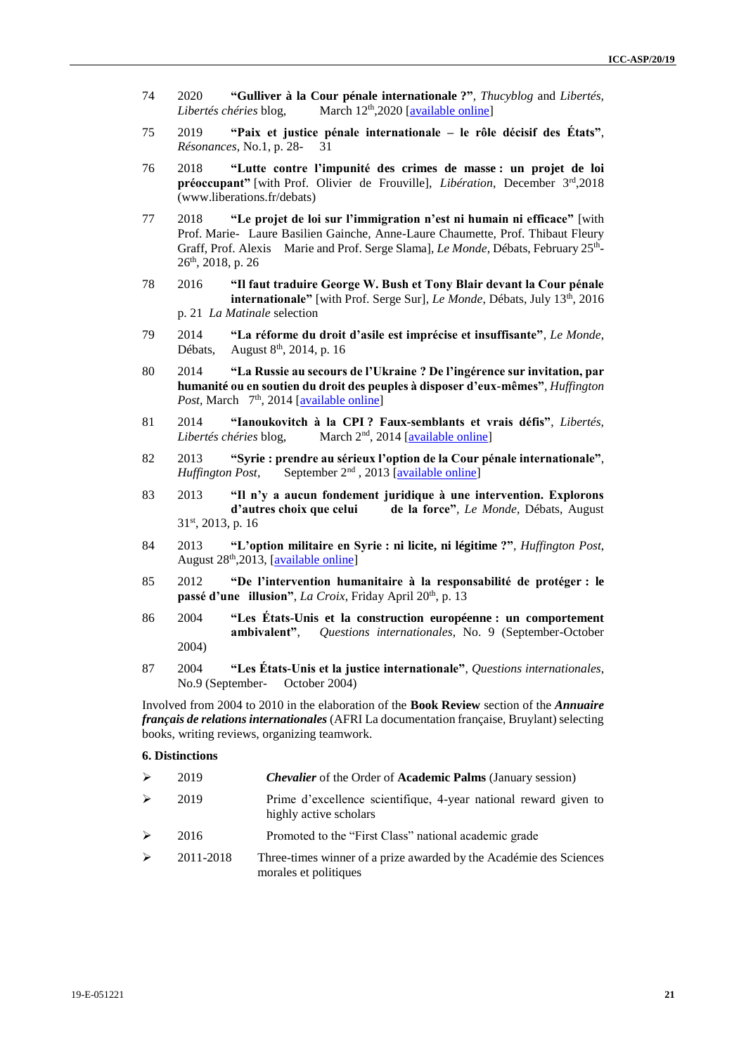74 2020 **"Gulliver à la Cour pénale internationale ?"**, *Thucyblog* and *Libertés, Libertés chéries* blog, March 12th,2020 [available online]

75 2019 **"Paix et justice pénale internationale – le rôle décisif des États"**, *Résonances*, No.1, p. 28- 31

76 2018 **"Lutte contre l'impunité des crimes de masse : un projet de loi préoccupant"** [with Prof. Olivier de Frouville], *Libération*, December 3rd,2018 (www.liberations.fr/debats)

77 2018 **"Le projet de loi sur l'immigration n'est ni humain ni efficace"** [with Prof. Marie- Laure Basilien Gainche, Anne-Laure Chaumette, Prof. Thibaut Fleury Graff, Prof. Alexis Marie and Prof. Serge Slama], *Le Monde*, Débats, February 25th-26th, 2018, p. 26

78 2016 **"Il faut traduire George W. Bush et Tony Blair devant la Cour pénale internationale"** [with Prof. Serge Sur], *Le Monde*, Débats, July 13th, 2016 p. 21 *La Matinale* selection

79 2014 **"La réforme du droit d'asile est imprécise et insuffisante"**, *Le Monde*, Débats, August 8th, 2014, p. 16

80 2014 **"La Russie au secours de l'Ukraine ? De l'ingérence sur invitation, par humanité ou en soutien du droit des peuples à disposer d'eux-mêmes"**, *Huffington Post*, March 7th, 2014 [available online]

81 2014 **"Ianoukovitch à la CPI ? Faux-semblants et vrais défis"**, *Libertés, Libertés chéries* blog, March 2nd, 2014 [available online]

82 2013 **"Syrie : prendre au sérieux l'option de la Cour pénale internationale"**, *Huffington Post*, September 2nd , 2013 [available online]

83 2013 **"Il n'y a aucun fondement juridique à une intervention. Explorons d'autres choix que celui de la force"**, *Le Monde*, Débats, August 31st, 2013, p. 16

84 2013 **"L'option militaire en Syrie : ni licite, ni légitime ?"**, *Huffington Post*, August 28th,2013, [available online]

85 2012 **"De l'intervention humanitaire à la responsabilité de protéger : le passé d'une illusion"**, *La Croix*, Friday April 20th, p. 13

86 2004 **"Les États-Unis et la construction européenne : un comportement ambivalent"**, *Questions internationales*, No. 9 (September-October 2004)

87 2004 **"Les États-Unis et la justice internationale"**, *Questions internationales*, No.9 (September- October 2004)

Involved from 2004 to 2010 in the elaboration of the **Book Review** section of the ***Annuaire français de relations internationales*** (AFRI La documentation française, Bruylant) selecting books, writing reviews, organizing teamwork.

**6. Distinctions**

- 2019 ***Chevalier*** of the Order of **Academic Palms** (January session)
- 2019 Prime d'excellence scientifique, 4-year national reward given to highly active scholars
- 2016 Promoted to the "First Class" national academic grade
- 2011-2018 Three-times winner of a prize awarded by the Académie des Sciences morales et politiques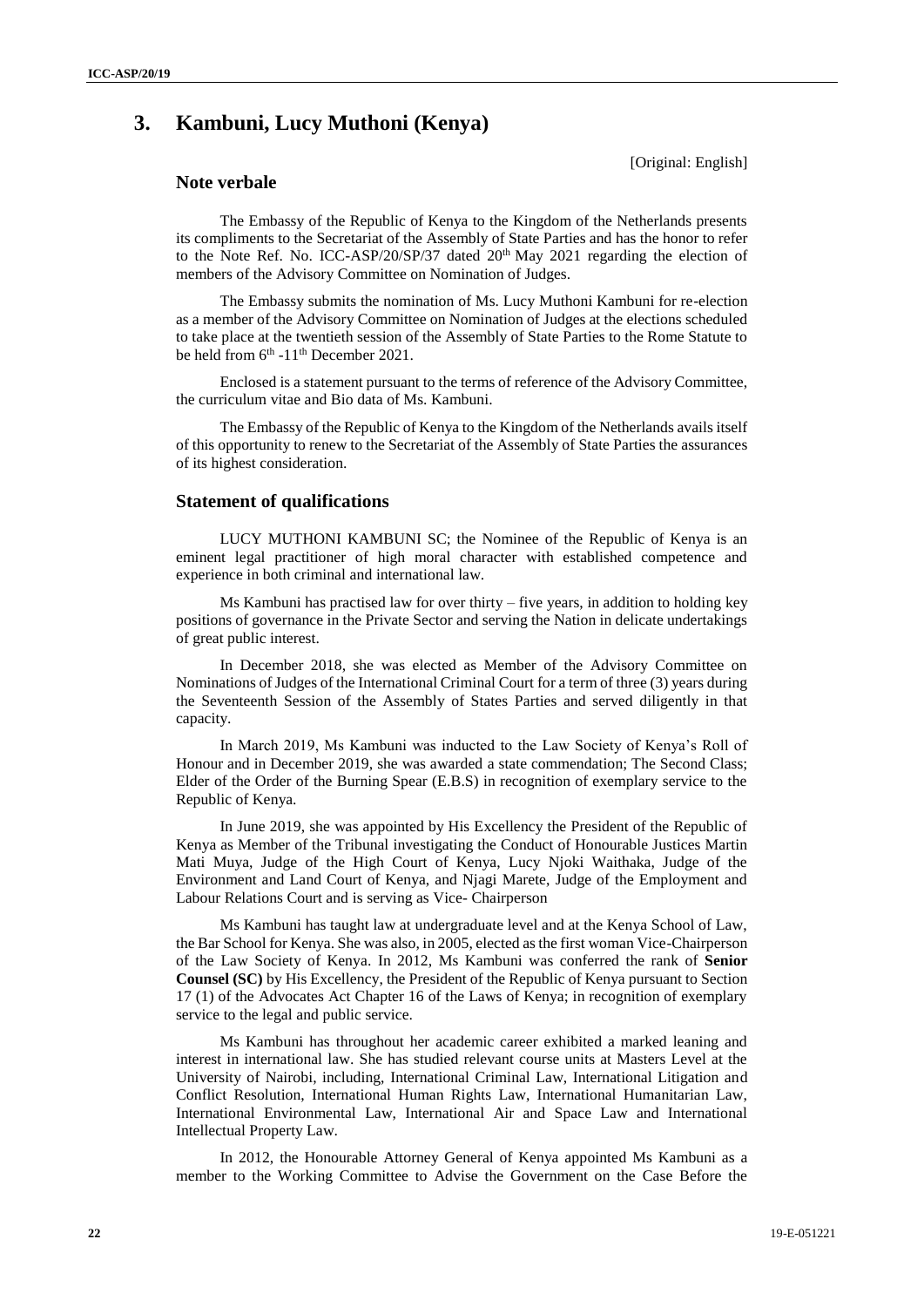# 3. Kambuni, Lucy Muthoni (Kenya)

[Original: English]

## Note verbale

The Embassy of the Republic of Kenya to the Kingdom of the Netherlands presents its compliments to the Secretariat of the Assembly of State Parties and has the honor to refer to the Note Ref. No. ICC-ASP/20/SP/37 dated 20th May 2021 regarding the election of members of the Advisory Committee on Nomination of Judges.

The Embassy submits the nomination of Ms. Lucy Muthoni Kambuni for re-election as a member of the Advisory Committee on Nomination of Judges at the elections scheduled to take place at the twentieth session of the Assembly of State Parties to the Rome Statute to be held from 6th -11th December 2021.

Enclosed is a statement pursuant to the terms of reference of the Advisory Committee, the curriculum vitae and Bio data of Ms. Kambuni.

The Embassy of the Republic of Kenya to the Kingdom of the Netherlands avails itself of this opportunity to renew to the Secretariat of the Assembly of State Parties the assurances of its highest consideration.

## Statement of qualifications

LUCY MUTHONI KAMBUNI SC; the Nominee of the Republic of Kenya is an eminent legal practitioner of high moral character with established competence and experience in both criminal and international law.

Ms Kambuni has practised law for over thirty – five years, in addition to holding key positions of governance in the Private Sector and serving the Nation in delicate undertakings of great public interest.

In December 2018, she was elected as Member of the Advisory Committee on Nominations of Judges of the International Criminal Court for a term of three (3) years during the Seventeenth Session of the Assembly of States Parties and served diligently in that capacity.

In March 2019, Ms Kambuni was inducted to the Law Society of Kenya's Roll of Honour and in December 2019, she was awarded a state commendation; The Second Class; Elder of the Order of the Burning Spear (E.B.S) in recognition of exemplary service to the Republic of Kenya.

In June 2019, she was appointed by His Excellency the President of the Republic of Kenya as Member of the Tribunal investigating the Conduct of Honourable Justices Martin Mati Muya, Judge of the High Court of Kenya, Lucy Njoki Waithaka, Judge of the Environment and Land Court of Kenya, and Njagi Marete, Judge of the Employment and Labour Relations Court and is serving as Vice- Chairperson

Ms Kambuni has taught law at undergraduate level and at the Kenya School of Law, the Bar School for Kenya. She was also, in 2005, elected as the first woman Vice-Chairperson of the Law Society of Kenya. In 2012, Ms Kambuni was conferred the rank of **Senior Counsel (SC)** by His Excellency, the President of the Republic of Kenya pursuant to Section 17 (1) of the Advocates Act Chapter 16 of the Laws of Kenya; in recognition of exemplary service to the legal and public service.

Ms Kambuni has throughout her academic career exhibited a marked leaning and interest in international law. She has studied relevant course units at Masters Level at the University of Nairobi, including, International Criminal Law, International Litigation and Conflict Resolution, International Human Rights Law, International Humanitarian Law, International Environmental Law, International Air and Space Law and International Intellectual Property Law.

In 2012, the Honourable Attorney General of Kenya appointed Ms Kambuni as a member to the Working Committee to Advise the Government on the Case Before the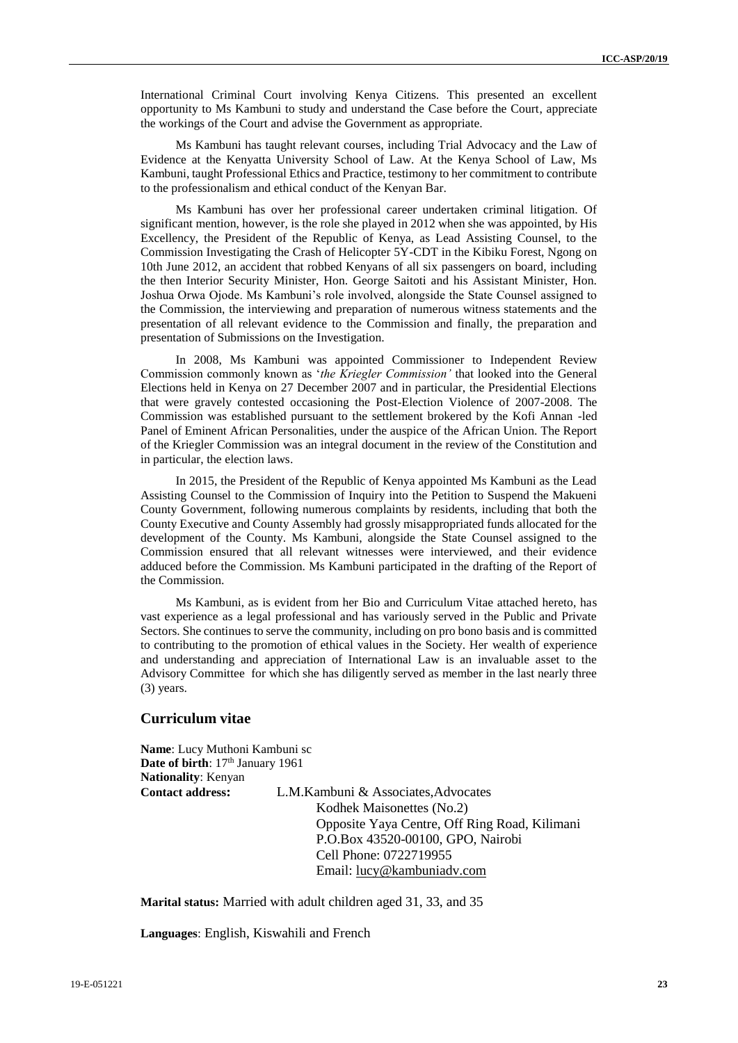International Criminal Court involving Kenya Citizens. This presented an excellent opportunity to Ms Kambuni to study and understand the Case before the Court, appreciate the workings of the Court and advise the Government as appropriate.

Ms Kambuni has taught relevant courses, including Trial Advocacy and the Law of Evidence at the Kenyatta University School of Law. At the Kenya School of Law, Ms Kambuni, taught Professional Ethics and Practice, testimony to her commitment to contribute to the professionalism and ethical conduct of the Kenyan Bar.

Ms Kambuni has over her professional career undertaken criminal litigation. Of significant mention, however, is the role she played in 2012 when she was appointed, by His Excellency, the President of the Republic of Kenya, as Lead Assisting Counsel, to the Commission Investigating the Crash of Helicopter 5Y-CDT in the Kibiku Forest, Ngong on 10th June 2012, an accident that robbed Kenyans of all six passengers on board, including the then Interior Security Minister, Hon. George Saitoti and his Assistant Minister, Hon. Joshua Orwa Ojode. Ms Kambuni's role involved, alongside the State Counsel assigned to the Commission, the interviewing and preparation of numerous witness statements and the presentation of all relevant evidence to the Commission and finally, the preparation and presentation of Submissions on the Investigation.

In 2008, Ms Kambuni was appointed Commissioner to Independent Review Commission commonly known as '*the Kriegler Commission'* that looked into the General Elections held in Kenya on 27 December 2007 and in particular, the Presidential Elections that were gravely contested occasioning the Post-Election Violence of 2007-2008. The Commission was established pursuant to the settlement brokered by the Kofi Annan -led Panel of Eminent African Personalities, under the auspice of the African Union. The Report of the Kriegler Commission was an integral document in the review of the Constitution and in particular, the election laws.

In 2015, the President of the Republic of Kenya appointed Ms Kambuni as the Lead Assisting Counsel to the Commission of Inquiry into the Petition to Suspend the Makueni County Government, following numerous complaints by residents, including that both the County Executive and County Assembly had grossly misappropriated funds allocated for the development of the County. Ms Kambuni, alongside the State Counsel assigned to the Commission ensured that all relevant witnesses were interviewed, and their evidence adduced before the Commission. Ms Kambuni participated in the drafting of the Report of the Commission.

Ms Kambuni, as is evident from her Bio and Curriculum Vitae attached hereto, has vast experience as a legal professional and has variously served in the Public and Private Sectors. She continues to serve the community, including on pro bono basis and is committed to contributing to the promotion of ethical values in the Society. Her wealth of experience and understanding and appreciation of International Law is an invaluable asset to the Advisory Committee for which she has diligently served as member in the last nearly three (3) years.

## Curriculum vitae

**Name**: Lucy Muthoni Kambuni sc
**Date of birth**: 17th January 1961
**Nationality**: Kenyan
**Contact address:** L.M.Kambuni & Associates,Advocates
Kodhek Maisonettes (No.2)
Opposite Yaya Centre, Off Ring Road, Kilimani
P.O.Box 43520-00100, GPO, Nairobi
Cell Phone: 0722719955
Email: lucy@kambuniadv.com

**Marital status:** Married with adult children aged 31, 33, and 35

**Languages**: English, Kiswahili and French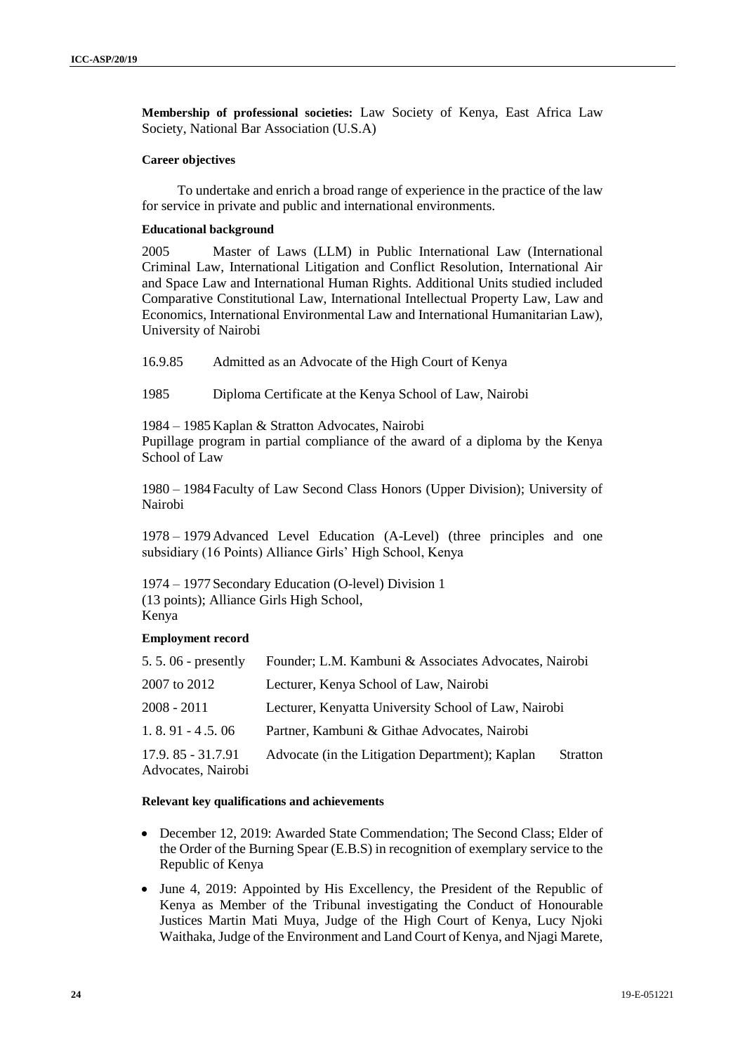**Membership of professional societies:** Law Society of Kenya, East Africa Law Society, National Bar Association (U.S.A)

#### Career objectives

To undertake and enrich a broad range of experience in the practice of the law for service in private and public and international environments.

#### Educational background

2005 Master of Laws (LLM) in Public International Law (International Criminal Law, International Litigation and Conflict Resolution, International Air and Space Law and International Human Rights. Additional Units studied included Comparative Constitutional Law, International Intellectual Property Law, Law and Economics, International Environmental Law and International Humanitarian Law), University of Nairobi

16.9.85 Admitted as an Advocate of the High Court of Kenya

1985 Diploma Certificate at the Kenya School of Law, Nairobi

1984 – 1985 Kaplan & Stratton Advocates, Nairobi
Pupillage program in partial compliance of the award of a diploma by the Kenya School of Law

1980 – 1984 Faculty of Law Second Class Honors (Upper Division); University of Nairobi

1978 – 1979 Advanced Level Education (A-Level) (three principles and one subsidiary (16 Points) Alliance Girls' High School, Kenya

1974 – 1977 Secondary Education (O-level) Division 1
(13 points); Alliance Girls High School,
Kenya

#### Employment record

| | |
|---|---|
| 5. 5. 06 - presently | Founder; L.M. Kambuni & Associates Advocates, Nairobi |
| 2007 to 2012 | Lecturer, Kenya School of Law, Nairobi |
| 2008 - 2011 | Lecturer, Kenyatta University School of Law, Nairobi |
| 1. 8. 91 - 4 .5. 06 | Partner, Kambuni & Githae Advocates, Nairobi |
| 17.9. 85 - 31.7.91 | Advocate (in the Litigation Department); Kaplan Stratton Advocates, Nairobi |

#### Relevant key qualifications and achievements

- December 12, 2019: Awarded State Commendation; The Second Class; Elder of the Order of the Burning Spear (E.B.S) in recognition of exemplary service to the Republic of Kenya
- June 4, 2019: Appointed by His Excellency, the President of the Republic of Kenya as Member of the Tribunal investigating the Conduct of Honourable Justices Martin Mati Muya, Judge of the High Court of Kenya, Lucy Njoki Waithaka, Judge of the Environment and Land Court of Kenya, and Njagi Marete,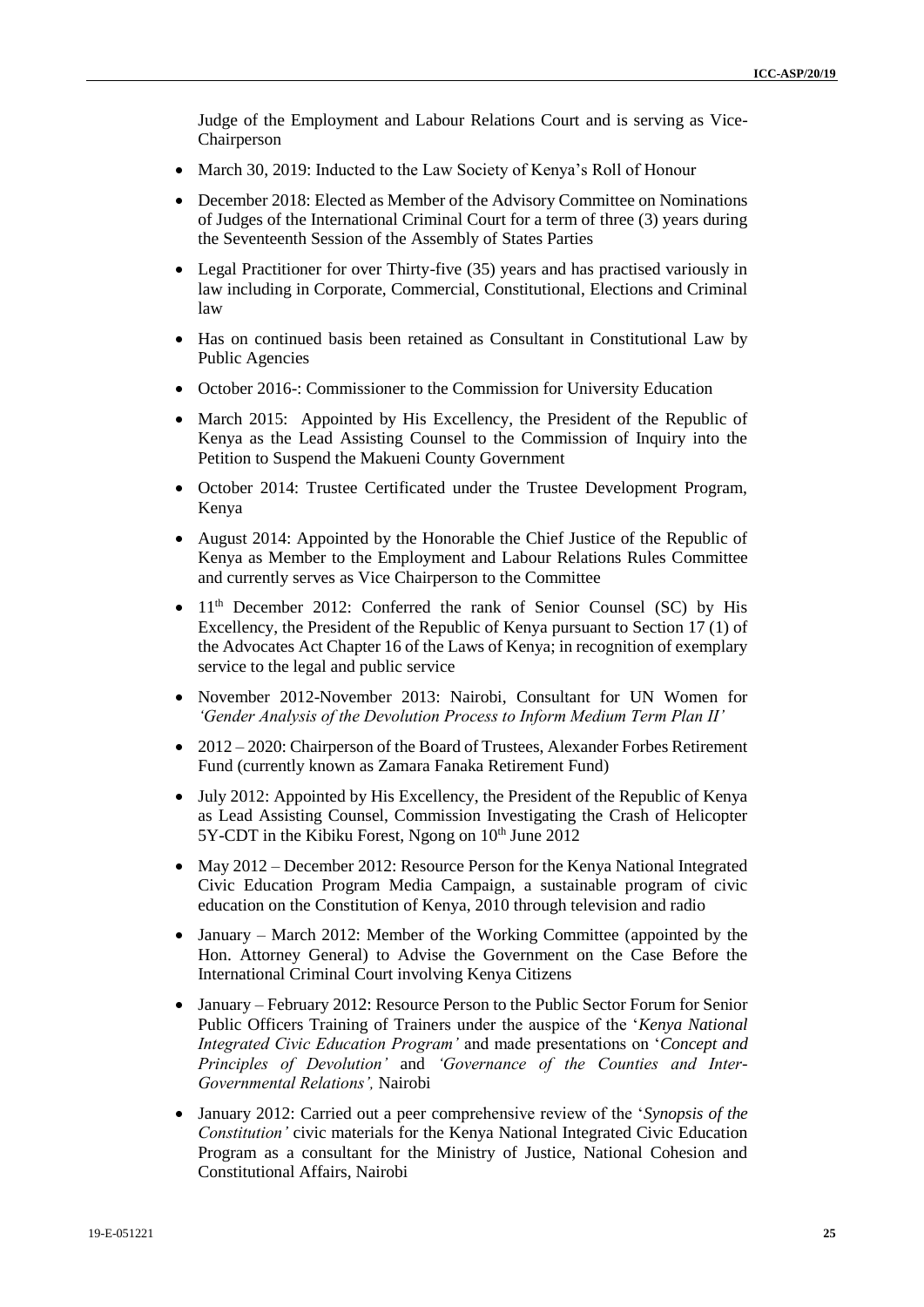Judge of the Employment and Labour Relations Court and is serving as Vice-Chairperson

- March 30, 2019: Inducted to the Law Society of Kenya's Roll of Honour
- December 2018: Elected as Member of the Advisory Committee on Nominations of Judges of the International Criminal Court for a term of three (3) years during the Seventeenth Session of the Assembly of States Parties
- Legal Practitioner for over Thirty-five (35) years and has practised variously in law including in Corporate, Commercial, Constitutional, Elections and Criminal law
- Has on continued basis been retained as Consultant in Constitutional Law by Public Agencies
- October 2016-: Commissioner to the Commission for University Education
- March 2015: Appointed by His Excellency, the President of the Republic of Kenya as the Lead Assisting Counsel to the Commission of Inquiry into the Petition to Suspend the Makueni County Government
- October 2014: Trustee Certificated under the Trustee Development Program, Kenya
- August 2014: Appointed by the Honorable the Chief Justice of the Republic of Kenya as Member to the Employment and Labour Relations Rules Committee and currently serves as Vice Chairperson to the Committee
- 11th December 2012: Conferred the rank of Senior Counsel (SC) by His Excellency, the President of the Republic of Kenya pursuant to Section 17 (1) of the Advocates Act Chapter 16 of the Laws of Kenya; in recognition of exemplary service to the legal and public service
- November 2012-November 2013: Nairobi, Consultant for UN Women for *'Gender Analysis of the Devolution Process to Inform Medium Term Plan II'*
- 2012 – 2020: Chairperson of the Board of Trustees, Alexander Forbes Retirement Fund (currently known as Zamara Fanaka Retirement Fund)
- July 2012: Appointed by His Excellency, the President of the Republic of Kenya as Lead Assisting Counsel, Commission Investigating the Crash of Helicopter 5Y-CDT in the Kibiku Forest, Ngong on 10th June 2012
- May 2012 – December 2012: Resource Person for the Kenya National Integrated Civic Education Program Media Campaign, a sustainable program of civic education on the Constitution of Kenya, 2010 through television and radio
- January – March 2012: Member of the Working Committee (appointed by the Hon. Attorney General) to Advise the Government on the Case Before the International Criminal Court involving Kenya Citizens
- January – February 2012: Resource Person to the Public Sector Forum for Senior Public Officers Training of Trainers under the auspice of the '*Kenya National Integrated Civic Education Program'* and made presentations on '*Concept and Principles of Devolution'* and *'Governance of the Counties and Inter-Governmental Relations',* Nairobi
- January 2012: Carried out a peer comprehensive review of the '*Synopsis of the Constitution'* civic materials for the Kenya National Integrated Civic Education Program as a consultant for the Ministry of Justice, National Cohesion and Constitutional Affairs, Nairobi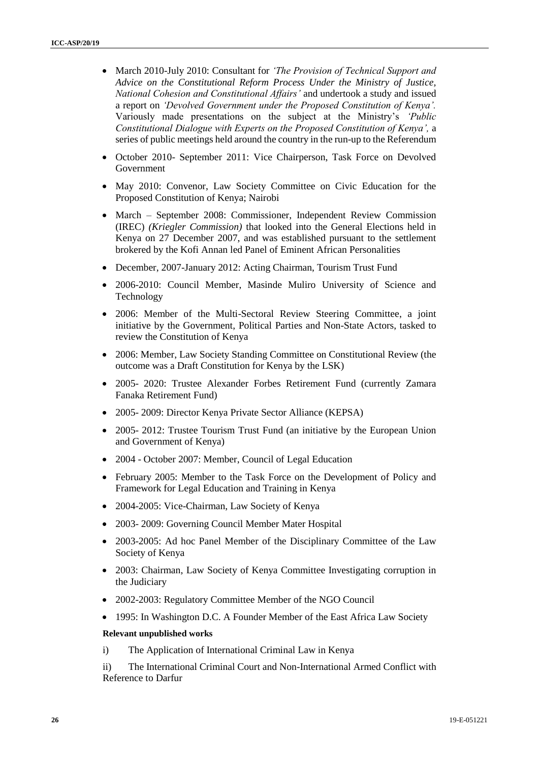- March 2010-July 2010: Consultant for *'The Provision of Technical Support and Advice on the Constitutional Reform Process Under the Ministry of Justice, National Cohesion and Constitutional Affairs'* and undertook a study and issued a report on *'Devolved Government under the Proposed Constitution of Kenya'.* Variously made presentations on the subject at the Ministry's *'Public Constitutional Dialogue with Experts on the Proposed Constitution of Kenya',* a series of public meetings held around the country in the run-up to the Referendum
- October 2010- September 2011: Vice Chairperson, Task Force on Devolved Government
- May 2010: Convenor, Law Society Committee on Civic Education for the Proposed Constitution of Kenya; Nairobi
- March – September 2008: Commissioner, Independent Review Commission (IREC) *(Kriegler Commission)* that looked into the General Elections held in Kenya on 27 December 2007, and was established pursuant to the settlement brokered by the Kofi Annan led Panel of Eminent African Personalities
- December, 2007-January 2012: Acting Chairman, Tourism Trust Fund
- 2006-2010: Council Member, Masinde Muliro University of Science and Technology
- 2006: Member of the Multi-Sectoral Review Steering Committee, a joint initiative by the Government, Political Parties and Non-State Actors, tasked to review the Constitution of Kenya
- 2006: Member, Law Society Standing Committee on Constitutional Review (the outcome was a Draft Constitution for Kenya by the LSK)
- 2005- 2020: Trustee Alexander Forbes Retirement Fund (currently Zamara Fanaka Retirement Fund)
- 2005- 2009: Director Kenya Private Sector Alliance (KEPSA)
- 2005- 2012: Trustee Tourism Trust Fund (an initiative by the European Union and Government of Kenya)
- 2004 - October 2007: Member, Council of Legal Education
- February 2005: Member to the Task Force on the Development of Policy and Framework for Legal Education and Training in Kenya
- 2004-2005: Vice-Chairman, Law Society of Kenya
- 2003- 2009: Governing Council Member Mater Hospital
- 2003-2005: Ad hoc Panel Member of the Disciplinary Committee of the Law Society of Kenya
- 2003: Chairman, Law Society of Kenya Committee Investigating corruption in the Judiciary
- 2002-2003: Regulatory Committee Member of the NGO Council
- 1995: In Washington D.C. A Founder Member of the East Africa Law Society

**Relevant unpublished works**

i) The Application of International Criminal Law in Kenya

ii) The International Criminal Court and Non-International Armed Conflict with Reference to Darfur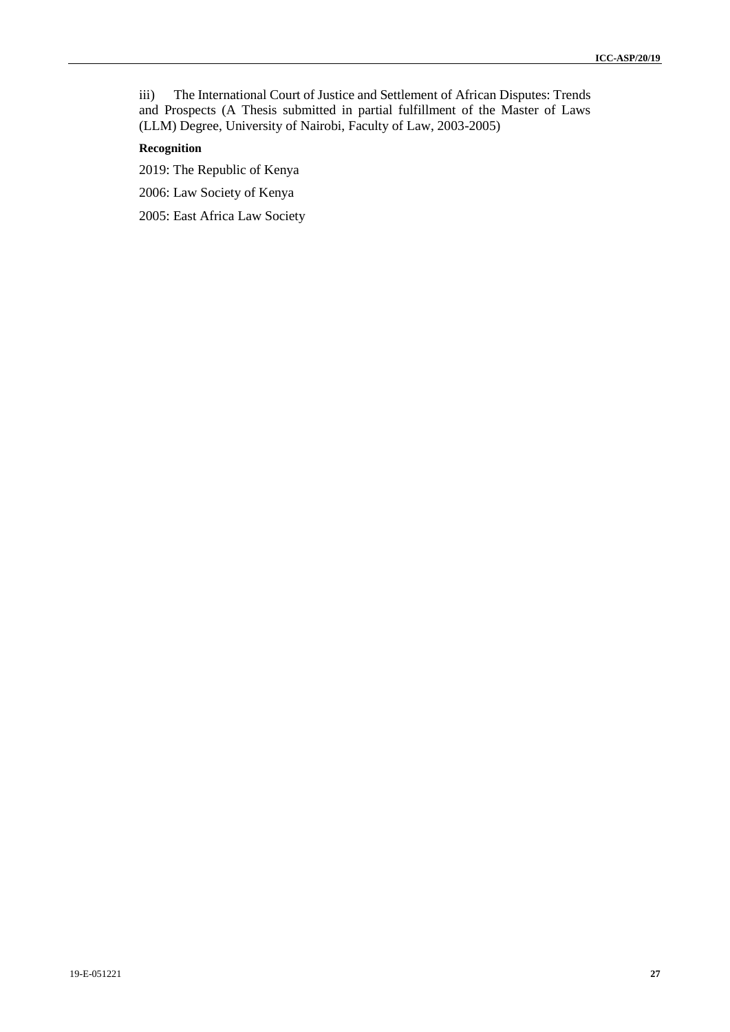iii) The International Court of Justice and Settlement of African Disputes: Trends and Prospects (A Thesis submitted in partial fulfillment of the Master of Laws (LLM) Degree, University of Nairobi, Faculty of Law, 2003-2005)

**Recognition**

2019: The Republic of Kenya

2006: Law Society of Kenya

2005: East Africa Law Society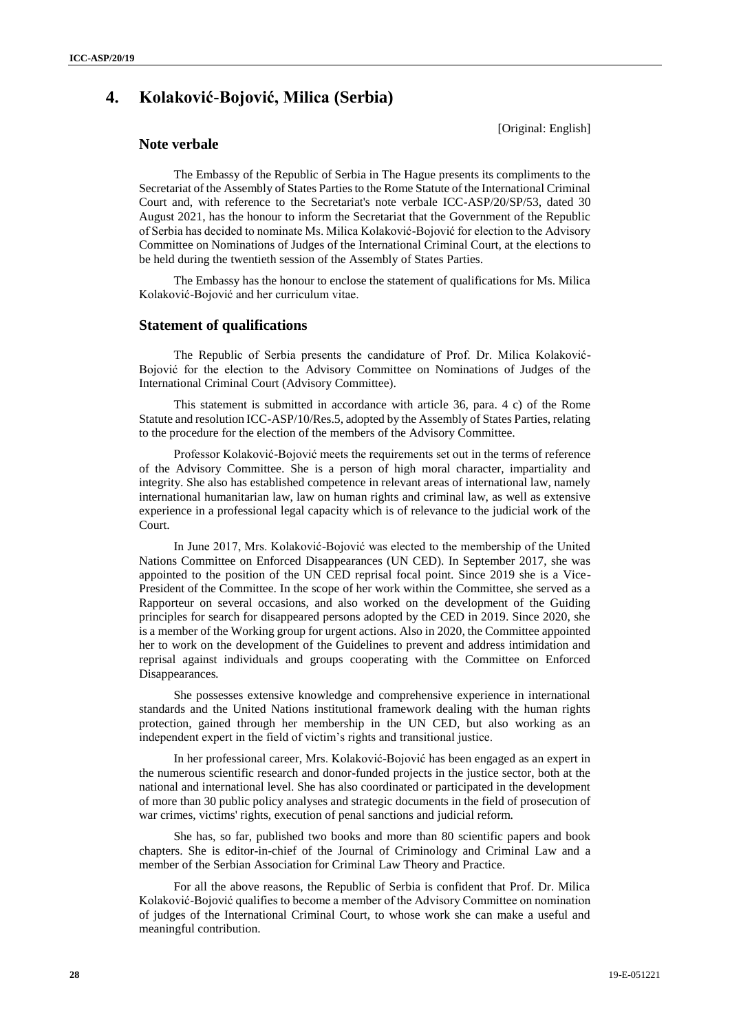## 4. Kolaković-Bojović, Milica (Serbia)

[Original: English]

### Note verbale

The Embassy of the Republic of Serbia in The Hague presents its compliments to the Secretariat of the Assembly of States Parties to the Rome Statute of the International Criminal Court and, with reference to the Secretariat's note verbale ICC-ASP/20/SP/53, dated 30 August 2021, has the honour to inform the Secretariat that the Government of the Republic of Serbia has decided to nominate Ms. Milica Kolaković-Bojović for election to the Advisory Committee on Nominations of Judges of the International Criminal Court, at the elections to be held during the twentieth session of the Assembly of States Parties.

The Embassy has the honour to enclose the statement of qualifications for Ms. Milica Kolaković-Bojović and her curriculum vitae.

### Statement of qualifications

The Republic of Serbia presents the candidature of Prof. Dr. Milica Kolaković-Bojović for the election to the Advisory Committee on Nominations of Judges of the International Criminal Court (Advisory Committee).

This statement is submitted in accordance with article 36, para. 4 c) of the Rome Statute and resolution ICC-ASP/10/Res.5, adopted by the Assembly of States Parties, relating to the procedure for the election of the members of the Advisory Committee.

Professor Kolaković-Bojović meets the requirements set out in the terms of reference of the Advisory Committee. She is a person of high moral character, impartiality and integrity. She also has established competence in relevant areas of international law, namely international humanitarian law, law on human rights and criminal law, as well as extensive experience in a professional legal capacity which is of relevance to the judicial work of the Court.

In June 2017, Mrs. Kolaković-Bojović was elected to the membership of the United Nations Committee on Enforced Disappearances (UN CED). In September 2017, she was appointed to the position of the UN CED reprisal focal point. Since 2019 she is a Vice-President of the Committee. In the scope of her work within the Committee, she served as a Rapporteur on several occasions, and also worked on the development of the Guiding principles for search for disappeared persons adopted by the CED in 2019. Since 2020, she is a member of the Working group for urgent actions. Also in 2020, the Committee appointed her to work on the development of the Guidelines to prevent and address intimidation and reprisal against individuals and groups cooperating with the Committee on Enforced Disappearances.

She possesses extensive knowledge and comprehensive experience in international standards and the United Nations institutional framework dealing with the human rights protection, gained through her membership in the UN CED, but also working as an independent expert in the field of victim's rights and transitional justice.

In her professional career, Mrs. Kolaković-Bojović has been engaged as an expert in the numerous scientific research and donor-funded projects in the justice sector, both at the national and international level. She has also coordinated or participated in the development of more than 30 public policy analyses and strategic documents in the field of prosecution of war crimes, victims' rights, execution of penal sanctions and judicial reform.

She has, so far, published two books and more than 80 scientific papers and book chapters. She is editor-in-chief of the Journal of Criminology and Criminal Law and a member of the Serbian Association for Criminal Law Theory and Practice.

For all the above reasons, the Republic of Serbia is confident that Prof. Dr. Milica Kolaković-Bojović qualifies to become a member of the Advisory Committee on nomination of judges of the International Criminal Court, to whose work she can make a useful and meaningful contribution.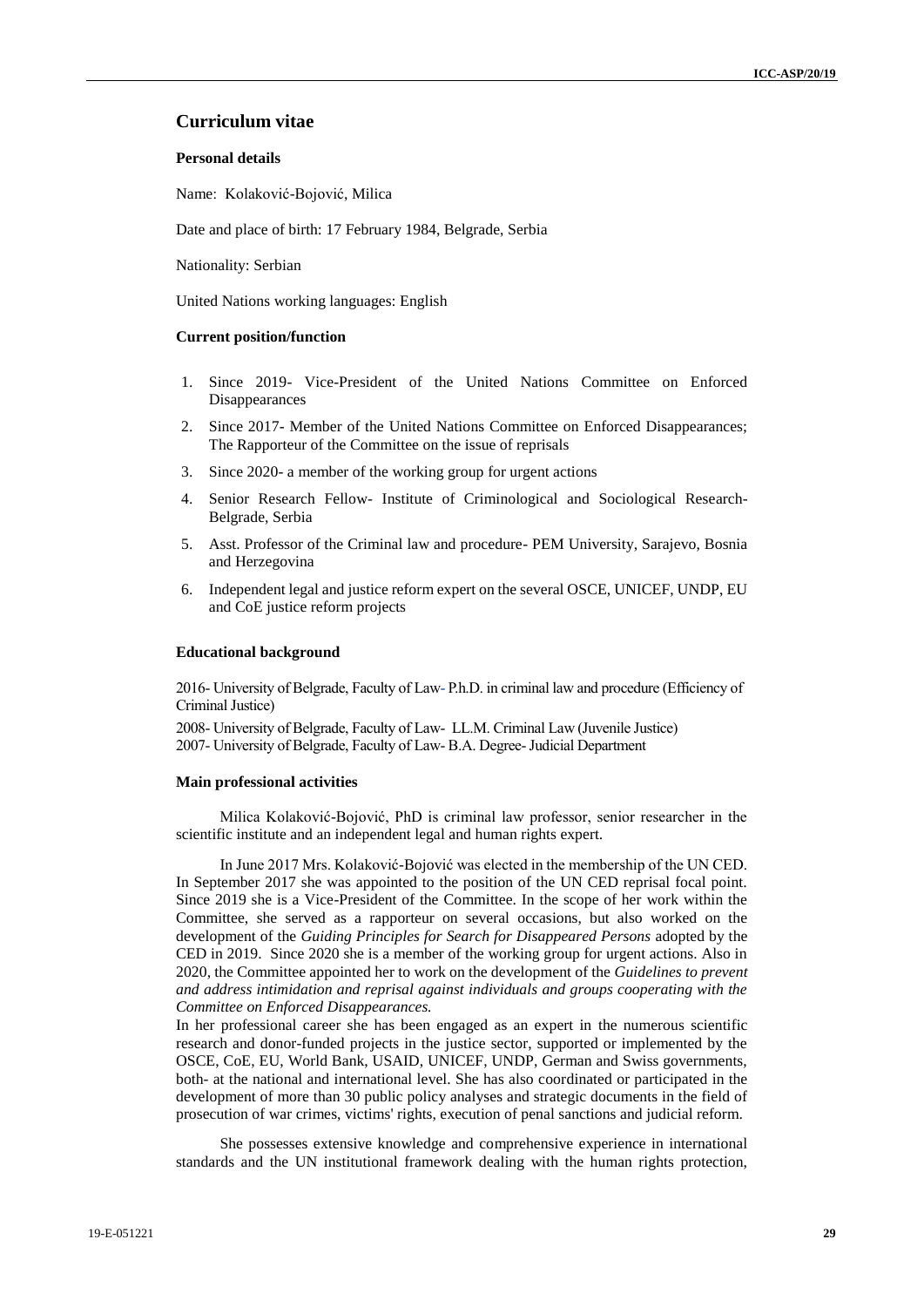## Curriculum vitae

### Personal details

Name: Kolaković-Bojović, Milica

Date and place of birth: 17 February 1984, Belgrade, Serbia

Nationality: Serbian

United Nations working languages: English

### Current position/function

1. Since 2019- Vice-President of the United Nations Committee on Enforced Disappearances
2. Since 2017- Member of the United Nations Committee on Enforced Disappearances; The Rapporteur of the Committee on the issue of reprisals
3. Since 2020- a member of the working group for urgent actions
4. Senior Research Fellow- Institute of Criminological and Sociological Research- Belgrade, Serbia
5. Asst. Professor of the Criminal law and procedure- PEM University, Sarajevo, Bosnia and Herzegovina
6. Independent legal and justice reform expert on the several OSCE, UNICEF, UNDP, EU and CoE justice reform projects

### Educational background

2016- University of Belgrade, Faculty of Law- P.h.D. in criminal law and procedure (Efficiency of Criminal Justice)

2008- University of Belgrade, Faculty of Law- LL.M. Criminal Law (Juvenile Justice)
2007- University of Belgrade, Faculty of Law- B.A. Degree- Judicial Department

### Main professional activities

Milica Kolaković-Bojović, PhD is criminal law professor, senior researcher in the scientific institute and an independent legal and human rights expert.

In June 2017 Mrs. Kolaković-Bojović was elected in the membership of the UN CED. In September 2017 she was appointed to the position of the UN CED reprisal focal point. Since 2019 she is a Vice-President of the Committee. In the scope of her work within the Committee, she served as a rapporteur on several occasions, but also worked on the development of the *Guiding Principles for Search for Disappeared Persons* adopted by the CED in 2019. Since 2020 she is a member of the working group for urgent actions. Also in 2020, the Committee appointed her to work on the development of the *Guidelines to prevent and address intimidation and reprisal against individuals and groups cooperating with the Committee on Enforced Disappearances.*
In her professional career she has been engaged as an expert in the numerous scientific research and donor-funded projects in the justice sector, supported or implemented by the OSCE, CoE, EU, World Bank, USAID, UNICEF, UNDP, German and Swiss governments, both- at the national and international level. She has also coordinated or participated in the development of more than 30 public policy analyses and strategic documents in the field of prosecution of war crimes, victims' rights, execution of penal sanctions and judicial reform.

She possesses extensive knowledge and comprehensive experience in international standards and the UN institutional framework dealing with the human rights protection,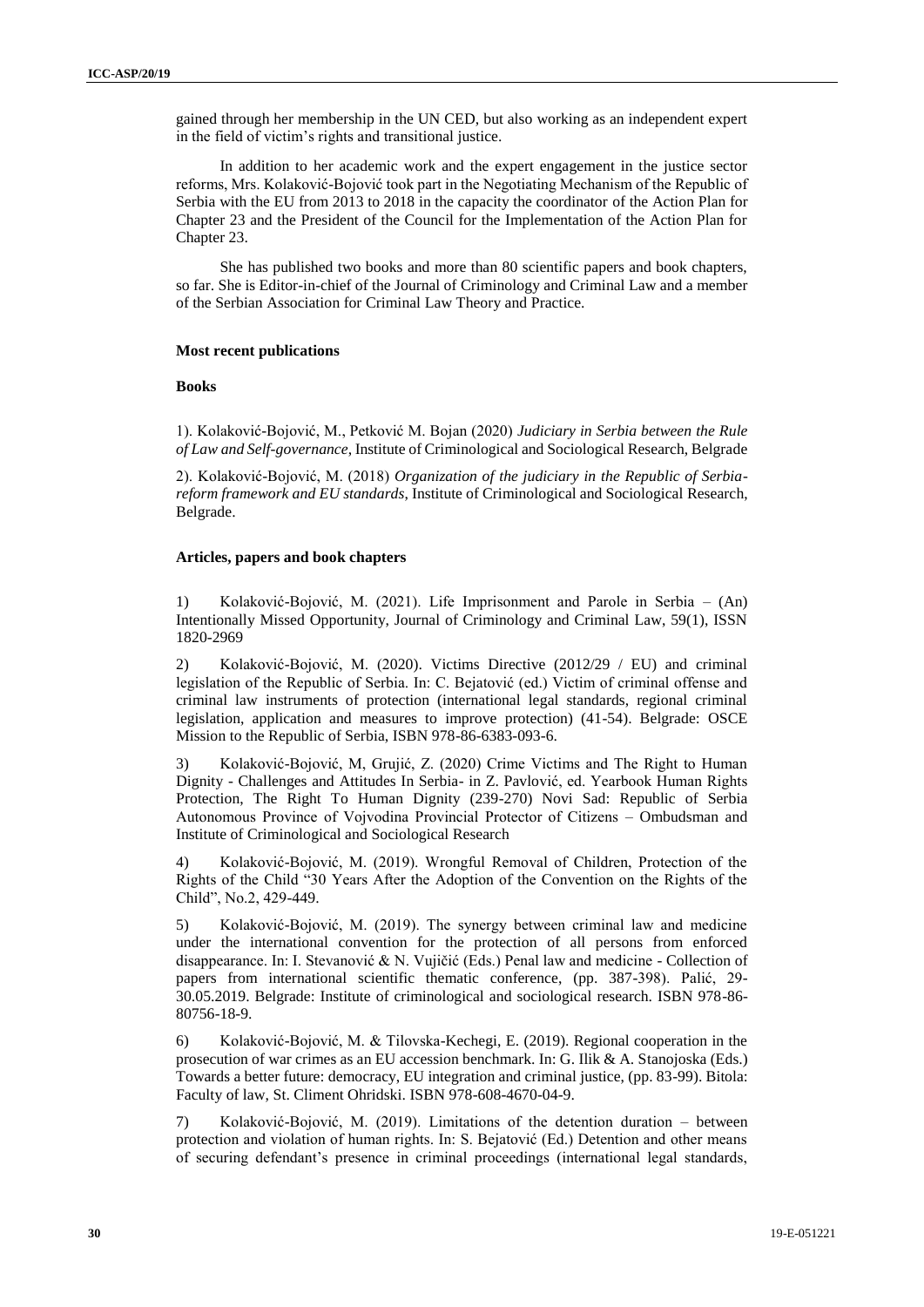gained through her membership in the UN CED, but also working as an independent expert in the field of victim's rights and transitional justice.

In addition to her academic work and the expert engagement in the justice sector reforms, Mrs. Kolaković-Bojović took part in the Negotiating Mechanism of the Republic of Serbia with the EU from 2013 to 2018 in the capacity the coordinator of the Action Plan for Chapter 23 and the President of the Council for the Implementation of the Action Plan for Chapter 23.

She has published two books and more than 80 scientific papers and book chapters, so far. She is Editor-in-chief of the Journal of Criminology and Criminal Law and a member of the Serbian Association for Criminal Law Theory and Practice.

#### Most recent publications

##### Books

1). Kolaković-Bojović, M., Petković M. Bojan (2020) *Judiciary in Serbia between the Rule of Law and Self-governance*, Institute of Criminological and Sociological Research, Belgrade

2). Kolaković-Bojović, M. (2018) *Organization of the judiciary in the Republic of Serbia-reform framework and EU standards*, Institute of Criminological and Sociological Research, Belgrade.

##### Articles, papers and book chapters

1) Kolaković-Bojović, M. (2021). Life Imprisonment and Parole in Serbia – (An) Intentionally Missed Opportunity, Journal of Criminology and Criminal Law, 59(1), ISSN 1820-2969

2) Kolaković-Bojović, M. (2020). Victims Directive (2012/29 / EU) and criminal legislation of the Republic of Serbia. In: C. Bejatović (ed.) Victim of criminal offense and criminal law instruments of protection (international legal standards, regional criminal legislation, application and measures to improve protection) (41-54). Belgrade: OSCE Mission to the Republic of Serbia, ISBN 978-86-6383-093-6.

3) Kolaković-Bojović, M, Grujić, Z. (2020) Crime Victims and The Right to Human Dignity - Challenges and Attitudes In Serbia- in Z. Pavlović, ed. Yearbook Human Rights Protection, The Right To Human Dignity (239-270) Novi Sad: Republic of Serbia Autonomous Province of Vojvodina Provincial Protector of Citizens – Ombudsman and Institute of Criminological and Sociological Research

4) Kolaković-Bojović, M. (2019). Wrongful Removal of Children, Protection of the Rights of the Child "30 Years After the Adoption of the Convention on the Rights of the Child", No.2, 429-449.

5) Kolaković-Bojović, M. (2019). The synergy between criminal law and medicine under the international convention for the protection of all persons from enforced disappearance. In: I. Stevanović & N. Vujičić (Eds.) Penal law and medicine - Collection of papers from international scientific thematic conference, (pp. 387-398). Palić, 29-30.05.2019. Belgrade: Institute of criminological and sociological research. ISBN 978-86-80756-18-9.

6) Kolaković-Bojović, M. & Tilovska-Kechegi, E. (2019). Regional cooperation in the prosecution of war crimes as an EU accession benchmark. In: G. Ilik & A. Stanojoska (Eds.) Towards a better future: democracy, EU integration and criminal justice, (pp. 83-99). Bitola: Faculty of law, St. Climent Ohridski. ISBN 978-608-4670-04-9.

7) Kolaković-Bojović, M. (2019). Limitations of the detention duration – between protection and violation of human rights. In: S. Bejatović (Ed.) Detention and other means of securing defendant's presence in criminal proceedings (international legal standards,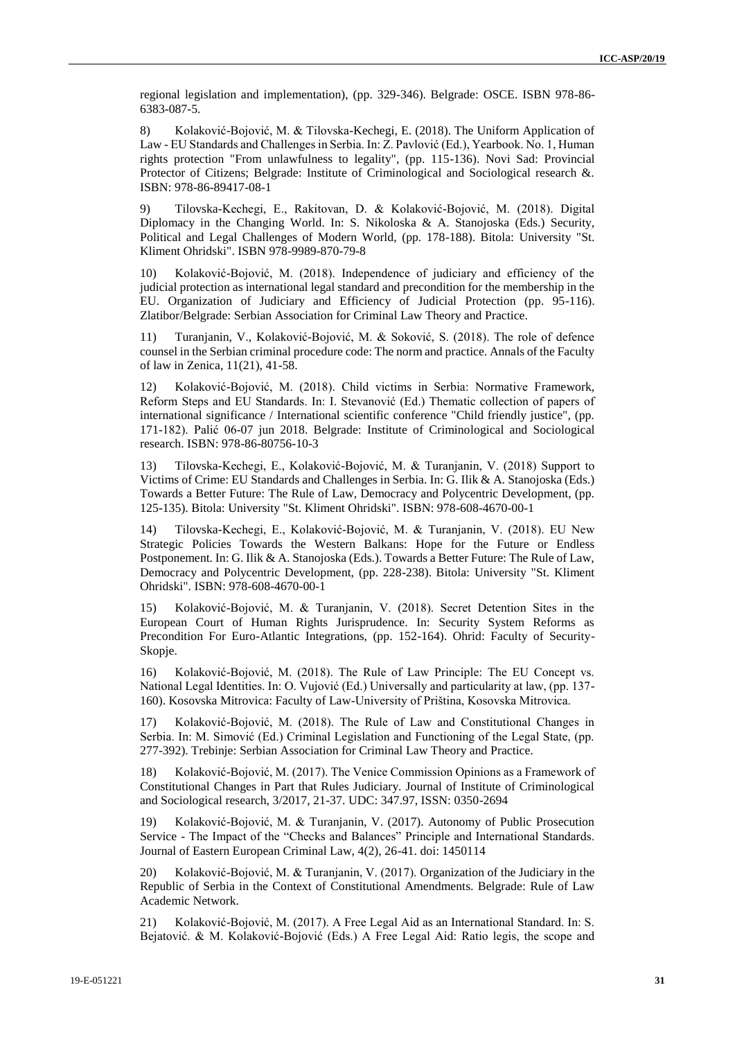regional legislation and implementation), (pp. 329-346). Belgrade: OSCE. ISBN 978-86-6383-087-5.

8) Kolaković-Bojović, M. & Tilovska-Kechegi, E. (2018). The Uniform Application of Law - EU Standards and Challenges in Serbia. In: Z. Pavlović (Ed.), Yearbook. No. 1, Human rights protection "From unlawfulness to legality", (pp. 115-136). Novi Sad: Provincial Protector of Citizens; Belgrade: Institute of Criminological and Sociological research &. ISBN: 978-86-89417-08-1

9) Tilovska-Kechegi, E., Rakitovan, D. & Kolaković-Bojović, M. (2018). Digital Diplomacy in the Changing World. In: S. Nikoloska & A. Stanojoska (Eds.) Security, Political and Legal Challenges of Modern World, (pp. 178-188). Bitola: University "St. Kliment Ohridski". ISBN 978-9989-870-79-8

10) Kolaković-Bojović, M. (2018). Independence of judiciary and efficiency of the judicial protection as international legal standard and precondition for the membership in the EU. Organization of Judiciary and Efficiency of Judicial Protection (pp. 95-116). Zlatibor/Belgrade: Serbian Association for Criminal Law Theory and Practice.

11) Turanjanin, V., Kolaković-Bojović, M. & Soković, S. (2018). The role of defence counsel in the Serbian criminal procedure code: The norm and practice. Annals of the Faculty of law in Zenica, 11(21), 41-58.

12) Kolaković-Bojović, M. (2018). Child victims in Serbia: Normative Framework, Reform Steps and EU Standards. In: I. Stevanović (Ed.) Thematic collection of papers of international significance / International scientific conference "Child friendly justice", (pp. 171-182). Palić 06-07 jun 2018. Belgrade: Institute of Criminological and Sociological research. ISBN: 978-86-80756-10-3

13) Tilovska-Kechegi, E., Kolaković-Bojović, M. & Turanjanin, V. (2018) Support to Victims of Crime: EU Standards and Challenges in Serbia. In: G. Ilik & A. Stanojoska (Eds.) Towards a Better Future: The Rule of Law, Democracy and Polycentric Development, (pp. 125-135). Bitola: University "St. Kliment Ohridski". ISBN: 978-608-4670-00-1

14) Tilovska-Kechegi, E., Kolaković-Bojović, M. & Turanjanin, V. (2018). EU New Strategic Policies Towards the Western Balkans: Hope for the Future or Endless Postponement. In: G. Ilik & A. Stanojoska (Eds.). Towards a Better Future: The Rule of Law, Democracy and Polycentric Development, (pp. 228-238). Bitola: University "St. Kliment Ohridski". ISBN: 978-608-4670-00-1

15) Kolaković-Bojović, M. & Turanjanin, V. (2018). Secret Detention Sites in the European Court of Human Rights Jurisprudence. In: Security System Reforms as Precondition For Euro-Atlantic Integrations, (pp. 152-164). Ohrid: Faculty of Security-Skopje.

16) Kolaković-Bojović, M. (2018). The Rule of Law Principle: The EU Concept vs. National Legal Identities. In: O. Vujović (Ed.) Universally and particularity at law, (pp. 137-160). Kosovska Mitrovica: Faculty of Law-University of Priština, Kosovska Mitrovica.

17) Kolaković-Bojović, M. (2018). The Rule of Law and Constitutional Changes in Serbia. In: M. Simović (Ed.) Criminal Legislation and Functioning of the Legal State, (pp. 277-392). Trebinje: Serbian Association for Criminal Law Theory and Practice.

18) Kolaković-Bojović, M. (2017). The Venice Commission Opinions as a Framework of Constitutional Changes in Part that Rules Judiciary. Journal of Institute of Criminological and Sociological research, 3/2017, 21-37. UDC: 347.97, ISSN: 0350-2694

19) Kolaković-Bojović, M. & Turanjanin, V. (2017). Autonomy of Public Prosecution Service - The Impact of the "Checks and Balances" Principle and International Standards. Journal of Eastern European Criminal Law, 4(2), 26-41. doi: 1450114

20) Kolaković-Bojović, M. & Turanjanin, V. (2017). Organization of the Judiciary in the Republic of Serbia in the Context of Constitutional Amendments. Belgrade: Rule of Law Academic Network.

21) Kolaković-Bojović, M. (2017). A Free Legal Aid as an International Standard. In: S. Bejatović. & M. Kolaković-Bojović (Eds.) A Free Legal Aid: Ratio legis, the scope and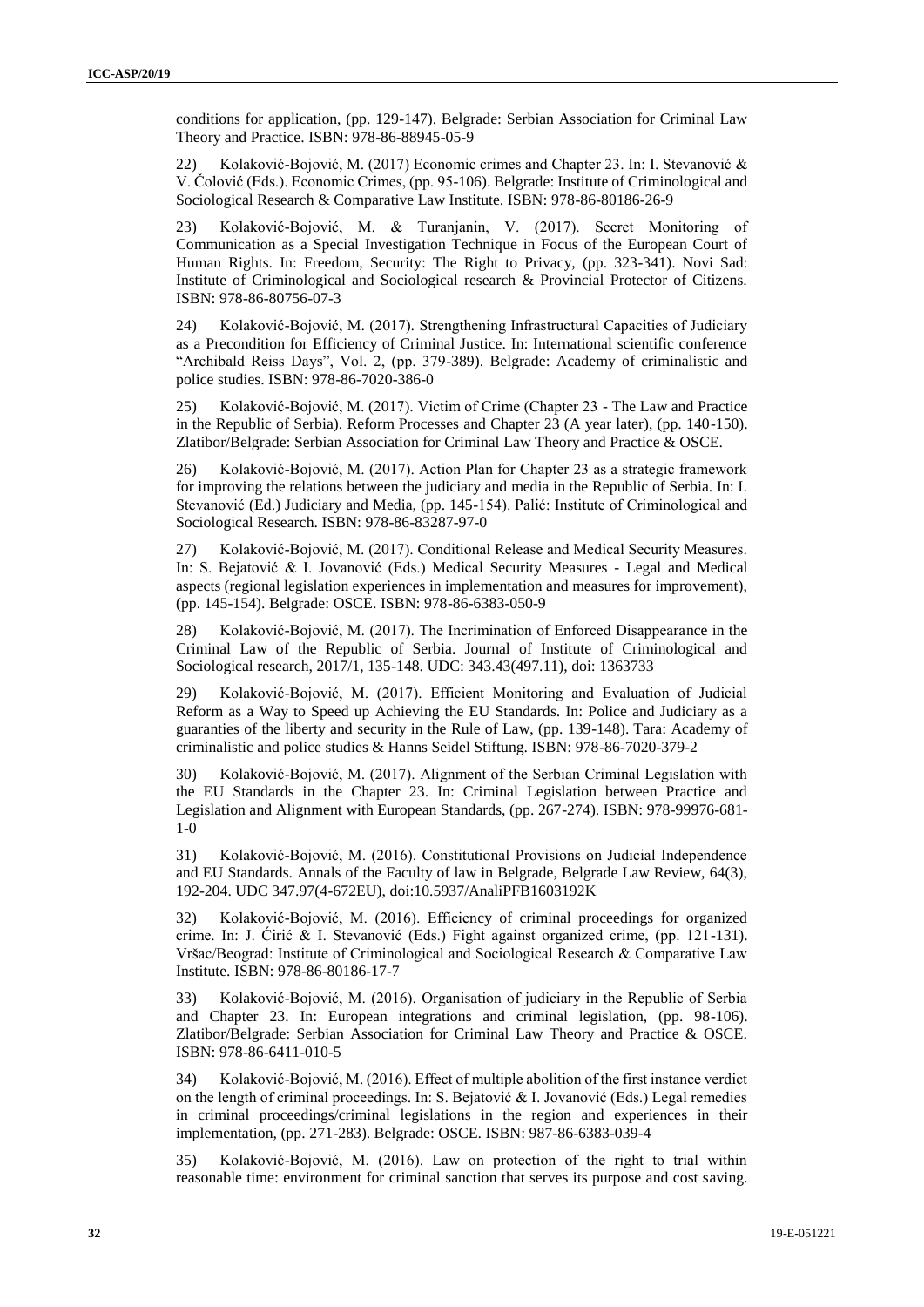conditions for application, (pp. 129-147). Belgrade: Serbian Association for Criminal Law Theory and Practice. ISBN: 978-86-88945-05-9

22) Kolaković-Bojović, M. (2017) Economic crimes and Chapter 23. In: I. Stevanović & V. Čolović (Eds.). Economic Crimes, (pp. 95-106). Belgrade: Institute of Criminological and Sociological Research & Comparative Law Institute. ISBN: 978-86-80186-26-9

23) Kolaković-Bojović, M. & Turanjanin, V. (2017). Secret Monitoring of Communication as a Special Investigation Technique in Focus of the European Court of Human Rights. In: Freedom, Security: The Right to Privacy, (pp. 323-341). Novi Sad: Institute of Criminological and Sociological research & Provincial Protector of Citizens. ISBN: 978-86-80756-07-3

24) Kolaković-Bojović, M. (2017). Strengthening Infrastructural Capacities of Judiciary as a Precondition for Efficiency of Criminal Justice. In: International scientific conference "Archibald Reiss Days", Vol. 2, (pp. 379-389). Belgrade: Academy of criminalistic and police studies. ISBN: 978-86-7020-386-0

25) Kolaković-Bojović, M. (2017). Victim of Crime (Chapter 23 - The Law and Practice in the Republic of Serbia). Reform Processes and Chapter 23 (A year later), (pp. 140-150). Zlatibor/Belgrade: Serbian Association for Criminal Law Theory and Practice & OSCE.

26) Kolaković-Bojović, M. (2017). Action Plan for Chapter 23 as a strategic framework for improving the relations between the judiciary and media in the Republic of Serbia. In: I. Stevanović (Ed.) Judiciary and Media, (pp. 145-154). Palić: Institute of Criminological and Sociological Research. ISBN: 978-86-83287-97-0

27) Kolaković-Bojović, M. (2017). Conditional Release and Medical Security Measures. In: S. Bejatović & I. Jovanović (Eds.) Medical Security Measures - Legal and Medical aspects (regional legislation experiences in implementation and measures for improvement), (pp. 145-154). Belgrade: OSCE. ISBN: 978-86-6383-050-9

28) Kolaković-Bojović, M. (2017). The Incrimination of Enforced Disappearance in the Criminal Law of the Republic of Serbia. Journal of Institute of Criminological and Sociological research, 2017/1, 135-148. UDC: 343.43(497.11), doi: 1363733

29) Kolaković-Bojović, M. (2017). Efficient Monitoring and Evaluation of Judicial Reform as a Way to Speed up Achieving the EU Standards. In: Police and Judiciary as a guaranties of the liberty and security in the Rule of Law, (pp. 139-148). Tara: Academy of criminalistic and police studies & Hanns Seidel Stiftung. ISBN: 978-86-7020-379-2

30) Kolaković-Bojović, M. (2017). Alignment of the Serbian Criminal Legislation with the EU Standards in the Chapter 23. In: Criminal Legislation between Practice and Legislation and Alignment with European Standards, (pp. 267-274). ISBN: 978-99976-681-1-0

31) Kolaković-Bojović, M. (2016). Constitutional Provisions on Judicial Independence and EU Standards. Annals of the Faculty of law in Belgrade, Belgrade Law Review, 64(3), 192-204. UDC 347.97(4-672EU), doi:10.5937/AnaliPFB1603192K

32) Kolaković-Bojović, M. (2016). Efficiency of criminal proceedings for organized crime. In: J. Ćirić & I. Stevanović (Eds.) Fight against organized crime, (pp. 121-131). Vršac/Beograd: Institute of Criminological and Sociological Research & Comparative Law Institute. ISBN: 978-86-80186-17-7

33) Kolaković-Bojović, M. (2016). Organisation of judiciary in the Republic of Serbia and Chapter 23. In: European integrations and criminal legislation, (pp. 98-106). Zlatibor/Belgrade: Serbian Association for Criminal Law Theory and Practice & OSCE. ISBN: 978-86-6411-010-5

34) Kolaković-Bojović, M. (2016). Effect of multiple abolition of the first instance verdict on the length of criminal proceedings. In: S. Bejatović & I. Jovanović (Eds.) Legal remedies in criminal proceedings/criminal legislations in the region and experiences in their implementation, (pp. 271-283). Belgrade: OSCE. ISBN: 987-86-6383-039-4

35) Kolaković-Bojović, M. (2016). Law on protection of the right to trial within reasonable time: environment for criminal sanction that serves its purpose and cost saving.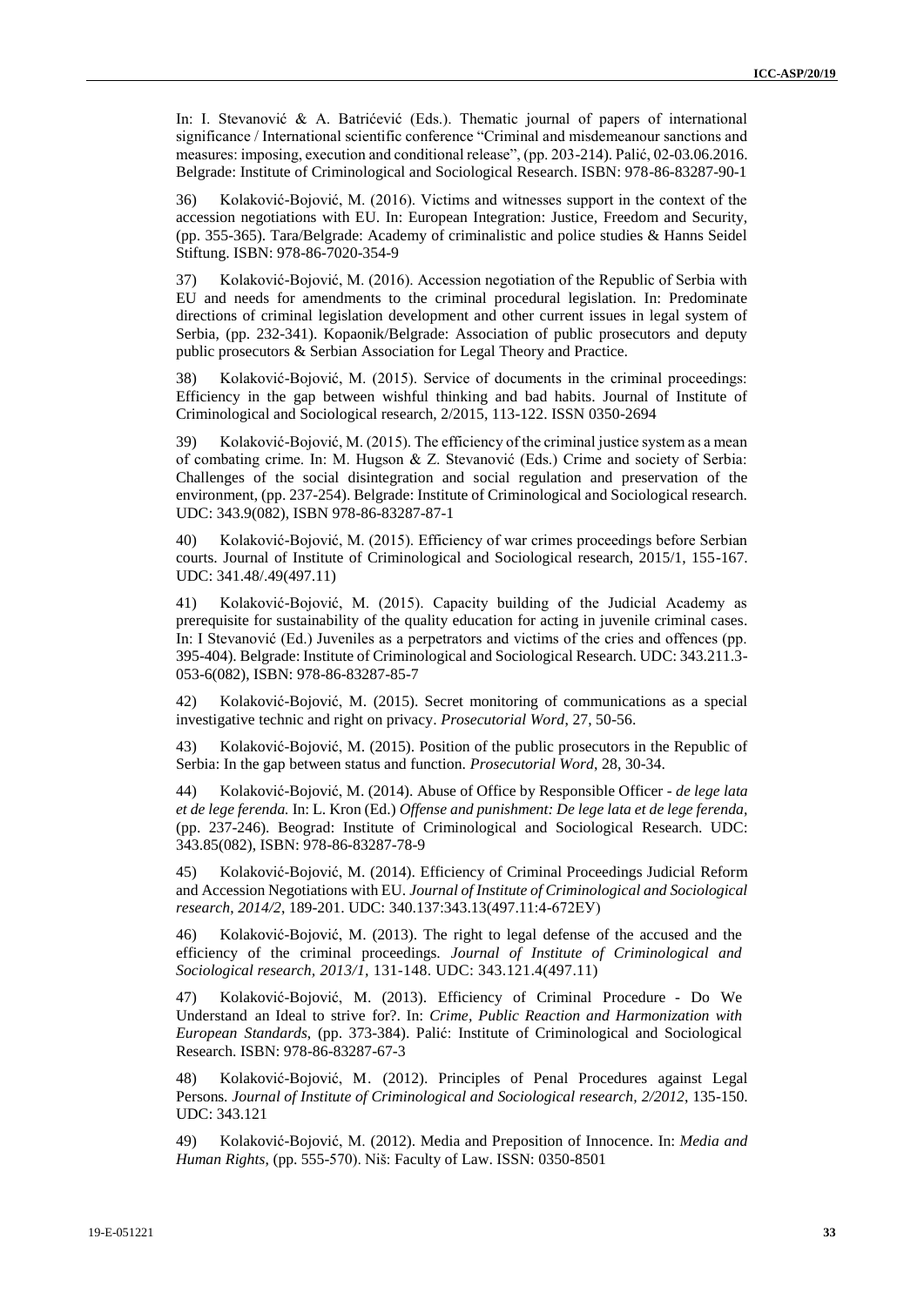In: I. Stevanović & A. Batrićević (Eds.). Thematic journal of papers of international significance / International scientific conference "Criminal and misdemeanour sanctions and measures: imposing, execution and conditional release", (pp. 203-214). Palić, 02-03.06.2016. Belgrade: Institute of Criminological and Sociological Research. ISBN: 978-86-83287-90-1

36) Kolaković-Bojović, M. (2016). Victims and witnesses support in the context of the accession negotiations with EU. In: European Integration: Justice, Freedom and Security, (pp. 355-365). Tara/Belgrade: Academy of criminalistic and police studies & Hanns Seidel Stiftung. ISBN: 978-86-7020-354-9

37) Kolaković-Bojović, M. (2016). Accession negotiation of the Republic of Serbia with EU and needs for amendments to the criminal procedural legislation. In: Predominate directions of criminal legislation development and other current issues in legal system of Serbia, (pp. 232-341). Kopaonik/Belgrade: Association of public prosecutors and deputy public prosecutors & Serbian Association for Legal Theory and Practice.

38) Kolaković-Bojović, M. (2015). Service of documents in the criminal proceedings: Efficiency in the gap between wishful thinking and bad habits. Journal of Institute of Criminological and Sociological research, 2/2015, 113-122. ISSN 0350-2694

39) Kolaković-Bojović, M. (2015). The efficiency of the criminal justice system as a mean of combating crime. In: M. Hugson & Z. Stevanović (Eds.) Crime and society of Serbia: Challenges of the social disintegration and social regulation and preservation of the environment, (pp. 237-254). Belgrade: Institute of Criminological and Sociological research. UDC: 343.9(082), ISBN 978-86-83287-87-1

40) Kolaković-Bojović, M. (2015). Efficiency of war crimes proceedings before Serbian courts. Journal of Institute of Criminological and Sociological research, 2015/1, 155-167. UDC: 341.48/.49(497.11)

41) Kolaković-Bojović, M. (2015). Capacity building of the Judicial Academy as prerequisite for sustainability of the quality education for acting in juvenile criminal cases. In: I Stevanović (Ed.) Juveniles as a perpetrators and victims of the cries and offences (pp. 395-404). Belgrade: Institute of Criminological and Sociological Research. UDC: 343.211.3-053-6(082), ISBN: 978-86-83287-85-7

42) Kolaković-Bojović, M. (2015). Secret monitoring of communications as a special investigative technic and right on privacy. *Prosecutorial Word,* 27, 50-56.

43) Kolaković-Bojović, M. (2015). Position of the public prosecutors in the Republic of Serbia: In the gap between status and function. *Prosecutorial Word*, 28, 30-34.

44) Kolaković-Bojović, M. (2014). Abuse of Office by Responsible Officer - *de lege lata et de lege ferenda.* In: L. Kron (Ed.) *Offense and punishment: De lege lata et de lege ferenda*, (pp. 237-246). Beograd: Institute of Criminological and Sociological Research. UDC: 343.85(082), ISBN: 978-86-83287-78-9

45) Kolaković-Bojović, M. (2014). Efficiency of Criminal Proceedings Judicial Reform and Accession Negotiations with EU. *Journal of Institute of Criminological and Sociological research, 2014/2*, 189-201. UDC: 340.137:343.13(497.11:4-672EУ)

46) Kolaković-Bojović, M. (2013). The right to legal defense of the accused and the efficiency of the criminal proceedings. *Journal of Institute of Criminological and Sociological research, 2013/1,* 131-148. UDC: 343.121.4(497.11)

47) Kolaković-Bojović, M. (2013). Efficiency of Criminal Procedure - Do We Understand an Ideal to strive for?. In: *Crime, Public Reaction and Harmonization with European Standards*, (pp. 373-384). Palić: Institute of Criminological and Sociological Research. ISBN: 978-86-83287-67-3

48) Kolaković-Bojović, M. (2012). Principles of Penal Procedures against Legal Persons. *Journal of Institute of Criminological and Sociological research, 2/2012*, 135-150. UDC: 343.121

49) Kolaković-Bojović, M. (2012). Media and Preposition of Innocence. In: *Media and Human Rights*, (pp. 555-570). Niš: Faculty of Law. ISSN: 0350-8501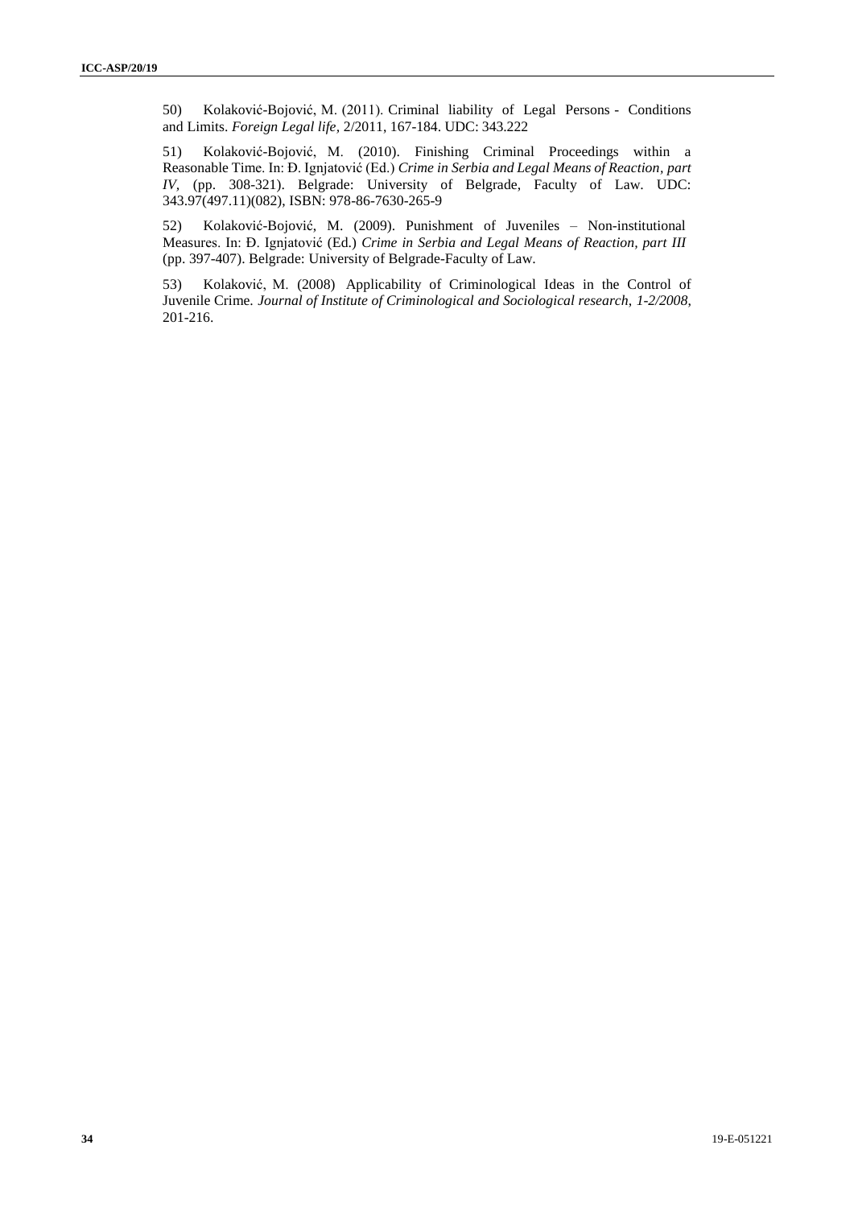50) Kolaković-Bojović, M. (2011). Criminal liability of Legal Persons - Conditions and Limits. *Foreign Legal life*, 2/2011, 167-184. UDC: 343.222

51) Kolaković-Bojović, M. (2010). Finishing Criminal Proceedings within a Reasonable Time. In: Đ. Ignjatović (Ed.) *Crime in Serbia and Legal Means of Reaction, part IV*, (pp. 308-321). Belgrade: University of Belgrade, Faculty of Law. UDC: 343.97(497.11)(082), ISBN: 978-86-7630-265-9

52) Kolaković-Bojović, M. (2009). Punishment of Juveniles – Non-institutional Measures. In: Đ. Ignjatović (Ed.) *Crime in Serbia and Legal Means of Reaction, part III* (pp. 397-407). Belgrade: University of Belgrade-Faculty of Law.

53) Kolaković, M. (2008) Applicability of Criminological Ideas in the Control of Juvenile Crime. *Journal of Institute of Criminological and Sociological research*, *1-2/2008*, 201-216.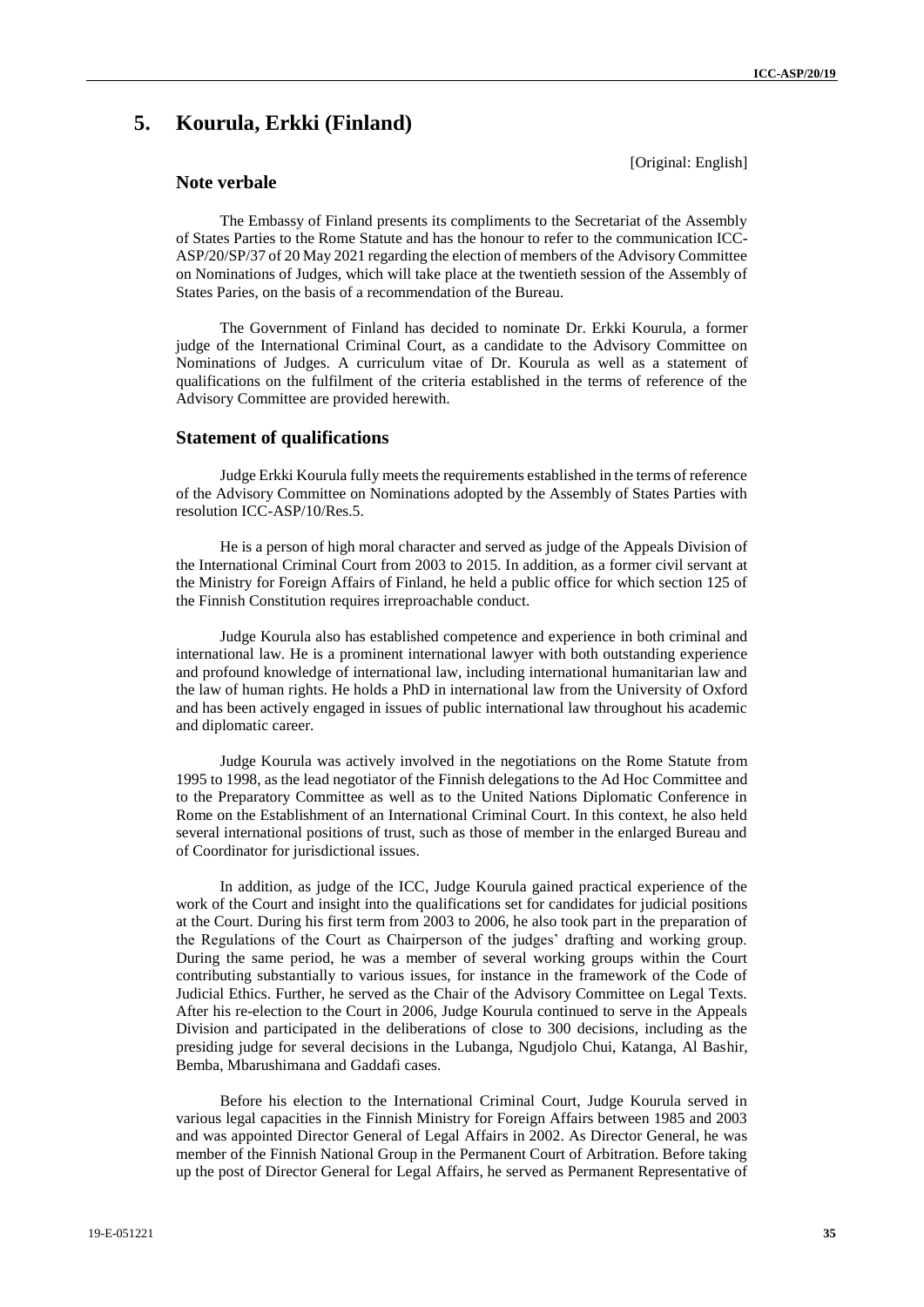# 5. Kourula, Erkki (Finland)

[Original: English]

## Note verbale

The Embassy of Finland presents its compliments to the Secretariat of the Assembly of States Parties to the Rome Statute and has the honour to refer to the communication ICC-ASP/20/SP/37 of 20 May 2021 regarding the election of members of the Advisory Committee on Nominations of Judges, which will take place at the twentieth session of the Assembly of States Paries, on the basis of a recommendation of the Bureau.

The Government of Finland has decided to nominate Dr. Erkki Kourula, a former judge of the International Criminal Court, as a candidate to the Advisory Committee on Nominations of Judges. A curriculum vitae of Dr. Kourula as well as a statement of qualifications on the fulfilment of the criteria established in the terms of reference of the Advisory Committee are provided herewith.

## Statement of qualifications

Judge Erkki Kourula fully meets the requirements established in the terms of reference of the Advisory Committee on Nominations adopted by the Assembly of States Parties with resolution ICC-ASP/10/Res.5.

He is a person of high moral character and served as judge of the Appeals Division of the International Criminal Court from 2003 to 2015. In addition, as a former civil servant at the Ministry for Foreign Affairs of Finland, he held a public office for which section 125 of the Finnish Constitution requires irreproachable conduct.

Judge Kourula also has established competence and experience in both criminal and international law. He is a prominent international lawyer with both outstanding experience and profound knowledge of international law, including international humanitarian law and the law of human rights. He holds a PhD in international law from the University of Oxford and has been actively engaged in issues of public international law throughout his academic and diplomatic career.

Judge Kourula was actively involved in the negotiations on the Rome Statute from 1995 to 1998, as the lead negotiator of the Finnish delegations to the Ad Hoc Committee and to the Preparatory Committee as well as to the United Nations Diplomatic Conference in Rome on the Establishment of an International Criminal Court. In this context, he also held several international positions of trust, such as those of member in the enlarged Bureau and of Coordinator for jurisdictional issues.

In addition, as judge of the ICC, Judge Kourula gained practical experience of the work of the Court and insight into the qualifications set for candidates for judicial positions at the Court. During his first term from 2003 to 2006, he also took part in the preparation of the Regulations of the Court as Chairperson of the judges' drafting and working group. During the same period, he was a member of several working groups within the Court contributing substantially to various issues, for instance in the framework of the Code of Judicial Ethics. Further, he served as the Chair of the Advisory Committee on Legal Texts. After his re-election to the Court in 2006, Judge Kourula continued to serve in the Appeals Division and participated in the deliberations of close to 300 decisions, including as the presiding judge for several decisions in the Lubanga, Ngudjolo Chui, Katanga, Al Bashir, Bemba, Mbarushimana and Gaddafi cases.

Before his election to the International Criminal Court, Judge Kourula served in various legal capacities in the Finnish Ministry for Foreign Affairs between 1985 and 2003 and was appointed Director General of Legal Affairs in 2002. As Director General, he was member of the Finnish National Group in the Permanent Court of Arbitration. Before taking up the post of Director General for Legal Affairs, he served as Permanent Representative of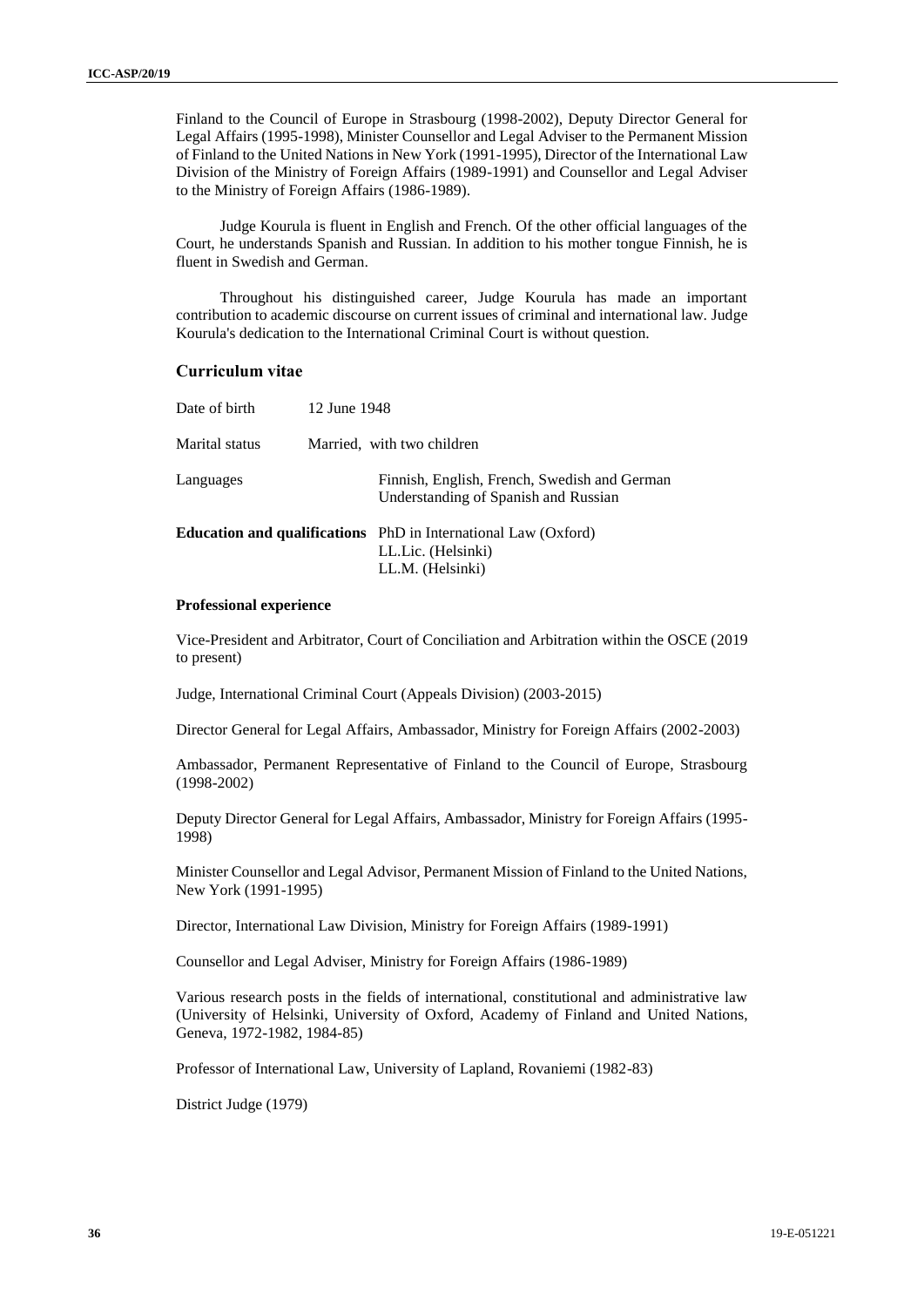Finland to the Council of Europe in Strasbourg (1998-2002), Deputy Director General for Legal Affairs (1995-1998), Minister Counsellor and Legal Adviser to the Permanent Mission of Finland to the United Nations in New York (1991-1995), Director of the International Law Division of the Ministry of Foreign Affairs (1989-1991) and Counsellor and Legal Adviser to the Ministry of Foreign Affairs (1986-1989).

Judge Kourula is fluent in English and French. Of the other official languages of the Court, he understands Spanish and Russian. In addition to his mother tongue Finnish, he is fluent in Swedish and German.

Throughout his distinguished career, Judge Kourula has made an important contribution to academic discourse on current issues of criminal and international law. Judge Kourula's dedication to the International Criminal Court is without question.

### Curriculum vitae

| | |
|---|---|
| Date of birth | 12 June 1948 |
| Marital status | Married, with two children |
| Languages | Finnish, English, French, Swedish and German<br>Understanding of Spanish and Russian |
| **Education and qualifications** | PhD in International Law (Oxford)<br>LL.Lic. (Helsinki)<br>LL.M. (Helsinki) |

**Professional experience**

Vice-President and Arbitrator, Court of Conciliation and Arbitration within the OSCE (2019 to present)

Judge, International Criminal Court (Appeals Division) (2003-2015)

Director General for Legal Affairs, Ambassador, Ministry for Foreign Affairs (2002-2003)

Ambassador, Permanent Representative of Finland to the Council of Europe, Strasbourg (1998-2002)

Deputy Director General for Legal Affairs, Ambassador, Ministry for Foreign Affairs (1995-1998)

Minister Counsellor and Legal Advisor, Permanent Mission of Finland to the United Nations, New York (1991-1995)

Director, International Law Division, Ministry for Foreign Affairs (1989-1991)

Counsellor and Legal Adviser, Ministry for Foreign Affairs (1986-1989)

Various research posts in the fields of international, constitutional and administrative law (University of Helsinki, University of Oxford, Academy of Finland and United Nations, Geneva, 1972-1982, 1984-85)

Professor of International Law, University of Lapland, Rovaniemi (1982-83)

District Judge (1979)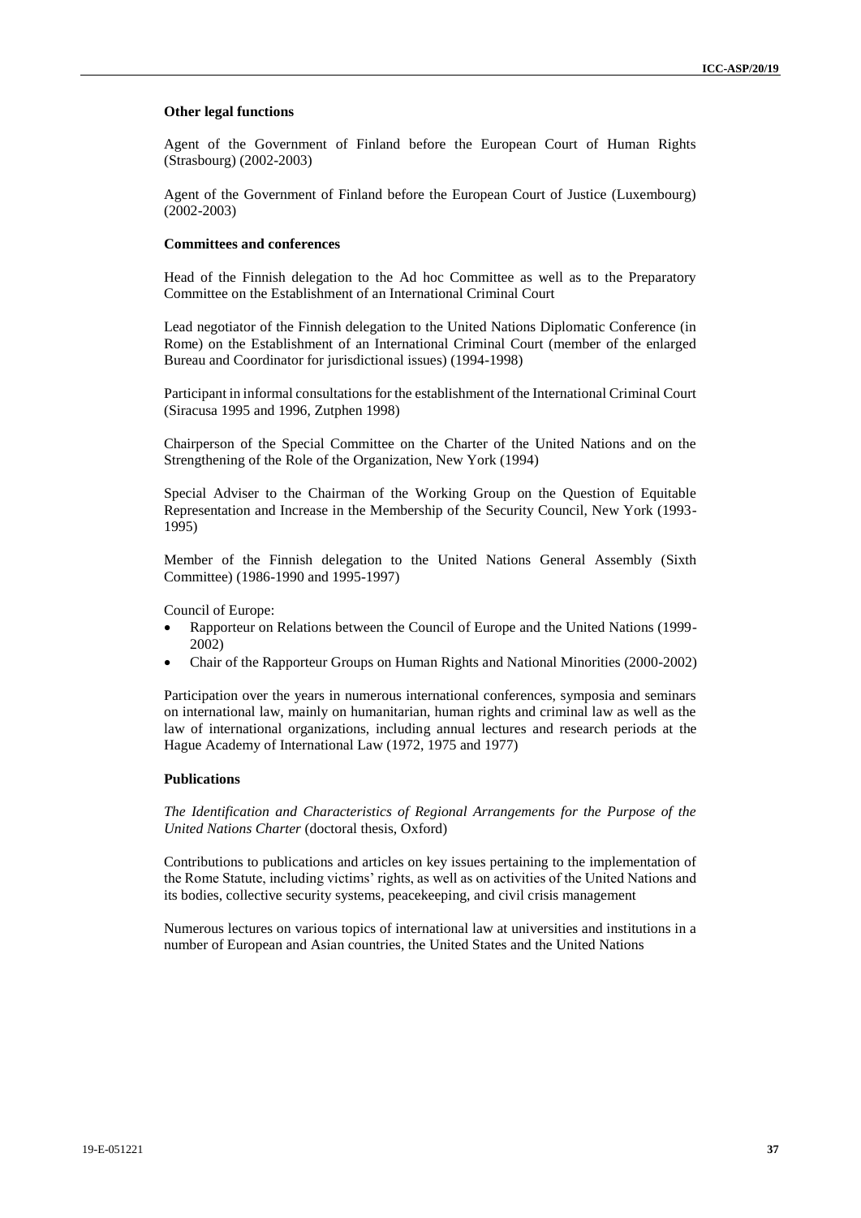**Other legal functions**

Agent of the Government of Finland before the European Court of Human Rights (Strasbourg) (2002-2003)

Agent of the Government of Finland before the European Court of Justice (Luxembourg) (2002-2003)

**Committees and conferences**

Head of the Finnish delegation to the Ad hoc Committee as well as to the Preparatory Committee on the Establishment of an International Criminal Court

Lead negotiator of the Finnish delegation to the United Nations Diplomatic Conference (in Rome) on the Establishment of an International Criminal Court (member of the enlarged Bureau and Coordinator for jurisdictional issues) (1994-1998)

Participant in informal consultations for the establishment of the International Criminal Court (Siracusa 1995 and 1996, Zutphen 1998)

Chairperson of the Special Committee on the Charter of the United Nations and on the Strengthening of the Role of the Organization, New York (1994)

Special Adviser to the Chairman of the Working Group on the Question of Equitable Representation and Increase in the Membership of the Security Council, New York (1993-1995)

Member of the Finnish delegation to the United Nations General Assembly (Sixth Committee) (1986-1990 and 1995-1997)

Council of Europe:

- Rapporteur on Relations between the Council of Europe and the United Nations (1999-2002)
- Chair of the Rapporteur Groups on Human Rights and National Minorities (2000-2002)

Participation over the years in numerous international conferences, symposia and seminars on international law, mainly on humanitarian, human rights and criminal law as well as the law of international organizations, including annual lectures and research periods at the Hague Academy of International Law (1972, 1975 and 1977)

**Publications**

*The Identification and Characteristics of Regional Arrangements for the Purpose of the United Nations Charter* (doctoral thesis, Oxford)

Contributions to publications and articles on key issues pertaining to the implementation of the Rome Statute, including victims' rights, as well as on activities of the United Nations and its bodies, collective security systems, peacekeeping, and civil crisis management

Numerous lectures on various topics of international law at universities and institutions in a number of European and Asian countries, the United States and the United Nations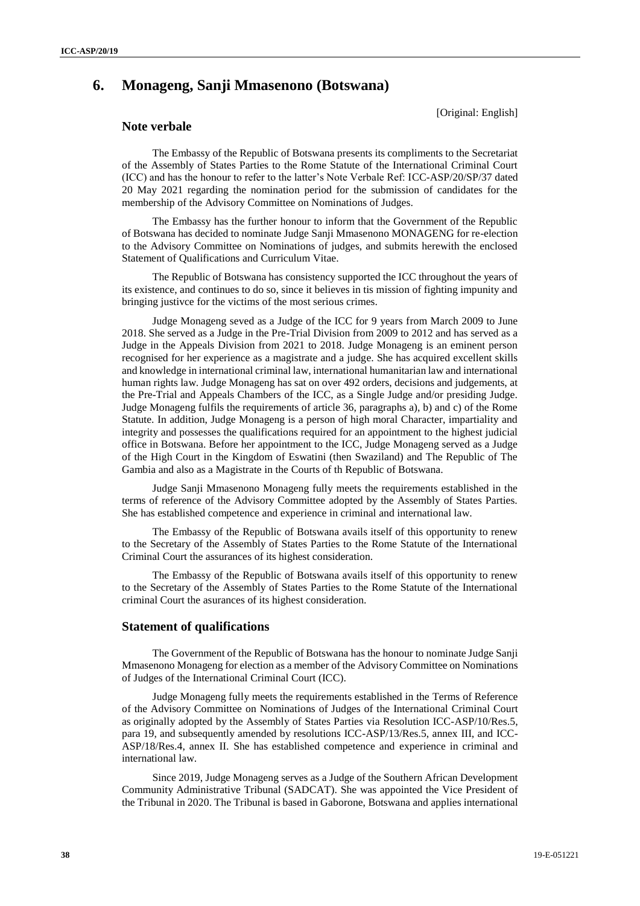## 6. Monageng, Sanji Mmasenono (Botswana)

[Original: English]

### Note verbale

The Embassy of the Republic of Botswana presents its compliments to the Secretariat of the Assembly of States Parties to the Rome Statute of the International Criminal Court (ICC) and has the honour to refer to the latter's Note Verbale Ref: ICC-ASP/20/SP/37 dated 20 May 2021 regarding the nomination period for the submission of candidates for the membership of the Advisory Committee on Nominations of Judges.

The Embassy has the further honour to inform that the Government of the Republic of Botswana has decided to nominate Judge Sanji Mmasenono MONAGENG for re-election to the Advisory Committee on Nominations of judges, and submits herewith the enclosed Statement of Qualifications and Curriculum Vitae.

The Republic of Botswana has consistency supported the ICC throughout the years of its existence, and continues to do so, since it believes in tis mission of fighting impunity and bringing justivce for the victims of the most serious crimes.

Judge Monageng seved as a Judge of the ICC for 9 years from March 2009 to June 2018. She served as a Judge in the Pre-Trial Division from 2009 to 2012 and has served as a Judge in the Appeals Division from 2021 to 2018. Judge Monageng is an eminent person recognised for her experience as a magistrate and a judge. She has acquired excellent skills and knowledge in international criminal law, international humanitarian law and international human rights law. Judge Monageng has sat on over 492 orders, decisions and judgements, at the Pre-Trial and Appeals Chambers of the ICC, as a Single Judge and/or presiding Judge. Judge Monageng fulfils the requirements of article 36, paragraphs a), b) and c) of the Rome Statute. In addition, Judge Monageng is a person of high moral Character, impartiality and integrity and possesses the qualifications required for an appointment to the highest judicial office in Botswana. Before her appointment to the ICC, Judge Monageng served as a Judge of the High Court in the Kingdom of Eswatini (then Swaziland) and The Republic of The Gambia and also as a Magistrate in the Courts of th Republic of Botswana.

Judge Sanji Mmasenono Monageng fully meets the requirements established in the terms of reference of the Advisory Committee adopted by the Assembly of States Parties. She has established competence and experience in criminal and international law.

The Embassy of the Republic of Botswana avails itself of this opportunity to renew to the Secretary of the Assembly of States Parties to the Rome Statute of the International Criminal Court the assurances of its highest consideration.

The Embassy of the Republic of Botswana avails itself of this opportunity to renew to the Secretary of the Assembly of States Parties to the Rome Statute of the International criminal Court the asurances of its highest consideration.

### Statement of qualifications

The Government of the Republic of Botswana has the honour to nominate Judge Sanji Mmasenono Monageng for election as a member of the Advisory Committee on Nominations of Judges of the International Criminal Court (ICC).

Judge Monageng fully meets the requirements established in the Terms of Reference of the Advisory Committee on Nominations of Judges of the International Criminal Court as originally adopted by the Assembly of States Parties via Resolution ICC-ASP/10/Res.5, para 19, and subsequently amended by resolutions ICC-ASP/13/Res.5, annex III, and ICC-ASP/18/Res.4, annex II. She has established competence and experience in criminal and international law.

Since 2019, Judge Monageng serves as a Judge of the Southern African Development Community Administrative Tribunal (SADCAT). She was appointed the Vice President of the Tribunal in 2020. The Tribunal is based in Gaborone, Botswana and applies international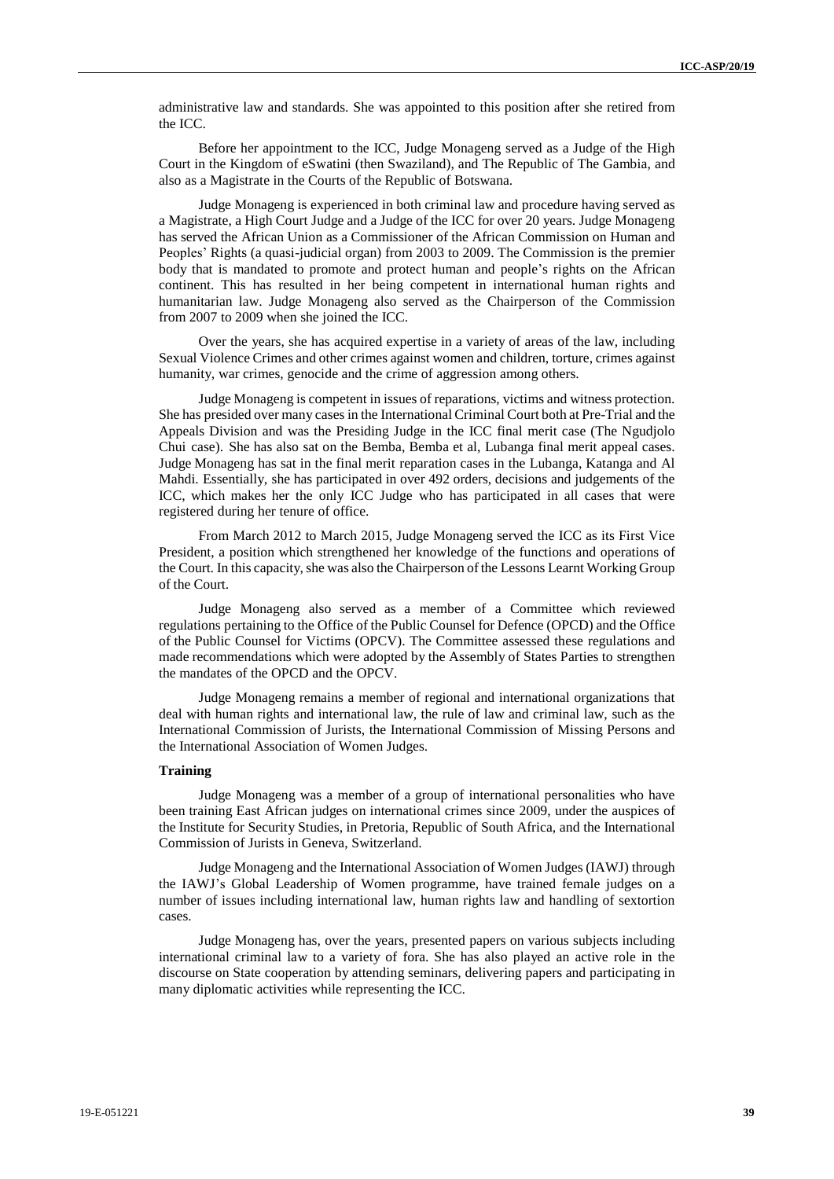administrative law and standards. She was appointed to this position after she retired from the ICC.

Before her appointment to the ICC, Judge Monageng served as a Judge of the High Court in the Kingdom of eSwatini (then Swaziland), and The Republic of The Gambia, and also as a Magistrate in the Courts of the Republic of Botswana.

Judge Monageng is experienced in both criminal law and procedure having served as a Magistrate, a High Court Judge and a Judge of the ICC for over 20 years. Judge Monageng has served the African Union as a Commissioner of the African Commission on Human and Peoples' Rights (a quasi-judicial organ) from 2003 to 2009. The Commission is the premier body that is mandated to promote and protect human and people's rights on the African continent. This has resulted in her being competent in international human rights and humanitarian law. Judge Monageng also served as the Chairperson of the Commission from 2007 to 2009 when she joined the ICC.

Over the years, she has acquired expertise in a variety of areas of the law, including Sexual Violence Crimes and other crimes against women and children, torture, crimes against humanity, war crimes, genocide and the crime of aggression among others.

Judge Monageng is competent in issues of reparations, victims and witness protection. She has presided over many cases in the International Criminal Court both at Pre-Trial and the Appeals Division and was the Presiding Judge in the ICC final merit case (The Ngudjolo Chui case). She has also sat on the Bemba, Bemba et al, Lubanga final merit appeal cases. Judge Monageng has sat in the final merit reparation cases in the Lubanga, Katanga and Al Mahdi. Essentially, she has participated in over 492 orders, decisions and judgements of the ICC, which makes her the only ICC Judge who has participated in all cases that were registered during her tenure of office.

From March 2012 to March 2015, Judge Monageng served the ICC as its First Vice President, a position which strengthened her knowledge of the functions and operations of the Court. In this capacity, she was also the Chairperson of the Lessons Learnt Working Group of the Court.

Judge Monageng also served as a member of a Committee which reviewed regulations pertaining to the Office of the Public Counsel for Defence (OPCD) and the Office of the Public Counsel for Victims (OPCV). The Committee assessed these regulations and made recommendations which were adopted by the Assembly of States Parties to strengthen the mandates of the OPCD and the OPCV.

Judge Monageng remains a member of regional and international organizations that deal with human rights and international law, the rule of law and criminal law, such as the International Commission of Jurists, the International Commission of Missing Persons and the International Association of Women Judges.

**Training**

Judge Monageng was a member of a group of international personalities who have been training East African judges on international crimes since 2009, under the auspices of the Institute for Security Studies, in Pretoria, Republic of South Africa, and the International Commission of Jurists in Geneva, Switzerland.

Judge Monageng and the International Association of Women Judges (IAWJ) through the IAWJ's Global Leadership of Women programme, have trained female judges on a number of issues including international law, human rights law and handling of sextortion cases.

Judge Monageng has, over the years, presented papers on various subjects including international criminal law to a variety of fora. She has also played an active role in the discourse on State cooperation by attending seminars, delivering papers and participating in many diplomatic activities while representing the ICC.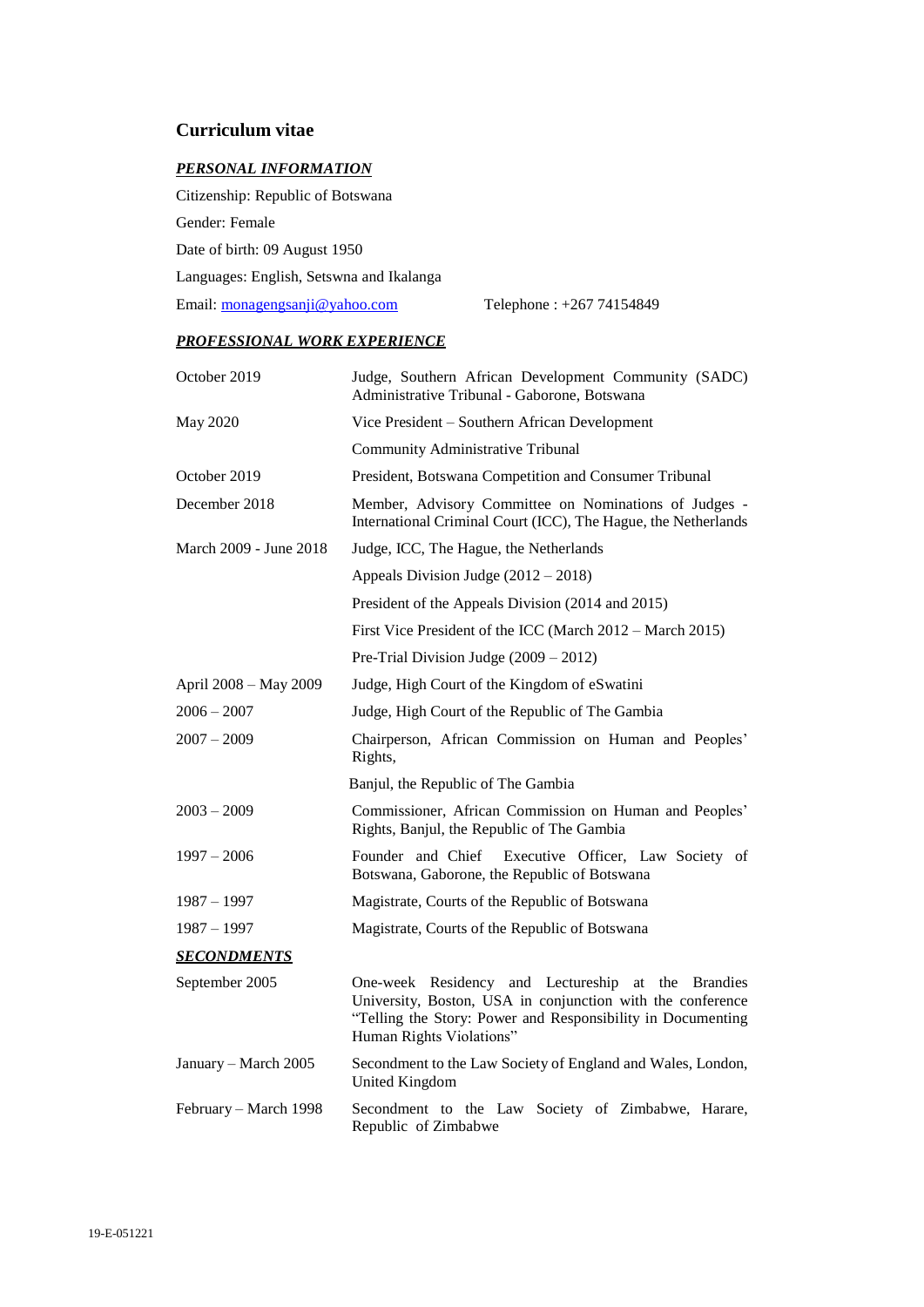## Curriculum vitae

### *PERSONAL INFORMATION*

Citizenship: Republic of Botswana

Gender: Female

Date of birth: 09 August 1950

Languages: English, Setswna and Ikalanga

Email: monagengsanji@yahoo.com Telephone : +267 74154849

### *PROFESSIONAL WORK EXPERIENCE*

| | |
|---|---|
| October 2019 | Judge, Southern African Development Community (SADC) Administrative Tribunal - Gaborone, Botswana |
| May 2020 | Vice President – Southern African Development |
| | Community Administrative Tribunal |
| October 2019 | President, Botswana Competition and Consumer Tribunal |
| December 2018 | Member, Advisory Committee on Nominations of Judges - International Criminal Court (ICC), The Hague, the Netherlands |
| March 2009 - June 2018 | Judge, ICC, The Hague, the Netherlands |
| | Appeals Division Judge (2012 – 2018) |
| | President of the Appeals Division (2014 and 2015) |
| | First Vice President of the ICC (March 2012 – March 2015) |
| | Pre-Trial Division Judge (2009 – 2012) |
| April 2008 – May 2009 | Judge, High Court of the Kingdom of eSwatini |
| 2006 – 2007 | Judge, High Court of the Republic of The Gambia |
| 2007 – 2009 | Chairperson, African Commission on Human and Peoples' Rights, |
| | Banjul, the Republic of The Gambia |
| 2003 – 2009 | Commissioner, African Commission on Human and Peoples' Rights, Banjul, the Republic of The Gambia |
| 1997 – 2006 | Founder and Chief Executive Officer, Law Society of Botswana, Gaborone, the Republic of Botswana |
| 1987 – 1997 | Magistrate, Courts of the Republic of Botswana |
| 1987 – 1997 | Magistrate, Courts of the Republic of Botswana |

### *SECONDMENTS*

| | |
|---|---|
| September 2005 | One-week Residency and Lectureship at the Brandies University, Boston, USA in conjunction with the conference "Telling the Story: Power and Responsibility in Documenting Human Rights Violations" |
| January – March 2005 | Secondment to the Law Society of England and Wales, London, United Kingdom |
| February – March 1998 | Secondment to the Law Society of Zimbabwe, Harare, Republic of Zimbabwe |

19-E-051221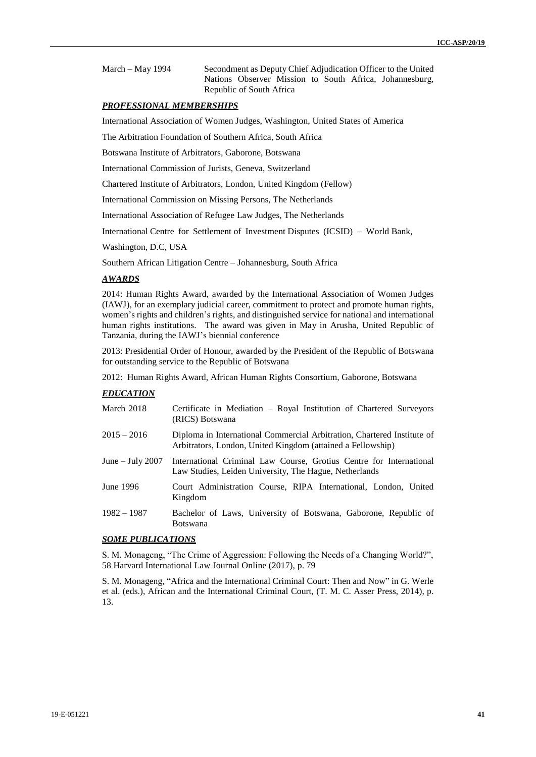| | |
|---|---|
| March – May 1994 | Secondment as Deputy Chief Adjudication Officer to the United Nations Observer Mission to South Africa, Johannesburg, Republic of South Africa |

### ***PROFESSIONAL MEMBERSHIPS***

International Association of Women Judges, Washington, United States of America

The Arbitration Foundation of Southern Africa, South Africa

Botswana Institute of Arbitrators, Gaborone, Botswana

International Commission of Jurists, Geneva, Switzerland

Chartered Institute of Arbitrators, London, United Kingdom (Fellow)

International Commission on Missing Persons, The Netherlands

International Association of Refugee Law Judges, The Netherlands

International Centre for Settlement of Investment Disputes (ICSID) – World Bank,

Washington, D.C, USA

Southern African Litigation Centre – Johannesburg, South Africa

### ***AWARDS***

2014: Human Rights Award, awarded by the International Association of Women Judges (IAWJ), for an exemplary judicial career, commitment to protect and promote human rights, women's rights and children's rights, and distinguished service for national and international human rights institutions. The award was given in May in Arusha, United Republic of Tanzania, during the IAWJ's biennial conference

2013: Presidential Order of Honour, awarded by the President of the Republic of Botswana for outstanding service to the Republic of Botswana

2012: Human Rights Award, African Human Rights Consortium, Gaborone, Botswana

### ***EDUCATION***

| | |
|---|---|
| March 2018 | Certificate in Mediation – Royal Institution of Chartered Surveyors (RICS) Botswana |
| 2015 – 2016 | Diploma in International Commercial Arbitration, Chartered Institute of Arbitrators, London, United Kingdom (attained a Fellowship) |
| June – July 2007 | International Criminal Law Course, Grotius Centre for International Law Studies, Leiden University, The Hague, Netherlands |
| June 1996 | Court Administration Course, RIPA International, London, United Kingdom |
| 1982 – 1987 | Bachelor of Laws, University of Botswana, Gaborone, Republic of Botswana |

### ***SOME PUBLICATIONS***

S. M. Monageng, "The Crime of Aggression: Following the Needs of a Changing World?", 58 Harvard International Law Journal Online (2017), p. 79

S. M. Monageng, "Africa and the International Criminal Court: Then and Now" in G. Werle et al. (eds.), African and the International Criminal Court, (T. M. C. Asser Press, 2014), p. 13.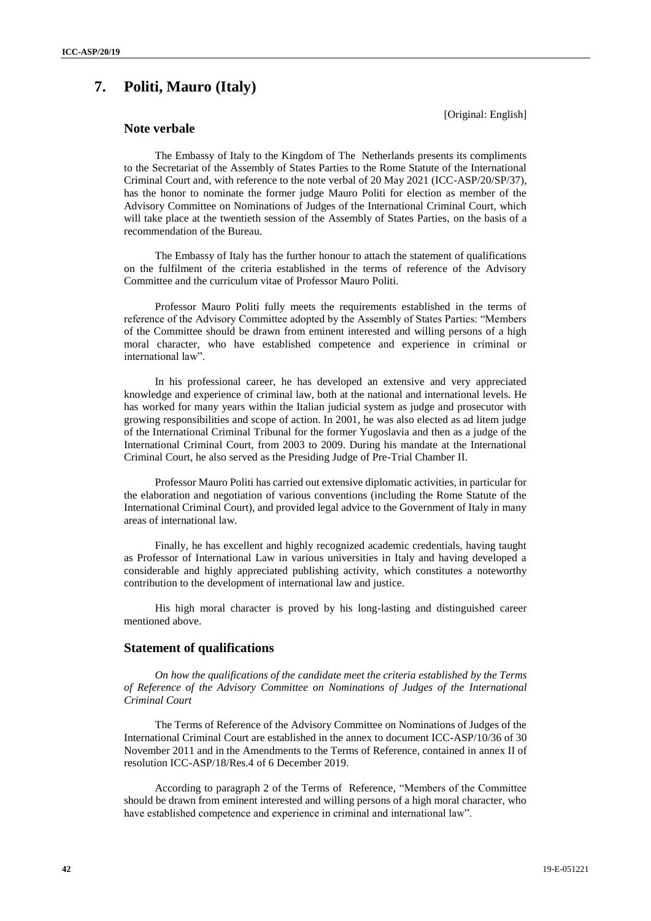# 7. Politi, Mauro (Italy)

[Original: English]

## Note verbale

The Embassy of Italy to the Kingdom of The Netherlands presents its compliments to the Secretariat of the Assembly of States Parties to the Rome Statute of the International Criminal Court and, with reference to the note verbal of 20 May 2021 (ICC-ASP/20/SP/37), has the honor to nominate the former judge Mauro Politi for election as member of the Advisory Committee on Nominations of Judges of the International Criminal Court, which will take place at the twentieth session of the Assembly of States Parties, on the basis of a recommendation of the Bureau.

The Embassy of Italy has the further honour to attach the statement of qualifications on the fulfilment of the criteria established in the terms of reference of the Advisory Committee and the curriculum vitae of Professor Mauro Politi.

Professor Mauro Politi fully meets the requirements established in the terms of reference of the Advisory Committee adopted by the Assembly of States Parties: "Members of the Committee should be drawn from eminent interested and willing persons of a high moral character, who have established competence and experience in criminal or international law".

In his professional career, he has developed an extensive and very appreciated knowledge and experience of criminal law, both at the national and international levels. He has worked for many years within the Italian judicial system as judge and prosecutor with growing responsibilities and scope of action. In 2001, he was also elected as ad litem judge of the International Criminal Tribunal for the former Yugoslavia and then as a judge of the International Criminal Court, from 2003 to 2009. During his mandate at the International Criminal Court, he also served as the Presiding Judge of Pre-Trial Chamber II.

Professor Mauro Politi has carried out extensive diplomatic activities, in particular for the elaboration and negotiation of various conventions (including the Rome Statute of the International Criminal Court), and provided legal advice to the Government of Italy in many areas of international law.

Finally, he has excellent and highly recognized academic credentials, having taught as Professor of International Law in various universities in Italy and having developed a considerable and highly appreciated publishing activity, which constitutes a noteworthy contribution to the development of international law and justice.

His high moral character is proved by his long-lasting and distinguished career mentioned above.

## Statement of qualifications

*On how the qualifications of the candidate meet the criteria established by the Terms of Reference of the Advisory Committee on Nominations of Judges of the International Criminal Court*

The Terms of Reference of the Advisory Committee on Nominations of Judges of the International Criminal Court are established in the annex to document ICC-ASP/10/36 of 30 November 2011 and in the Amendments to the Terms of Reference, contained in annex II of resolution ICC-ASP/18/Res.4 of 6 December 2019.

According to paragraph 2 of the Terms of Reference, "Members of the Committee should be drawn from eminent interested and willing persons of a high moral character, who have established competence and experience in criminal and international law".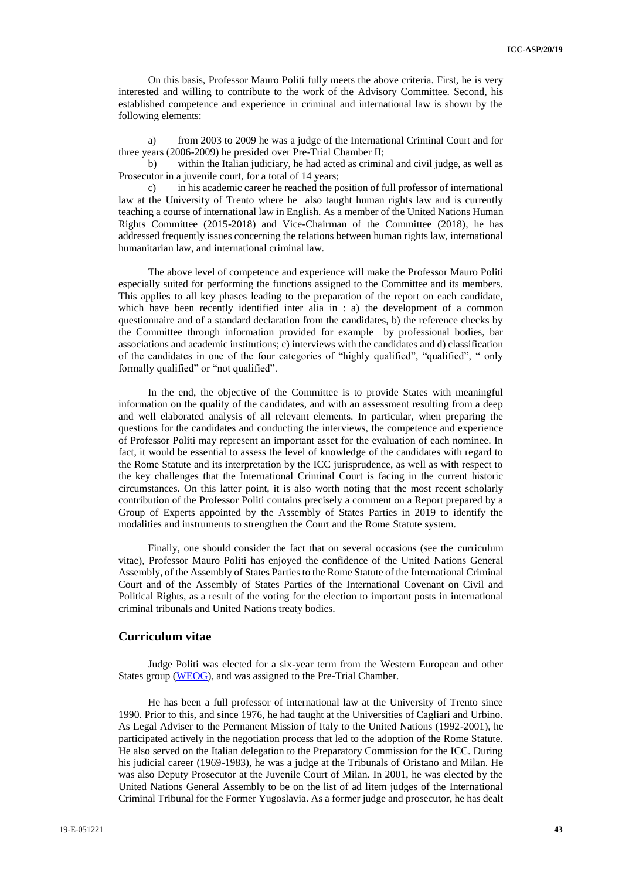On this basis, Professor Mauro Politi fully meets the above criteria. First, he is very interested and willing to contribute to the work of the Advisory Committee. Second, his established competence and experience in criminal and international law is shown by the following elements:

a) from 2003 to 2009 he was a judge of the International Criminal Court and for three years (2006-2009) he presided over Pre-Trial Chamber II;

b) within the Italian judiciary, he had acted as criminal and civil judge, as well as Prosecutor in a juvenile court, for a total of 14 years;

c) in his academic career he reached the position of full professor of international law at the University of Trento where he also taught human rights law and is currently teaching a course of international law in English. As a member of the United Nations Human Rights Committee (2015-2018) and Vice-Chairman of the Committee (2018), he has addressed frequently issues concerning the relations between human rights law, international humanitarian law, and international criminal law.

The above level of competence and experience will make the Professor Mauro Politi especially suited for performing the functions assigned to the Committee and its members. This applies to all key phases leading to the preparation of the report on each candidate, which have been recently identified inter alia in : a) the development of a common questionnaire and of a standard declaration from the candidates, b) the reference checks by the Committee through information provided for example by professional bodies, bar associations and academic institutions; c) interviews with the candidates and d) classification of the candidates in one of the four categories of "highly qualified", "qualified", " only formally qualified" or "not qualified".

In the end, the objective of the Committee is to provide States with meaningful information on the quality of the candidates, and with an assessment resulting from a deep and well elaborated analysis of all relevant elements. In particular, when preparing the questions for the candidates and conducting the interviews, the competence and experience of Professor Politi may represent an important asset for the evaluation of each nominee. In fact, it would be essential to assess the level of knowledge of the candidates with regard to the Rome Statute and its interpretation by the ICC jurisprudence, as well as with respect to the key challenges that the International Criminal Court is facing in the current historic circumstances. On this latter point, it is also worth noting that the most recent scholarly contribution of the Professor Politi contains precisely a comment on a Report prepared by a Group of Experts appointed by the Assembly of States Parties in 2019 to identify the modalities and instruments to strengthen the Court and the Rome Statute system.

Finally, one should consider the fact that on several occasions (see the curriculum vitae), Professor Mauro Politi has enjoyed the confidence of the United Nations General Assembly, of the Assembly of States Parties to the Rome Statute of the International Criminal Court and of the Assembly of States Parties of the International Covenant on Civil and Political Rights, as a result of the voting for the election to important posts in international criminal tribunals and United Nations treaty bodies.

## Curriculum vitae

Judge Politi was elected for a six-year term from the Western European and other States group (WEOG), and was assigned to the Pre-Trial Chamber.

He has been a full professor of international law at the University of Trento since 1990. Prior to this, and since 1976, he had taught at the Universities of Cagliari and Urbino. As Legal Adviser to the Permanent Mission of Italy to the United Nations (1992-2001), he participated actively in the negotiation process that led to the adoption of the Rome Statute. He also served on the Italian delegation to the Preparatory Commission for the ICC. During his judicial career (1969-1983), he was a judge at the Tribunals of Oristano and Milan. He was also Deputy Prosecutor at the Juvenile Court of Milan. In 2001, he was elected by the United Nations General Assembly to be on the list of ad litem judges of the International Criminal Tribunal for the Former Yugoslavia. As a former judge and prosecutor, he has dealt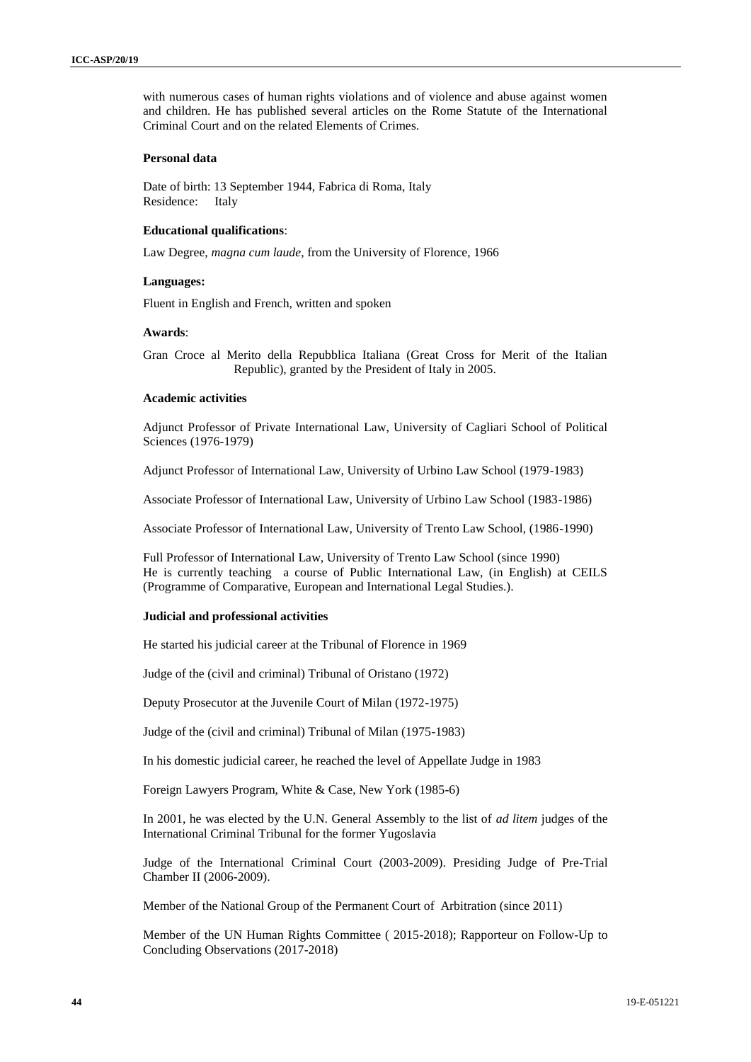with numerous cases of human rights violations and of violence and abuse against women and children. He has published several articles on the Rome Statute of the International Criminal Court and on the related Elements of Crimes.

**Personal data**

Date of birth: 13 September 1944, Fabrica di Roma, Italy
Residence: Italy

**Educational qualifications**:

Law Degree, *magna cum laude*, from the University of Florence, 1966

**Languages:**

Fluent in English and French, written and spoken

**Awards**:

Gran Croce al Merito della Repubblica Italiana (Great Cross for Merit of the Italian Republic), granted by the President of Italy in 2005.

**Academic activities**

Adjunct Professor of Private International Law, University of Cagliari School of Political Sciences (1976-1979)

Adjunct Professor of International Law, University of Urbino Law School (1979-1983)

Associate Professor of International Law, University of Urbino Law School (1983-1986)

Associate Professor of International Law, University of Trento Law School, (1986-1990)

Full Professor of International Law, University of Trento Law School (since 1990)
He is currently teaching a course of Public International Law, (in English) at CEILS (Programme of Comparative, European and International Legal Studies.).

**Judicial and professional activities**

He started his judicial career at the Tribunal of Florence in 1969

Judge of the (civil and criminal) Tribunal of Oristano (1972)

Deputy Prosecutor at the Juvenile Court of Milan (1972-1975)

Judge of the (civil and criminal) Tribunal of Milan (1975-1983)

In his domestic judicial career, he reached the level of Appellate Judge in 1983

Foreign Lawyers Program, White & Case, New York (1985-6)

In 2001, he was elected by the U.N. General Assembly to the list of *ad litem* judges of the International Criminal Tribunal for the former Yugoslavia

Judge of the International Criminal Court (2003-2009). Presiding Judge of Pre-Trial Chamber II (2006-2009).

Member of the National Group of the Permanent Court of Arbitration (since 2011)

Member of the UN Human Rights Committee ( 2015-2018); Rapporteur on Follow-Up to Concluding Observations (2017-2018)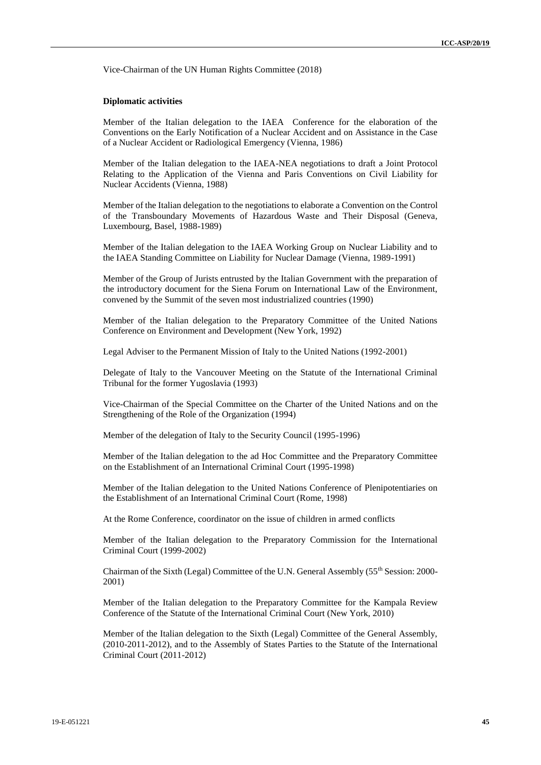Vice-Chairman of the UN Human Rights Committee (2018)

**Diplomatic activities**

Member of the Italian delegation to the IAEA Conference for the elaboration of the Conventions on the Early Notification of a Nuclear Accident and on Assistance in the Case of a Nuclear Accident or Radiological Emergency (Vienna, 1986)

Member of the Italian delegation to the IAEA-NEA negotiations to draft a Joint Protocol Relating to the Application of the Vienna and Paris Conventions on Civil Liability for Nuclear Accidents (Vienna, 1988)

Member of the Italian delegation to the negotiations to elaborate a Convention on the Control of the Transboundary Movements of Hazardous Waste and Their Disposal (Geneva, Luxembourg, Basel, 1988-1989)

Member of the Italian delegation to the IAEA Working Group on Nuclear Liability and to the IAEA Standing Committee on Liability for Nuclear Damage (Vienna, 1989-1991)

Member of the Group of Jurists entrusted by the Italian Government with the preparation of the introductory document for the Siena Forum on International Law of the Environment, convened by the Summit of the seven most industrialized countries (1990)

Member of the Italian delegation to the Preparatory Committee of the United Nations Conference on Environment and Development (New York, 1992)

Legal Adviser to the Permanent Mission of Italy to the United Nations (1992-2001)

Delegate of Italy to the Vancouver Meeting on the Statute of the International Criminal Tribunal for the former Yugoslavia (1993)

Vice-Chairman of the Special Committee on the Charter of the United Nations and on the Strengthening of the Role of the Organization (1994)

Member of the delegation of Italy to the Security Council (1995-1996)

Member of the Italian delegation to the ad Hoc Committee and the Preparatory Committee on the Establishment of an International Criminal Court (1995-1998)

Member of the Italian delegation to the United Nations Conference of Plenipotentiaries on the Establishment of an International Criminal Court (Rome, 1998)

At the Rome Conference, coordinator on the issue of children in armed conflicts

Member of the Italian delegation to the Preparatory Commission for the International Criminal Court (1999-2002)

Chairman of the Sixth (Legal) Committee of the U.N. General Assembly (55th Session: 2000-2001)

Member of the Italian delegation to the Preparatory Committee for the Kampala Review Conference of the Statute of the International Criminal Court (New York, 2010)

Member of the Italian delegation to the Sixth (Legal) Committee of the General Assembly, (2010-2011-2012), and to the Assembly of States Parties to the Statute of the International Criminal Court (2011-2012)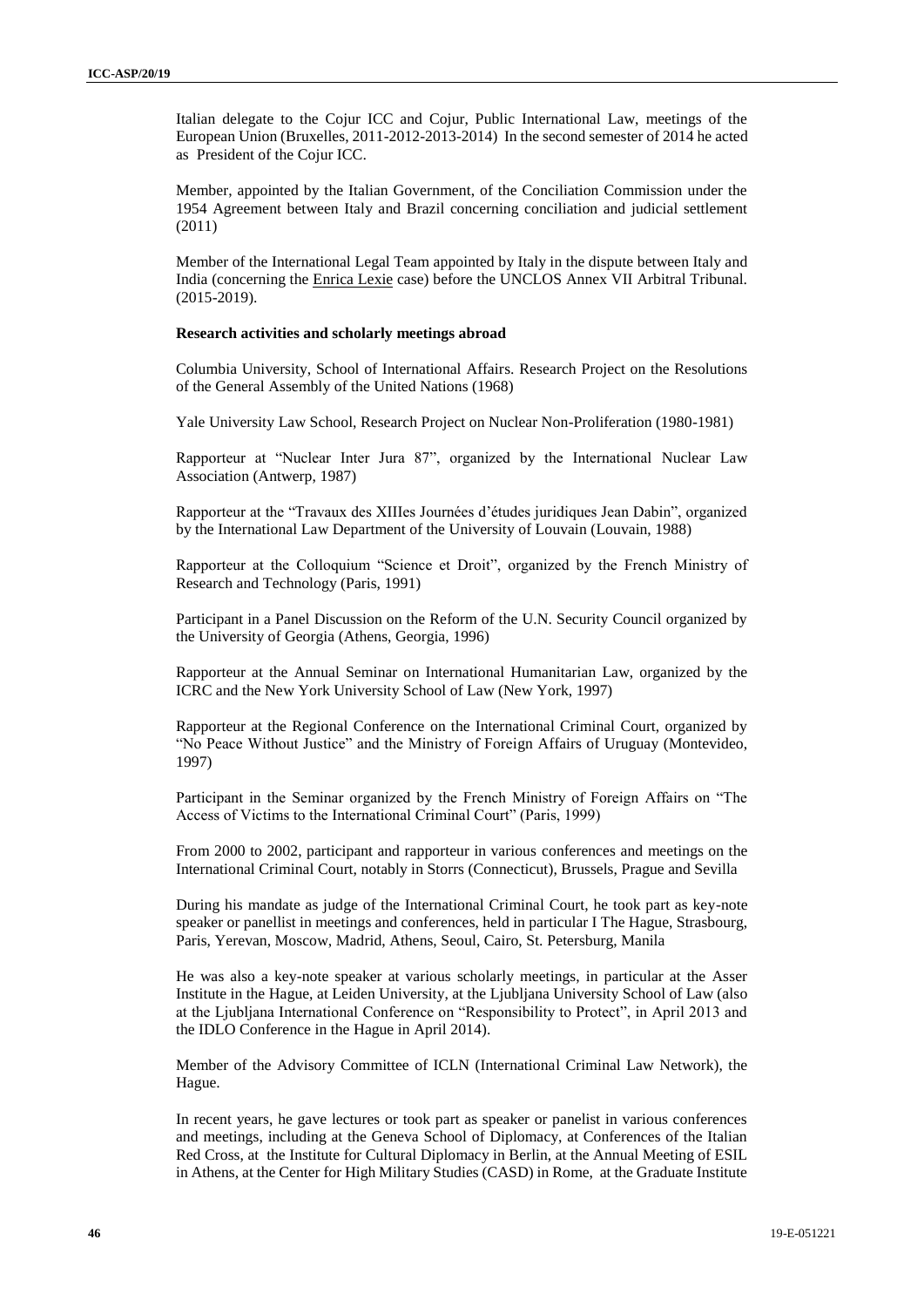Italian delegate to the Cojur ICC and Cojur, Public International Law, meetings of the European Union (Bruxelles, 2011-2012-2013-2014) In the second semester of 2014 he acted as President of the Cojur ICC.

Member, appointed by the Italian Government, of the Conciliation Commission under the 1954 Agreement between Italy and Brazil concerning conciliation and judicial settlement (2011)

Member of the International Legal Team appointed by Italy in the dispute between Italy and India (concerning the Enrica Lexie case) before the UNCLOS Annex VII Arbitral Tribunal. (2015-2019).

**Research activities and scholarly meetings abroad**

Columbia University, School of International Affairs. Research Project on the Resolutions of the General Assembly of the United Nations (1968)

Yale University Law School, Research Project on Nuclear Non-Proliferation (1980-1981)

Rapporteur at "Nuclear Inter Jura 87", organized by the International Nuclear Law Association (Antwerp, 1987)

Rapporteur at the "Travaux des XIIIes Journées d'études juridiques Jean Dabin", organized by the International Law Department of the University of Louvain (Louvain, 1988)

Rapporteur at the Colloquium "Science et Droit", organized by the French Ministry of Research and Technology (Paris, 1991)

Participant in a Panel Discussion on the Reform of the U.N. Security Council organized by the University of Georgia (Athens, Georgia, 1996)

Rapporteur at the Annual Seminar on International Humanitarian Law, organized by the ICRC and the New York University School of Law (New York, 1997)

Rapporteur at the Regional Conference on the International Criminal Court, organized by "No Peace Without Justice" and the Ministry of Foreign Affairs of Uruguay (Montevideo, 1997)

Participant in the Seminar organized by the French Ministry of Foreign Affairs on "The Access of Victims to the International Criminal Court" (Paris, 1999)

From 2000 to 2002, participant and rapporteur in various conferences and meetings on the International Criminal Court, notably in Storrs (Connecticut), Brussels, Prague and Sevilla

During his mandate as judge of the International Criminal Court, he took part as key-note speaker or panellist in meetings and conferences, held in particular I The Hague, Strasbourg, Paris, Yerevan, Moscow, Madrid, Athens, Seoul, Cairo, St. Petersburg, Manila

He was also a key-note speaker at various scholarly meetings, in particular at the Asser Institute in the Hague, at Leiden University, at the Ljubljana University School of Law (also at the Ljubljana International Conference on "Responsibility to Protect", in April 2013 and the IDLO Conference in the Hague in April 2014).

Member of the Advisory Committee of ICLN (International Criminal Law Network), the Hague.

In recent years, he gave lectures or took part as speaker or panelist in various conferences and meetings, including at the Geneva School of Diplomacy, at Conferences of the Italian Red Cross, at the Institute for Cultural Diplomacy in Berlin, at the Annual Meeting of ESIL in Athens, at the Center for High Military Studies (CASD) in Rome, at the Graduate Institute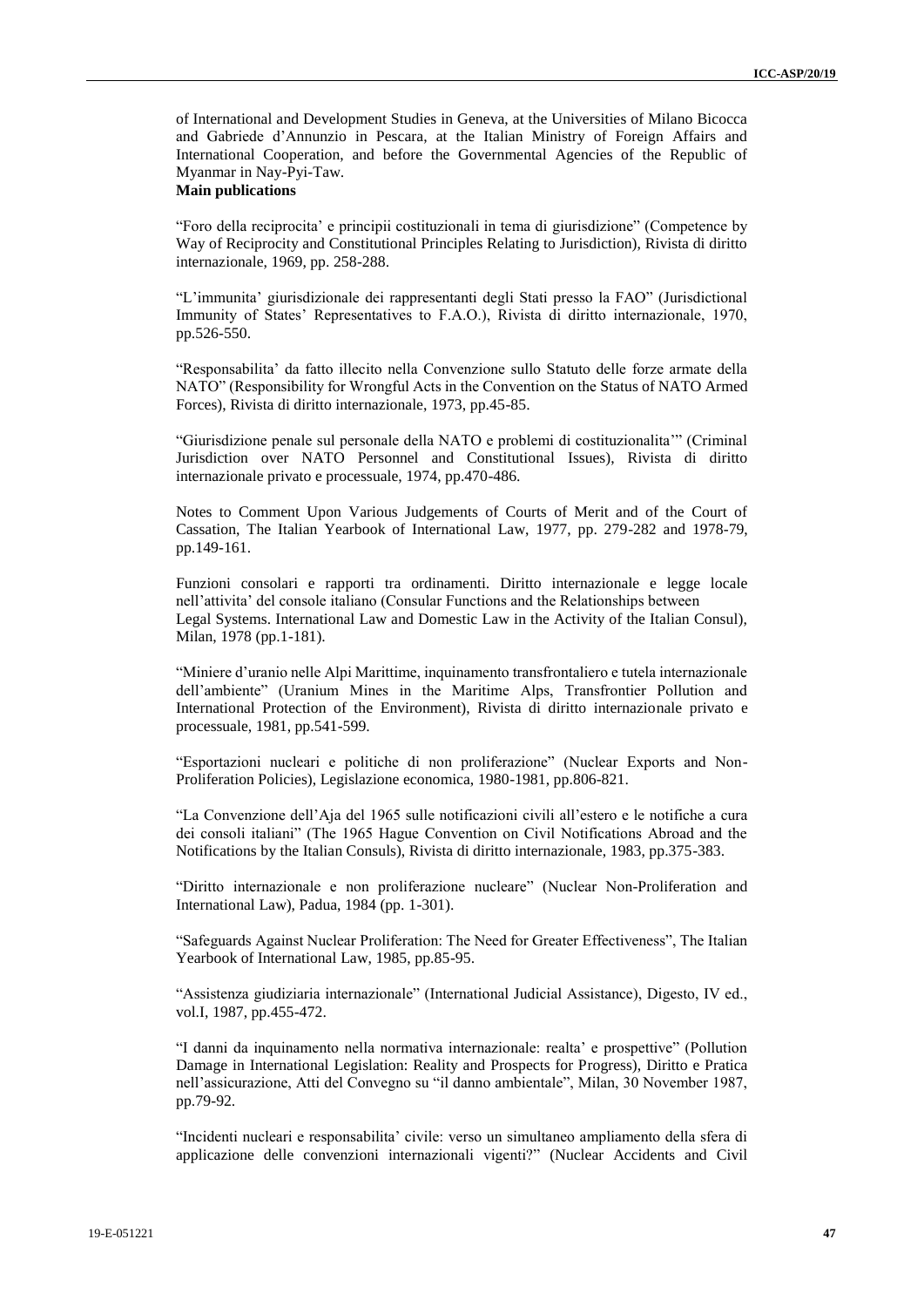of International and Development Studies in Geneva, at the Universities of Milano Bicocca and Gabriede d'Annunzio in Pescara, at the Italian Ministry of Foreign Affairs and International Cooperation, and before the Governmental Agencies of the Republic of Myanmar in Nay-Pyi-Taw.

**Main publications**

"Foro della reciprocita' e principii costituzionali in tema di giurisdizione" (Competence by Way of Reciprocity and Constitutional Principles Relating to Jurisdiction), Rivista di diritto internazionale, 1969, pp. 258-288.

"L'immunita' giurisdizionale dei rappresentanti degli Stati presso la FAO" (Jurisdictional Immunity of States' Representatives to F.A.O.), Rivista di diritto internazionale, 1970, pp.526-550.

"Responsabilita' da fatto illecito nella Convenzione sullo Statuto delle forze armate della NATO" (Responsibility for Wrongful Acts in the Convention on the Status of NATO Armed Forces), Rivista di diritto internazionale, 1973, pp.45-85.

"Giurisdizione penale sul personale della NATO e problemi di costituzionalita'" (Criminal Jurisdiction over NATO Personnel and Constitutional Issues), Rivista di diritto internazionale privato e processuale, 1974, pp.470-486.

Notes to Comment Upon Various Judgements of Courts of Merit and of the Court of Cassation, The Italian Yearbook of International Law, 1977, pp. 279-282 and 1978-79, pp.149-161.

Funzioni consolari e rapporti tra ordinamenti. Diritto internazionale e legge locale nell'attivita' del console italiano (Consular Functions and the Relationships between Legal Systems. International Law and Domestic Law in the Activity of the Italian Consul), Milan, 1978 (pp.1-181).

"Miniere d'uranio nelle Alpi Marittime, inquinamento transfrontaliero e tutela internazionale dell'ambiente" (Uranium Mines in the Maritime Alps, Transfrontier Pollution and International Protection of the Environment), Rivista di diritto internazionale privato e processuale, 1981, pp.541-599.

"Esportazioni nucleari e politiche di non proliferazione" (Nuclear Exports and Non-Proliferation Policies), Legislazione economica, 1980-1981, pp.806-821.

"La Convenzione dell'Aja del 1965 sulle notificazioni civili all'estero e le notifiche a cura dei consoli italiani" (The 1965 Hague Convention on Civil Notifications Abroad and the Notifications by the Italian Consuls), Rivista di diritto internazionale, 1983, pp.375-383.

"Diritto internazionale e non proliferazione nucleare" (Nuclear Non-Proliferation and International Law), Padua, 1984 (pp. 1-301).

"Safeguards Against Nuclear Proliferation: The Need for Greater Effectiveness", The Italian Yearbook of International Law, 1985, pp.85-95.

"Assistenza giudiziaria internazionale" (International Judicial Assistance), Digesto, IV ed., vol.I, 1987, pp.455-472.

"I danni da inquinamento nella normativa internazionale: realta' e prospettive" (Pollution Damage in International Legislation: Reality and Prospects for Progress), Diritto e Pratica nell'assicurazione, Atti del Convegno su "il danno ambientale", Milan, 30 November 1987, pp.79-92.

"Incidenti nucleari e responsabilita' civile: verso un simultaneo ampliamento della sfera di applicazione delle convenzioni internazionali vigenti?" (Nuclear Accidents and Civil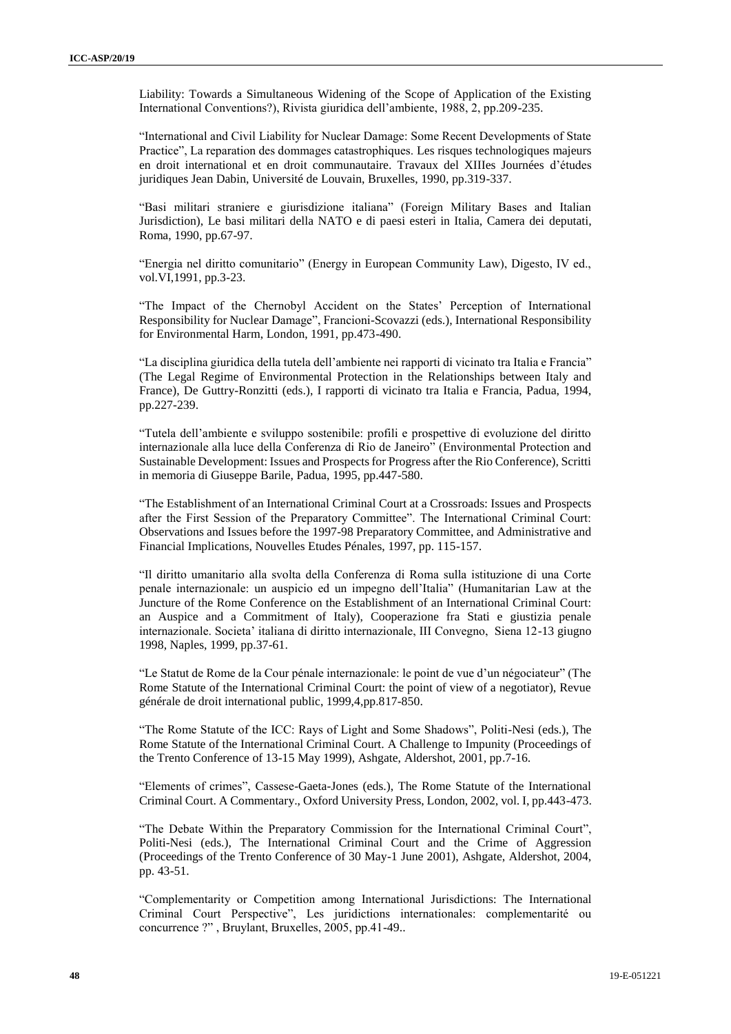Liability: Towards a Simultaneous Widening of the Scope of Application of the Existing International Conventions?), Rivista giuridica dell'ambiente, 1988, 2, pp.209-235.

"International and Civil Liability for Nuclear Damage: Some Recent Developments of State Practice", La reparation des dommages catastrophiques. Les risques technologiques majeurs en droit international et en droit communautaire. Travaux del XIIIes Journées d'études juridiques Jean Dabin, Université de Louvain, Bruxelles, 1990, pp.319-337.

"Basi militari straniere e giurisdizione italiana" (Foreign Military Bases and Italian Jurisdiction), Le basi militari della NATO e di paesi esteri in Italia, Camera dei deputati, Roma, 1990, pp.67-97.

"Energia nel diritto comunitario" (Energy in European Community Law), Digesto, IV ed., vol.VI,1991, pp.3-23.

"The Impact of the Chernobyl Accident on the States' Perception of International Responsibility for Nuclear Damage", Francioni-Scovazzi (eds.), International Responsibility for Environmental Harm, London, 1991, pp.473-490.

"La disciplina giuridica della tutela dell'ambiente nei rapporti di vicinato tra Italia e Francia" (The Legal Regime of Environmental Protection in the Relationships between Italy and France), De Guttry-Ronzitti (eds.), I rapporti di vicinato tra Italia e Francia, Padua, 1994, pp.227-239.

"Tutela dell'ambiente e sviluppo sostenibile: profili e prospettive di evoluzione del diritto internazionale alla luce della Conferenza di Rio de Janeiro" (Environmental Protection and Sustainable Development: Issues and Prospects for Progress after the Rio Conference), Scritti in memoria di Giuseppe Barile, Padua, 1995, pp.447-580.

"The Establishment of an International Criminal Court at a Crossroads: Issues and Prospects after the First Session of the Preparatory Committee". The International Criminal Court: Observations and Issues before the 1997-98 Preparatory Committee, and Administrative and Financial Implications, Nouvelles Etudes Pénales, 1997, pp. 115-157.

"Il diritto umanitario alla svolta della Conferenza di Roma sulla istituzione di una Corte penale internazionale: un auspicio ed un impegno dell'Italia" (Humanitarian Law at the Juncture of the Rome Conference on the Establishment of an International Criminal Court: an Auspice and a Commitment of Italy), Cooperazione fra Stati e giustizia penale internazionale. Societa' italiana di diritto internazionale, III Convegno, Siena 12-13 giugno 1998, Naples, 1999, pp.37-61.

"Le Statut de Rome de la Cour pénale internazionale: le point de vue d'un négociateur" (The Rome Statute of the International Criminal Court: the point of view of a negotiator), Revue générale de droit international public, 1999,4,pp.817-850.

"The Rome Statute of the ICC: Rays of Light and Some Shadows", Politi-Nesi (eds.), The Rome Statute of the International Criminal Court. A Challenge to Impunity (Proceedings of the Trento Conference of 13-15 May 1999), Ashgate, Aldershot, 2001, pp.7-16.

"Elements of crimes", Cassese-Gaeta-Jones (eds.), The Rome Statute of the International Criminal Court. A Commentary., Oxford University Press, London, 2002, vol. I, pp.443-473.

"The Debate Within the Preparatory Commission for the International Criminal Court", Politi-Nesi (eds.), The International Criminal Court and the Crime of Aggression (Proceedings of the Trento Conference of 30 May-1 June 2001), Ashgate, Aldershot, 2004, pp. 43-51.

"Complementarity or Competition among International Jurisdictions: The International Criminal Court Perspective", Les juridictions internationales: complementarité ou concurrence ?" , Bruylant, Bruxelles, 2005, pp.41-49..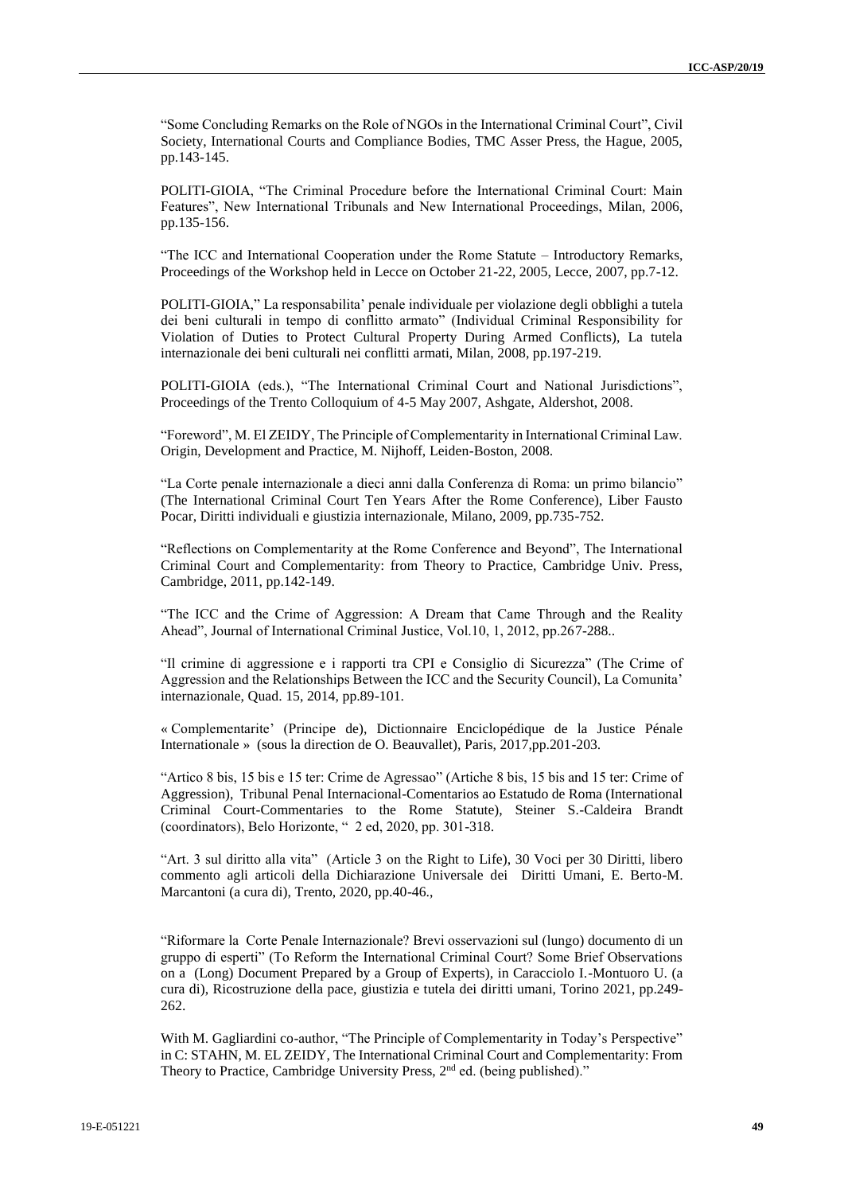"Some Concluding Remarks on the Role of NGOs in the International Criminal Court", Civil Society, International Courts and Compliance Bodies, TMC Asser Press, the Hague, 2005, pp.143-145.

POLITI-GIOIA, "The Criminal Procedure before the International Criminal Court: Main Features", New International Tribunals and New International Proceedings, Milan, 2006, pp.135-156.

"The ICC and International Cooperation under the Rome Statute – Introductory Remarks, Proceedings of the Workshop held in Lecce on October 21-22, 2005, Lecce, 2007, pp.7-12.

POLITI-GIOIA," La responsabilita' penale individuale per violazione degli obblighi a tutela dei beni culturali in tempo di conflitto armato" (Individual Criminal Responsibility for Violation of Duties to Protect Cultural Property During Armed Conflicts), La tutela internazionale dei beni culturali nei conflitti armati, Milan, 2008, pp.197-219.

POLITI-GIOIA (eds.), "The International Criminal Court and National Jurisdictions", Proceedings of the Trento Colloquium of 4-5 May 2007, Ashgate, Aldershot, 2008.

"Foreword", M. El ZEIDY, The Principle of Complementarity in International Criminal Law. Origin, Development and Practice, M. Nijhoff, Leiden-Boston, 2008.

"La Corte penale internazionale a dieci anni dalla Conferenza di Roma: un primo bilancio" (The International Criminal Court Ten Years After the Rome Conference), Liber Fausto Pocar, Diritti individuali e giustizia internazionale, Milano, 2009, pp.735-752.

"Reflections on Complementarity at the Rome Conference and Beyond", The International Criminal Court and Complementarity: from Theory to Practice, Cambridge Univ. Press, Cambridge, 2011, pp.142-149.

"The ICC and the Crime of Aggression: A Dream that Came Through and the Reality Ahead", Journal of International Criminal Justice, Vol.10, 1, 2012, pp.267-288..

"Il crimine di aggressione e i rapporti tra CPI e Consiglio di Sicurezza" (The Crime of Aggression and the Relationships Between the ICC and the Security Council), La Comunita' internazionale, Quad. 15, 2014, pp.89-101.

« Complementarite' (Principe de), Dictionnaire Enciclopédique de la Justice Pénale Internationale » (sous la direction de O. Beauvallet), Paris, 2017,pp.201-203.

"Artico 8 bis, 15 bis e 15 ter: Crime de Agressao" (Artiche 8 bis, 15 bis and 15 ter: Crime of Aggression), Tribunal Penal Internacional-Comentarios ao Estatudo de Roma (International Criminal Court-Commentaries to the Rome Statute), Steiner S.-Caldeira Brandt (coordinators), Belo Horizonte, " 2 ed, 2020, pp. 301-318.

"Art. 3 sul diritto alla vita" (Article 3 on the Right to Life), 30 Voci per 30 Diritti, libero commento agli articoli della Dichiarazione Universale dei Diritti Umani, E. Berto-M. Marcantoni (a cura di), Trento, 2020, pp.40-46.,

"Riformare la Corte Penale Internazionale? Brevi osservazioni sul (lungo) documento di un gruppo di esperti" (To Reform the International Criminal Court? Some Brief Observations on a (Long) Document Prepared by a Group of Experts), in Caracciolo I.-Montuoro U. (a cura di), Ricostruzione della pace, giustizia e tutela dei diritti umani, Torino 2021, pp.249-262.

With M. Gagliardini co-author, "The Principle of Complementarity in Today's Perspective" in C: STAHN, M. EL ZEIDY, The International Criminal Court and Complementarity: From Theory to Practice, Cambridge University Press, 2nd ed. (being published)."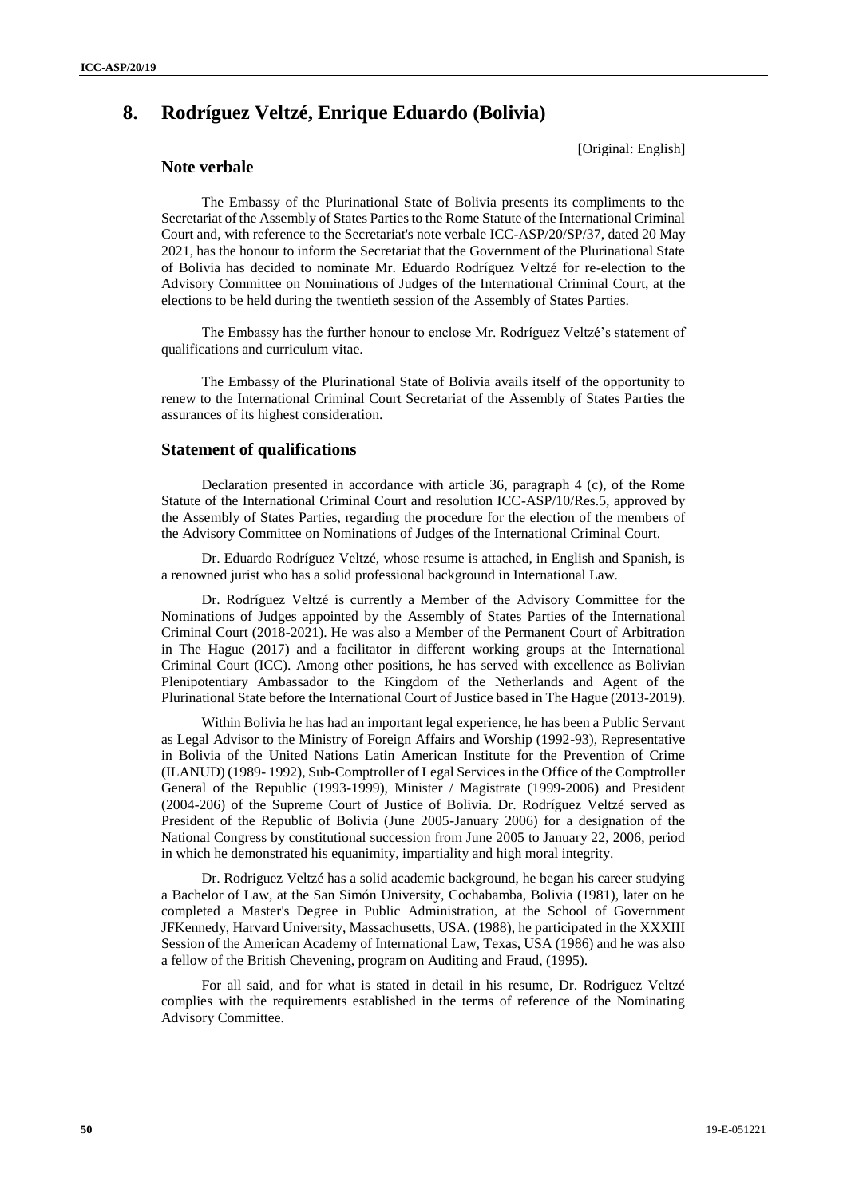## 8. Rodríguez Veltzé, Enrique Eduardo (Bolivia)

[Original: English]

### Note verbale

The Embassy of the Plurinational State of Bolivia presents its compliments to the Secretariat of the Assembly of States Parties to the Rome Statute of the International Criminal Court and, with reference to the Secretariat's note verbale ICC-ASP/20/SP/37, dated 20 May 2021, has the honour to inform the Secretariat that the Government of the Plurinational State of Bolivia has decided to nominate Mr. Eduardo Rodríguez Veltzé for re-election to the Advisory Committee on Nominations of Judges of the International Criminal Court, at the elections to be held during the twentieth session of the Assembly of States Parties.

The Embassy has the further honour to enclose Mr. Rodríguez Veltzé's statement of qualifications and curriculum vitae.

The Embassy of the Plurinational State of Bolivia avails itself of the opportunity to renew to the International Criminal Court Secretariat of the Assembly of States Parties the assurances of its highest consideration.

### Statement of qualifications

Declaration presented in accordance with article 36, paragraph 4 (c), of the Rome Statute of the International Criminal Court and resolution ICC-ASP/10/Res.5, approved by the Assembly of States Parties, regarding the procedure for the election of the members of the Advisory Committee on Nominations of Judges of the International Criminal Court.

Dr. Eduardo Rodríguez Veltzé, whose resume is attached, in English and Spanish, is a renowned jurist who has a solid professional background in International Law.

Dr. Rodríguez Veltzé is currently a Member of the Advisory Committee for the Nominations of Judges appointed by the Assembly of States Parties of the International Criminal Court (2018-2021). He was also a Member of the Permanent Court of Arbitration in The Hague (2017) and a facilitator in different working groups at the International Criminal Court (ICC). Among other positions, he has served with excellence as Bolivian Plenipotentiary Ambassador to the Kingdom of the Netherlands and Agent of the Plurinational State before the International Court of Justice based in The Hague (2013-2019).

Within Bolivia he has had an important legal experience, he has been a Public Servant as Legal Advisor to the Ministry of Foreign Affairs and Worship (1992-93), Representative in Bolivia of the United Nations Latin American Institute for the Prevention of Crime (ILANUD) (1989- 1992), Sub-Comptroller of Legal Services in the Office of the Comptroller General of the Republic (1993-1999), Minister / Magistrate (1999-2006) and President (2004-206) of the Supreme Court of Justice of Bolivia. Dr. Rodríguez Veltzé served as President of the Republic of Bolivia (June 2005-January 2006) for a designation of the National Congress by constitutional succession from June 2005 to January 22, 2006, period in which he demonstrated his equanimity, impartiality and high moral integrity.

Dr. Rodriguez Veltzé has a solid academic background, he began his career studying a Bachelor of Law, at the San Simón University, Cochabamba, Bolivia (1981), later on he completed a Master's Degree in Public Administration, at the School of Government JFKennedy, Harvard University, Massachusetts, USA. (1988), he participated in the XXXIII Session of the American Academy of International Law, Texas, USA (1986) and he was also a fellow of the British Chevening, program on Auditing and Fraud, (1995).

For all said, and for what is stated in detail in his resume, Dr. Rodriguez Veltzé complies with the requirements established in the terms of reference of the Nominating Advisory Committee.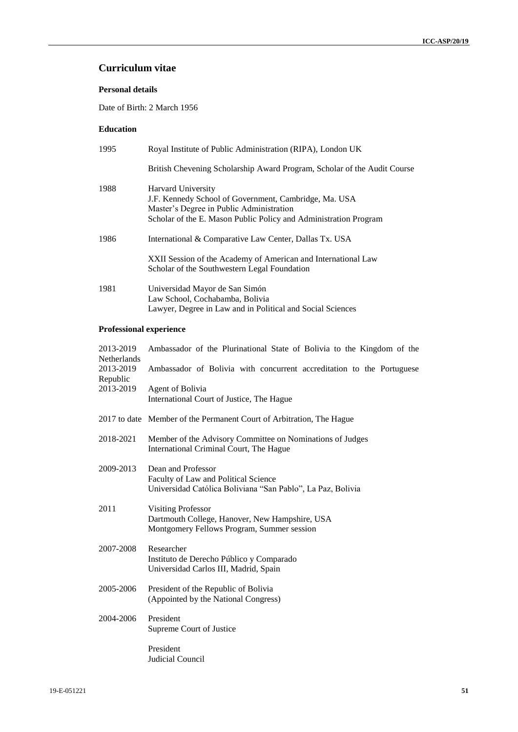## Curriculum vitae

### Personal details

Date of Birth: 2 March 1956

### Education

| | |
|---|---|
| 1995 | Royal Institute of Public Administration (RIPA), London UK<br><br>British Chevening Scholarship Award Program, Scholar of the Audit Course |
| 1988 | Harvard University<br>J.F. Kennedy School of Government, Cambridge, Ma. USA<br>Master's Degree in Public Administration<br>Scholar of the E. Mason Public Policy and Administration Program |
| 1986 | International & Comparative Law Center, Dallas Tx. USA<br><br>XXII Session of the Academy of American and International Law<br>Scholar of the Southwestern Legal Foundation |
| 1981 | Universidad Mayor de San Simón<br>Law School, Cochabamba, Bolivia<br>Lawyer, Degree in Law and in Political and Social Sciences |

### Professional experience

| | |
|---|---|
| 2013-2019 | Ambassador of the Plurinational State of Bolivia to the Kingdom of the Netherlands |
| 2013-2019 | Ambassador of Bolivia with concurrent accreditation to the Portuguese Republic |
| 2013-2019 | Agent of Bolivia<br>International Court of Justice, The Hague |
| 2017 to date | Member of the Permanent Court of Arbitration, The Hague |
| 2018-2021 | Member of the Advisory Committee on Nominations of Judges<br>International Criminal Court, The Hague |
| 2009-2013 | Dean and Professor<br>Faculty of Law and Political Science<br>Universidad Católica Boliviana "San Pablo", La Paz, Bolivia |
| 2011 | Visiting Professor<br>Dartmouth College, Hanover, New Hampshire, USA<br>Montgomery Fellows Program, Summer session |
| 2007-2008 | Researcher<br>Instituto de Derecho Público y Comparado<br>Universidad Carlos III, Madrid, Spain |
| 2005-2006 | President of the Republic of Bolivia<br>(Appointed by the National Congress) |
| 2004-2006 | President<br>Supreme Court of Justice<br><br>President<br>Judicial Council |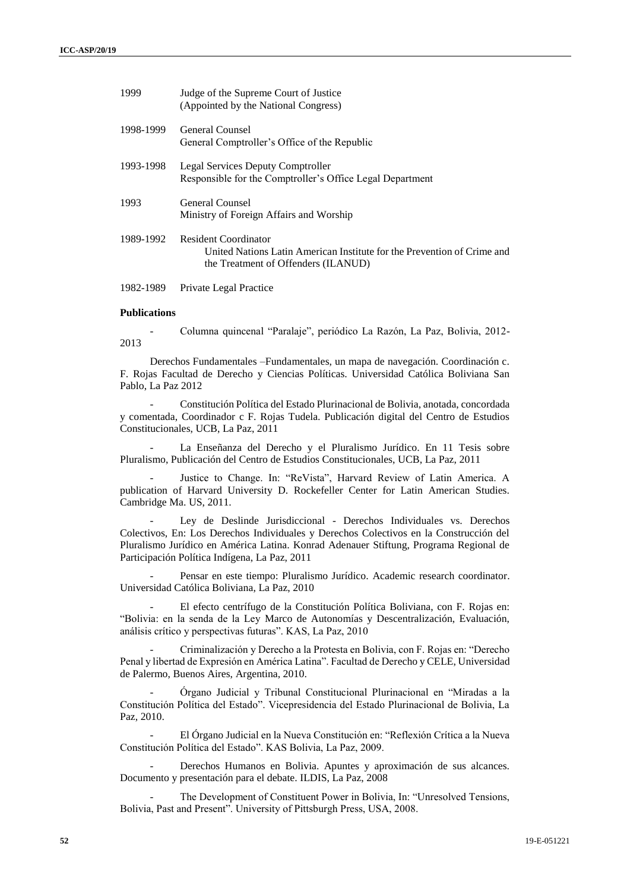| | |
|---|---|
| 1999 | Judge of the Supreme Court of Justice<br>(Appointed by the National Congress) |
| 1998-1999 | General Counsel<br>General Comptroller's Office of the Republic |
| 1993-1998 | Legal Services Deputy Comptroller<br>Responsible for the Comptroller's Office Legal Department |
| 1993 | General Counsel<br>Ministry of Foreign Affairs and Worship |
| 1989-1992 | Resident Coordinator<br>United Nations Latin American Institute for the Prevention of Crime and the Treatment of Offenders (ILANUD) |
| 1982-1989 | Private Legal Practice |

**Publications**

- Columna quincenal "Paralaje", periódico La Razón, La Paz, Bolivia, 2012-2013

Derechos Fundamentales –Fundamentales, un mapa de navegación. Coordinación c. F. Rojas Facultad de Derecho y Ciencias Políticas. Universidad Católica Boliviana San Pablo, La Paz 2012

- Constitución Política del Estado Plurinacional de Bolivia, anotada, concordada y comentada, Coordinador c F. Rojas Tudela. Publicación digital del Centro de Estudios Constitucionales, UCB, La Paz, 2011

- La Enseñanza del Derecho y el Pluralismo Jurídico. En 11 Tesis sobre Pluralismo, Publicación del Centro de Estudios Constitucionales, UCB, La Paz, 2011

- Justice to Change. In: "ReVista", Harvard Review of Latin America. A publication of Harvard University D. Rockefeller Center for Latin American Studies. Cambridge Ma. US, 2011.

- Ley de Deslinde Jurisdiccional - Derechos Individuales vs. Derechos Colectivos, En: Los Derechos Individuales y Derechos Colectivos en la Construcción del Pluralismo Jurídico en América Latina. Konrad Adenauer Stiftung, Programa Regional de Participación Política Indígena, La Paz, 2011

- Pensar en este tiempo: Pluralismo Jurídico. Academic research coordinator. Universidad Católica Boliviana, La Paz, 2010

- El efecto centrífugo de la Constitución Política Boliviana, con F. Rojas en: "Bolivia: en la senda de la Ley Marco de Autonomías y Descentralización, Evaluación, análisis crítico y perspectivas futuras". KAS, La Paz, 2010

- Criminalización y Derecho a la Protesta en Bolivia, con F. Rojas en: "Derecho Penal y libertad de Expresión en América Latina". Facultad de Derecho y CELE, Universidad de Palermo, Buenos Aires, Argentina, 2010.

- Órgano Judicial y Tribunal Constitucional Plurinacional en "Miradas a la Constitución Política del Estado". Vicepresidencia del Estado Plurinacional de Bolivia, La Paz, 2010.

- El Órgano Judicial en la Nueva Constitución en: "Reflexión Crítica a la Nueva Constitución Política del Estado". KAS Bolivia, La Paz, 2009.

- Derechos Humanos en Bolivia. Apuntes y aproximación de sus alcances. Documento y presentación para el debate. ILDIS, La Paz, 2008

- The Development of Constituent Power in Bolivia, In: "Unresolved Tensions, Bolivia, Past and Present". University of Pittsburgh Press, USA, 2008.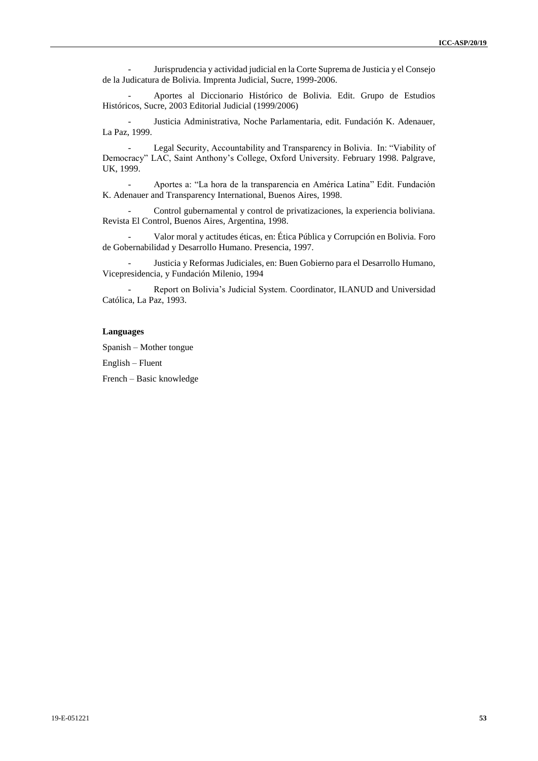- Jurisprudencia y actividad judicial en la Corte Suprema de Justicia y el Consejo de la Judicatura de Bolivia. Imprenta Judicial, Sucre, 1999-2006.

- Aportes al Diccionario Histórico de Bolivia. Edit. Grupo de Estudios Históricos, Sucre, 2003 Editorial Judicial (1999/2006)

- Justicia Administrativa, Noche Parlamentaria, edit. Fundación K. Adenauer, La Paz, 1999.

- Legal Security, Accountability and Transparency in Bolivia. In: "Viability of Democracy" LAC, Saint Anthony's College, Oxford University. February 1998. Palgrave, UK, 1999.

- Aportes a: "La hora de la transparencia en América Latina" Edit. Fundación K. Adenauer and Transparency International, Buenos Aires, 1998.

- Control gubernamental y control de privatizaciones, la experiencia boliviana. Revista El Control, Buenos Aires, Argentina, 1998.

- Valor moral y actitudes éticas, en: Ética Pública y Corrupción en Bolivia. Foro de Gobernabilidad y Desarrollo Humano. Presencia, 1997.

- Justicia y Reformas Judiciales, en: Buen Gobierno para el Desarrollo Humano, Vicepresidencia, y Fundación Milenio, 1994

- Report on Bolivia's Judicial System. Coordinator, ILANUD and Universidad Católica, La Paz, 1993.

**Languages**

Spanish – Mother tongue

English – Fluent

French – Basic knowledge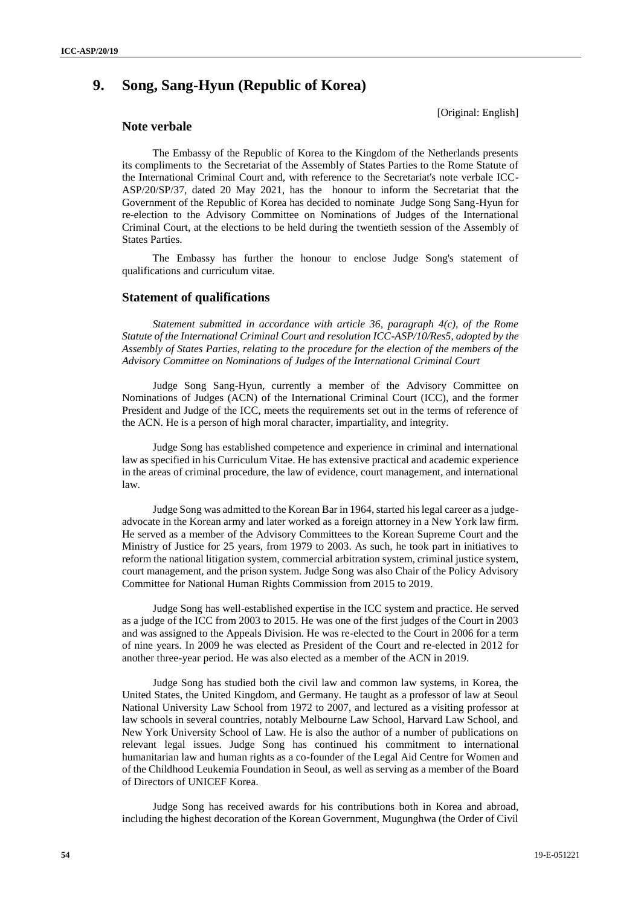# 9. Song, Sang-Hyun (Republic of Korea)

[Original: English]

## Note verbale

The Embassy of the Republic of Korea to the Kingdom of the Netherlands presents its compliments to the Secretariat of the Assembly of States Parties to the Rome Statute of the International Criminal Court and, with reference to the Secretariat's note verbale ICC-ASP/20/SP/37, dated 20 May 2021, has the honour to inform the Secretariat that the Government of the Republic of Korea has decided to nominate Judge Song Sang-Hyun for re-election to the Advisory Committee on Nominations of Judges of the International Criminal Court, at the elections to be held during the twentieth session of the Assembly of States Parties.

The Embassy has further the honour to enclose Judge Song's statement of qualifications and curriculum vitae.

## Statement of qualifications

*Statement submitted in accordance with article 36, paragraph 4(c), of the Rome Statute of the International Criminal Court and resolution ICC-ASP/10/Res5, adopted by the Assembly of States Parties, relating to the procedure for the election of the members of the Advisory Committee on Nominations of Judges of the International Criminal Court*

Judge Song Sang-Hyun, currently a member of the Advisory Committee on Nominations of Judges (ACN) of the International Criminal Court (ICC), and the former President and Judge of the ICC, meets the requirements set out in the terms of reference of the ACN. He is a person of high moral character, impartiality, and integrity.

Judge Song has established competence and experience in criminal and international law as specified in his Curriculum Vitae. He has extensive practical and academic experience in the areas of criminal procedure, the law of evidence, court management, and international law.

Judge Song was admitted to the Korean Bar in 1964, started his legal career as a judge-advocate in the Korean army and later worked as a foreign attorney in a New York law firm. He served as a member of the Advisory Committees to the Korean Supreme Court and the Ministry of Justice for 25 years, from 1979 to 2003. As such, he took part in initiatives to reform the national litigation system, commercial arbitration system, criminal justice system, court management, and the prison system. Judge Song was also Chair of the Policy Advisory Committee for National Human Rights Commission from 2015 to 2019.

Judge Song has well-established expertise in the ICC system and practice. He served as a judge of the ICC from 2003 to 2015. He was one of the first judges of the Court in 2003 and was assigned to the Appeals Division. He was re-elected to the Court in 2006 for a term of nine years. In 2009 he was elected as President of the Court and re-elected in 2012 for another three-year period. He was also elected as a member of the ACN in 2019.

Judge Song has studied both the civil law and common law systems, in Korea, the United States, the United Kingdom, and Germany. He taught as a professor of law at Seoul National University Law School from 1972 to 2007, and lectured as a visiting professor at law schools in several countries, notably Melbourne Law School, Harvard Law School, and New York University School of Law. He is also the author of a number of publications on relevant legal issues. Judge Song has continued his commitment to international humanitarian law and human rights as a co-founder of the Legal Aid Centre for Women and of the Childhood Leukemia Foundation in Seoul, as well as serving as a member of the Board of Directors of UNICEF Korea.

Judge Song has received awards for his contributions both in Korea and abroad, including the highest decoration of the Korean Government, Mugunghwa (the Order of Civil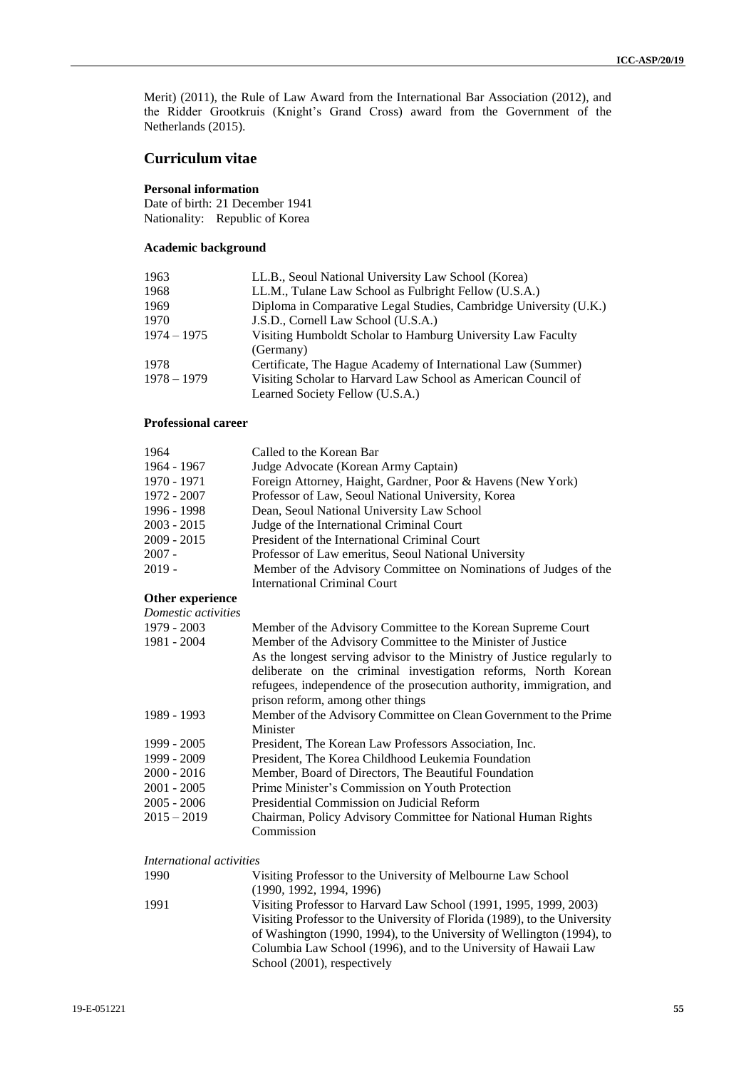Merit) (2011), the Rule of Law Award from the International Bar Association (2012), and the Ridder Grootkruis (Knight's Grand Cross) award from the Government of the Netherlands (2015).

## Curriculum vitae

**Personal information**

Date of birth: 21 December 1941
Nationality: Republic of Korea

**Academic background**

| | |
|---|---|
| 1963 | LL.B., Seoul National University Law School (Korea) |
| 1968 | LL.M., Tulane Law School as Fulbright Fellow (U.S.A.) |
| 1969 | Diploma in Comparative Legal Studies, Cambridge University (U.K.) |
| 1970 | J.S.D., Cornell Law School (U.S.A.) |
| 1974 – 1975 | Visiting Humboldt Scholar to Hamburg University Law Faculty (Germany) |
| 1978 | Certificate, The Hague Academy of International Law (Summer) |
| 1978 – 1979 | Visiting Scholar to Harvard Law School as American Council of Learned Society Fellow (U.S.A.) |

**Professional career**

| | |
|---|---|
| 1964 | Called to the Korean Bar |
| 1964 - 1967 | Judge Advocate (Korean Army Captain) |
| 1970 - 1971 | Foreign Attorney, Haight, Gardner, Poor & Havens (New York) |
| 1972 - 2007 | Professor of Law, Seoul National University, Korea |
| 1996 - 1998 | Dean, Seoul National University Law School |
| 2003 - 2015 | Judge of the International Criminal Court |
| 2009 - 2015 | President of the International Criminal Court |
| 2007 - | Professor of Law emeritus, Seoul National University |
| 2019 - | Member of the Advisory Committee on Nominations of Judges of the International Criminal Court |

**Other experience**

*Domestic activities*

| | |
|---|---|
| 1979 - 2003 | Member of the Advisory Committee to the Korean Supreme Court |
| 1981 - 2004 | Member of the Advisory Committee to the Minister of Justice<br>As the longest serving advisor to the Ministry of Justice regularly to deliberate on the criminal investigation reforms, North Korean refugees, independence of the prosecution authority, immigration, and prison reform, among other things |
| 1989 - 1993 | Member of the Advisory Committee on Clean Government to the Prime Minister |
| 1999 - 2005 | President, The Korean Law Professors Association, Inc. |
| 1999 - 2009 | President, The Korea Childhood Leukemia Foundation |
| 2000 - 2016 | Member, Board of Directors, The Beautiful Foundation |
| 2001 - 2005 | Prime Minister's Commission on Youth Protection |
| 2005 - 2006 | Presidential Commission on Judicial Reform |
| 2015 – 2019 | Chairman, Policy Advisory Committee for National Human Rights Commission |

*International activities*

| | |
|---|---|
| 1990 | Visiting Professor to the University of Melbourne Law School (1990, 1992, 1994, 1996) |
| 1991 | Visiting Professor to Harvard Law School (1991, 1995, 1999, 2003)<br>Visiting Professor to the University of Florida (1989), to the University of Washington (1990, 1994), to the University of Wellington (1994), to Columbia Law School (1996), and to the University of Hawaii Law School (2001), respectively |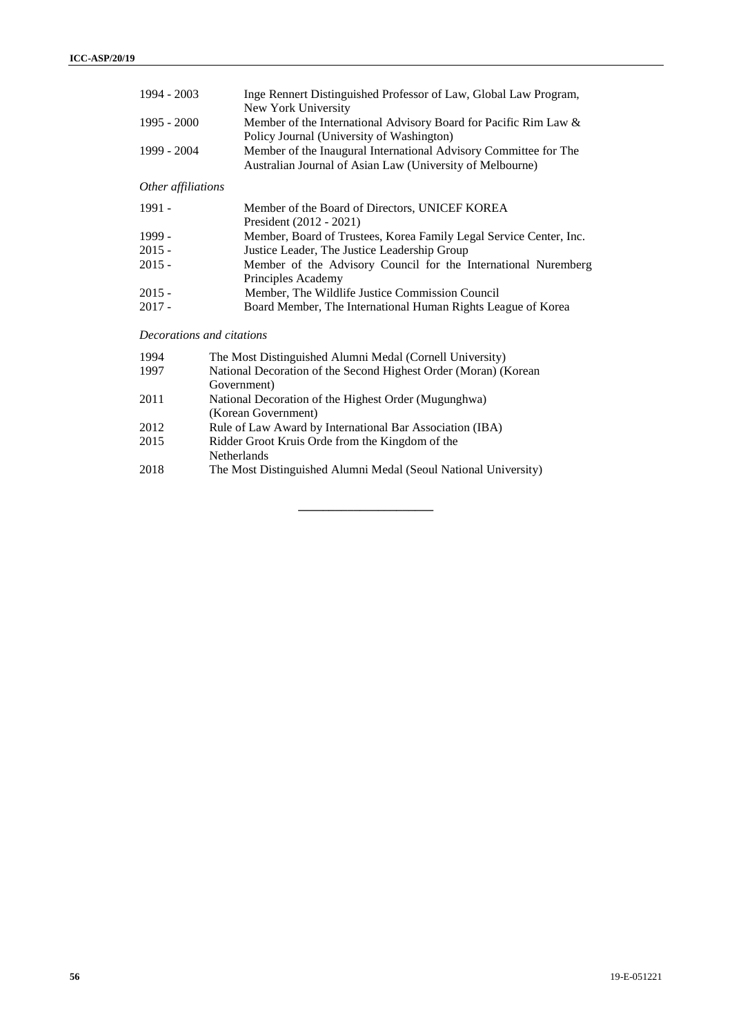| | |
|---|---|
| 1994 - 2003 | Inge Rennert Distinguished Professor of Law, Global Law Program, New York University |
| 1995 - 2000 | Member of the International Advisory Board for Pacific Rim Law & Policy Journal (University of Washington) |
| 1999 - 2004 | Member of the Inaugural International Advisory Committee for The Australian Journal of Asian Law (University of Melbourne) |

*Other affiliations*

| | |
|---|---|
| 1991 - | Member of the Board of Directors, UNICEF KOREA<br>President (2012 - 2021) |
| 1999 - | Member, Board of Trustees, Korea Family Legal Service Center, Inc. |
| 2015 - | Justice Leader, The Justice Leadership Group |
| 2015 - | Member of the Advisory Council for the International Nuremberg Principles Academy |
| 2015 - | Member, The Wildlife Justice Commission Council |
| 2017 - | Board Member, The International Human Rights League of Korea |

*Decorations and citations*

| | |
|---|---|
| 1994 | The Most Distinguished Alumni Medal (Cornell University) |
| 1997 | National Decoration of the Second Highest Order (Moran) (Korean Government) |
| 2011 | National Decoration of the Highest Order (Mugunghwa) (Korean Government) |
| 2012 | Rule of Law Award by International Bar Association (IBA) |
| 2015 | Ridder Groot Kruis Orde from the Kingdom of the Netherlands |
| 2018 | The Most Distinguished Alumni Medal (Seoul National University) |

---